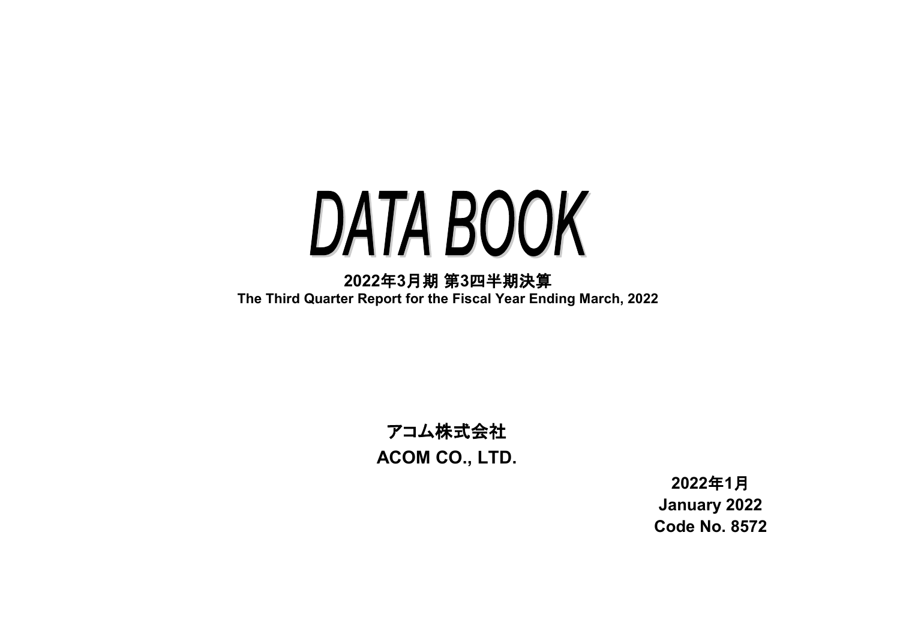# DATA BOOK

**2022年3月期 第3四半期決算**

**The Third Quarter Report for the Fiscal Year Ending March, 2022**

**アコム株式会社**

**ACOM CO., LTD.**

**2022年1月**

**January 2022**

**Code No. 8572**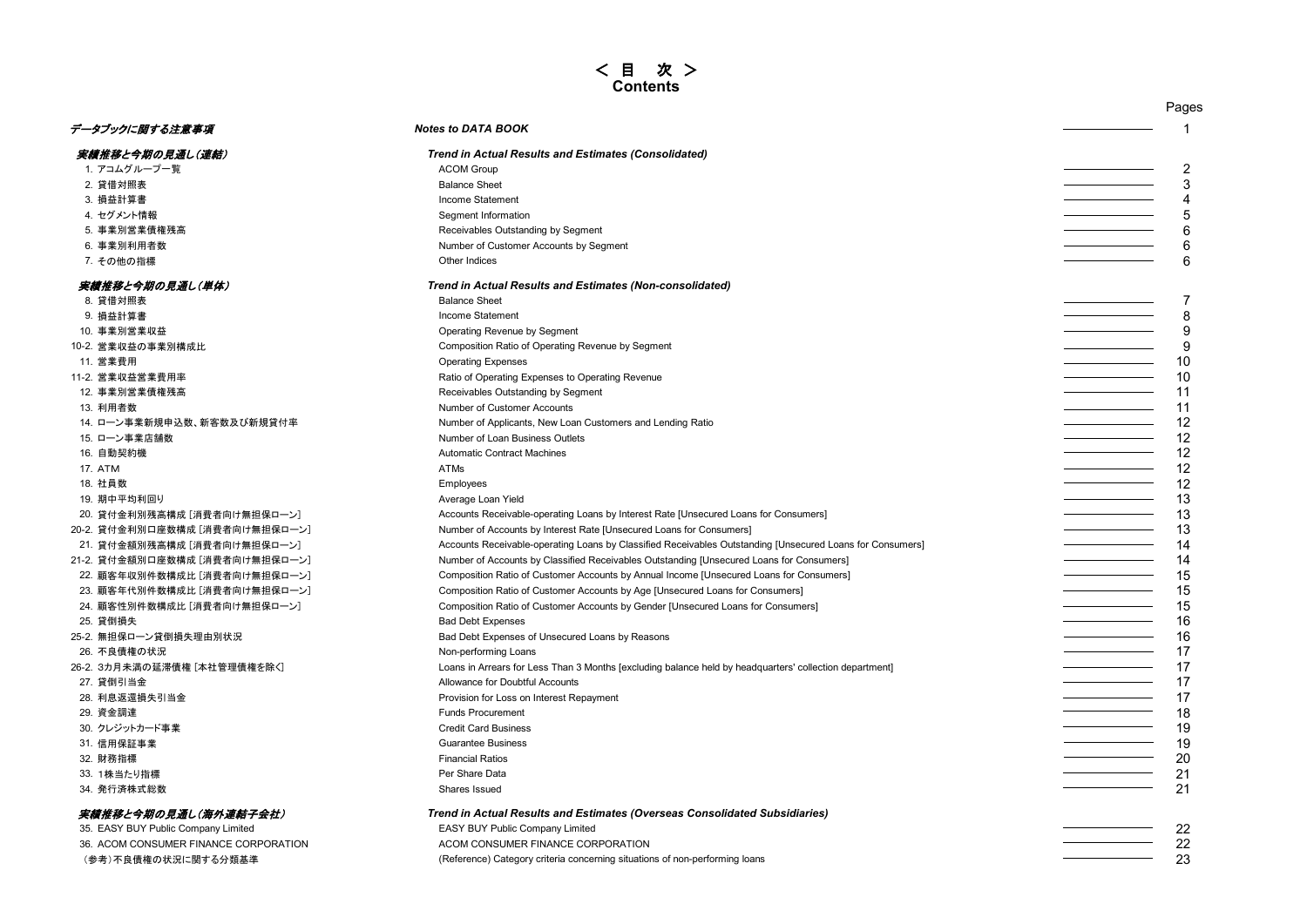# ＜目　次＞
# Contents

| | | Pages |
|---|---|---|
| ***データブックに関する注意事項*** | ***Notes to DATA BOOK*** | 1 |
| ***実績推移と今期の見通し(連結)*** | ***Trend in Actual Results and Estimates (Consolidated)*** | |
| 1. アコムグループ一覧 | ACOM Group | 2 |
| 2. 貸借対照表 | Balance Sheet | 3 |
| 3. 損益計算書 | Income Statement | 4 |
| 4. セグメント情報 | Segment Information | 5 |
| 5. 事業別営業債権残高 | Receivables Outstanding by Segment | 6 |
| 6. 事業別利用者数 | Number of Customer Accounts by Segment | 6 |
| 7. その他の指標 | Other Indices | 6 |
| ***実績推移と今期の見通し(単体)*** | ***Trend in Actual Results and Estimates (Non-consolidated)*** | |
| 8. 貸借対照表 | Balance Sheet | 7 |
| 9. 損益計算書 | Income Statement | 8 |
| 10. 事業別営業収益 | Operating Revenue by Segment | 9 |
| 10-2. 営業収益の事業別構成比 | Composition Ratio of Operating Revenue by Segment | 9 |
| 11. 営業費用 | Operating Expenses | 10 |
| 11-2. 営業収益営業費用率 | Ratio of Operating Expenses to Operating Revenue | 10 |
| 12. 事業別営業債権残高 | Receivables Outstanding by Segment | 11 |
| 13. 利用者数 | Number of Customer Accounts | 11 |
| 14. ローン事業新規申込数、新客数及び新規貸付率 | Number of Applicants, New Loan Customers and Lending Ratio | 12 |
| 15. ローン事業店舗数 | Number of Loan Business Outlets | 12 |
| 16. 自動契約機 | Automatic Contract Machines | 12 |
| 17. ATM | ATMs | 12 |
| 18. 社員数 | Employees | 12 |
| 19. 期中平均利回り | Average Loan Yield | 13 |
| 20. 貸付金利別残高構成 [消費者向け無担保ローン] | Accounts Receivable-operating Loans by Interest Rate [Unsecured Loans for Consumers] | 13 |
| 20-2. 貸付金利別口座数構成 [消費者向け無担保ローン] | Number of Accounts by Interest Rate [Unsecured Loans for Consumers] | 13 |
| 21. 貸付金額別残高構成 [消費者向け無担保ローン] | Accounts Receivable-operating Loans by Classified Receivables Outstanding [Unsecured Loans for Consumers] | 14 |
| 21-2. 貸付金額別口座数構成 [消費者向け無担保ローン] | Number of Accounts by Classified Receivables Outstanding [Unsecured Loans for Consumers] | 14 |
| 22. 顧客年収別件数構成比 [消費者向け無担保ローン] | Composition Ratio of Customer Accounts by Annual Income [Unsecured Loans for Consumers] | 15 |
| 23. 顧客年代別件数構成比 [消費者向け無担保ローン] | Composition Ratio of Customer Accounts by Age [Unsecured Loans for Consumers] | 15 |
| 24. 顧客性別件数構成比 [消費者向け無担保ローン] | Composition Ratio of Customer Accounts by Gender [Unsecured Loans for Consumers] | 15 |
| 25. 貸倒損失 | Bad Debt Expenses | 16 |
| 25-2. 無担保ローン貸倒損失理由別状況 | Bad Debt Expenses of Unsecured Loans by Reasons | 16 |
| 26. 不良債権の状況 | Non-performing Loans | 17 |
| 26-2. 3カ月未満の延滞債権 [本社管理債権を除く] | Loans in Arrears for Less Than 3 Months [excluding balance held by headquarters' collection department] | 17 |
| 27. 貸倒引当金 | Allowance for Doubtful Accounts | 17 |
| 28. 利息返還損失引当金 | Provision for Loss on Interest Repayment | 17 |
| 29. 資金調達 | Funds Procurement | 18 |
| 30. クレジットカード事業 | Credit Card Business | 19 |
| 31. 信用保証事業 | Guarantee Business | 19 |
| 32. 財務指標 | Financial Ratios | 20 |
| 33. 1株当たり指標 | Per Share Data | 21 |
| 34. 発行済株式総数 | Shares Issued | 21 |
| ***実績推移と今期の見通し(海外連結子会社)*** | ***Trend in Actual Results and Estimates (Overseas Consolidated Subsidiaries)*** | |
| 35. EASY BUY Public Company Limited | EASY BUY Public Company Limited | 22 |
| 36. ACOM CONSUMER FINANCE CORPORATION | ACOM CONSUMER FINANCE CORPORATION | 22 |
| (参考)不良債権の状況に関する分類基準 | (Reference) Category criteria concerning situations of non-performing loans | 23 |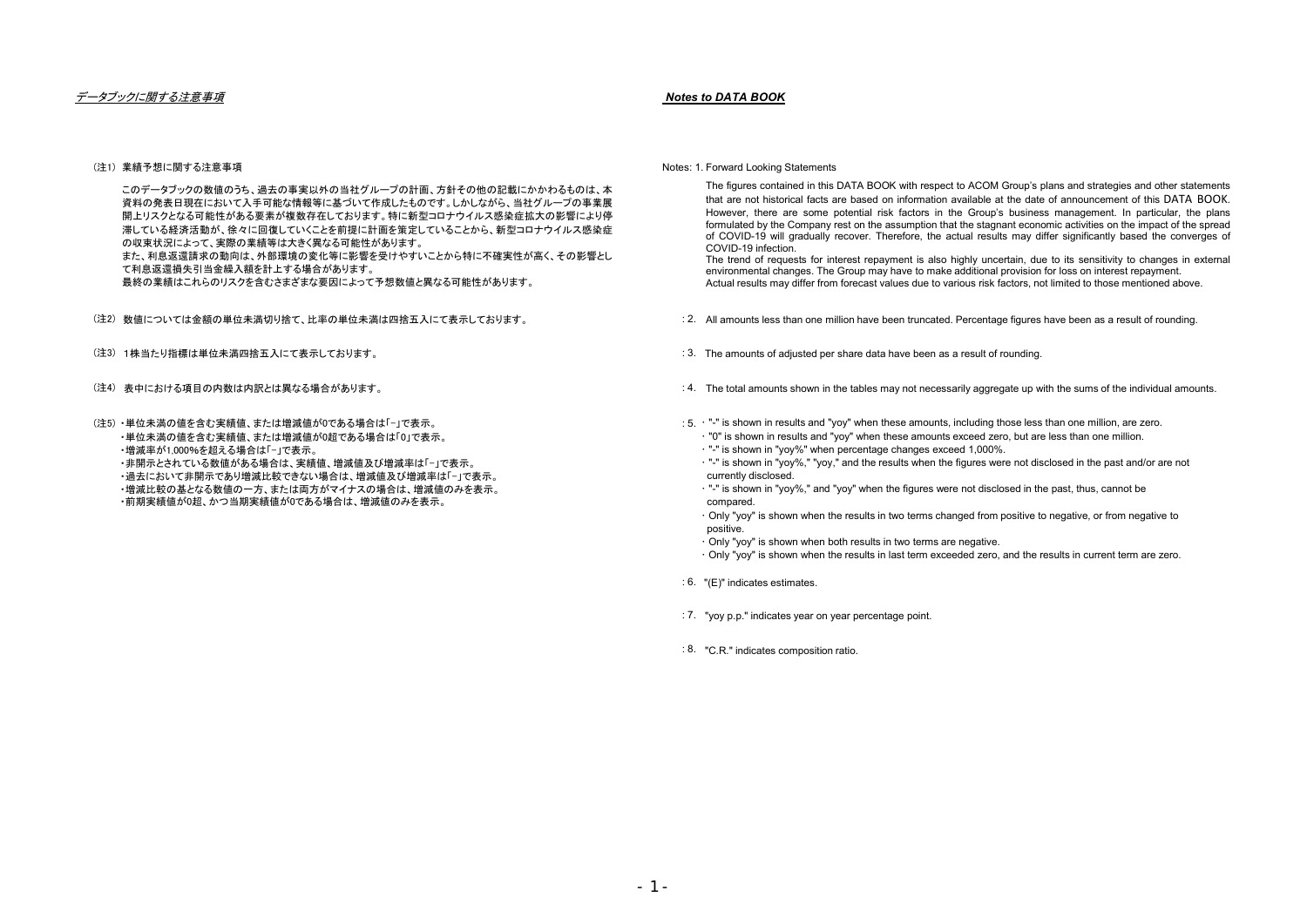## *データブックに関する注意事項*

（注1） 業績予想に関する注意事項

このデータブックの数値のうち、過去の事実以外の当社グループの計画、方針その他の記載にかかわるものは、本資料の発表日現在において入手可能な情報等に基づいて作成したものです。しかしながら、当社グループの事業展開上リスクとなる可能性がある要素が複数存在しております。特に新型コロナウイルス感染症拡大の影響により停滞している経済活動が、徐々に回復していくことを前提に計画を策定していることから、新型コロナウイルス感染症の収束状況によって、実際の業績等は大きく異なる可能性があります。
また、利息返還請求の動向は、外部環境の変化等に影響を受けやすいことから特に不確実性が高く、その影響として利息返還損失引当金繰入額を計上する場合があります。
最終の業績はこれらのリスクを含むさまざまな要因によって予想数値と異なる可能性があります。

（注2） 数値については金額の単位未満切り捨て、比率の単位未満は四捨五入にて表示しております。

（注3） 1株当たり指標は単位未満四捨五入にて表示しております。

（注4） 表中における項目の内数は内訳とは異なる場合があります。

（注5） ・単位未満の値を含む実績値、または増減値が0である場合は「-」で表示。
・単位未満の値を含む実績値、または増減値が0超である場合は「0」で表示。
・増減率が1,000%を超える場合は「-」で表示。
・非開示とされている数値がある場合は、実績値、増減値及び増減率は「-」で表示。
・過去において非開示であり増減比較できない場合は、増減値及び増減率は「-」で表示。
・増減比較の基となる数値の一方、または両方がマイナスの場合は、増減値のみを表示。
・前期実績値が0超、かつ当期実績値が0である場合は、増減値のみを表示。

## ***Notes to DATA BOOK***

Notes: 1. Forward Looking Statements

The figures contained in this DATA BOOK with respect to ACOM Group's plans and strategies and other statements that are not historical facts are based on information available at the date of announcement of this DATA BOOK. However, there are some potential risk factors in the Group's business management. In particular, the plans formulated by the Company rest on the assumption that the stagnant economic activities on the impact of the spread of COVID-19 will gradually recover. Therefore, the actual results may differ significantly based the converges of COVID-19 infection.
The trend of requests for interest repayment is also highly uncertain, due to its sensitivity to changes in external environmental changes. The Group may have to make additional provision for loss on interest repayment.
Actual results may differ from forecast values due to various risk factors, not limited to those mentioned above.

: 2. All amounts less than one million have been truncated. Percentage figures have been as a result of rounding.

: 3. The amounts of adjusted per share data have been as a result of rounding.

: 4. The total amounts shown in the tables may not necessarily aggregate up with the sums of the individual amounts.

: 5. · "-" is shown in results and "yoy" when these amounts, including those less than one million, are zero.
· "0" is shown in results and "yoy" when these amounts exceed zero, but are less than one million.
· "-" is shown in "yoy%" when percentage changes exceed 1,000%.
· "-" is shown in "yoy%," "yoy," and the results when the figures were not disclosed in the past and/or are not currently disclosed.
· "-" is shown in "yoy%," and "yoy" when the figures were not disclosed in the past, thus, cannot be compared.
· Only "yoy" is shown when the results in two terms changed from positive to negative, or from negative to positive.
· Only "yoy" is shown when both results in two terms are negative.
· Only "yoy" is shown when the results in last term exceeded zero, and the results in current term are zero.

: 6. "(E)" indicates estimates.

: 7. "yoy p.p." indicates year on year percentage point.

: 8. "C.R." indicates composition ratio.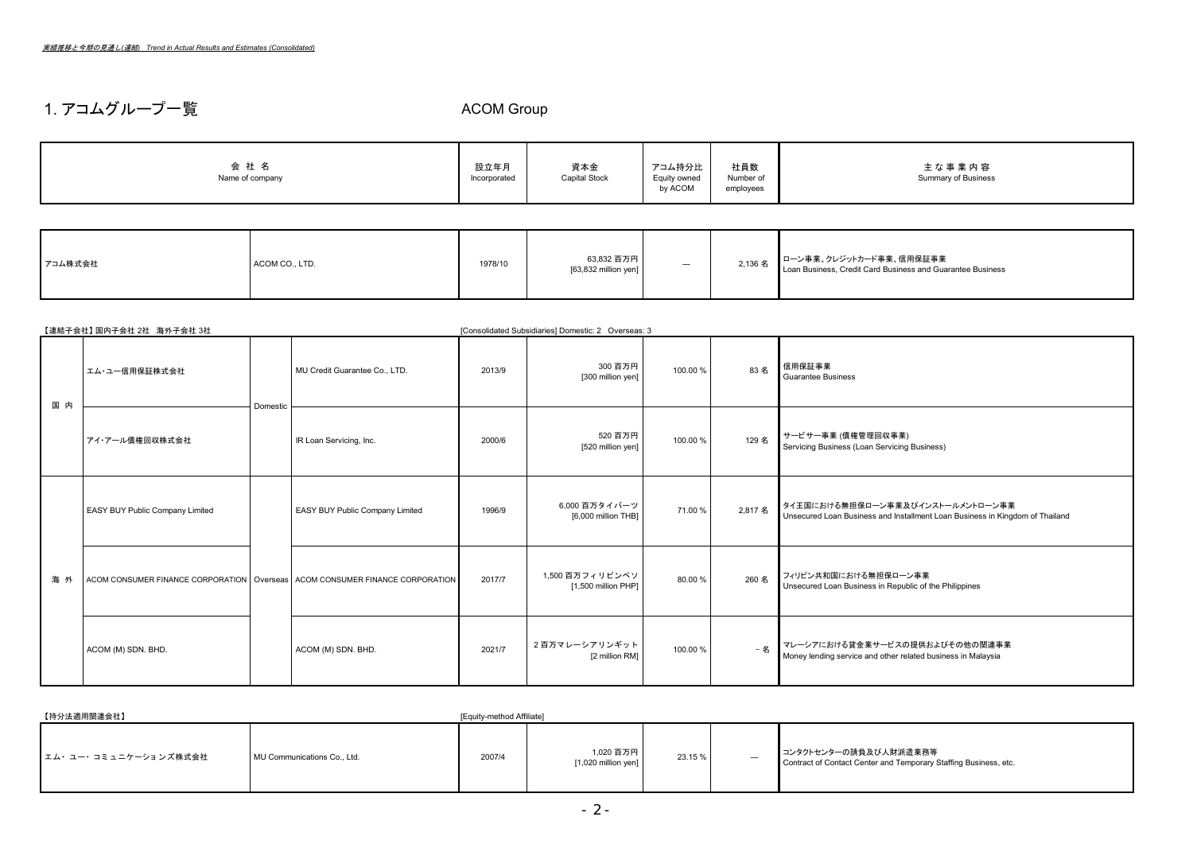*実績推移と今期の見通し(連結)　Trend in Actual Results and Estimates (Consolidated)*

# 1. アコムグループ一覧　ACOM Group

| 会 社 名<br>Name of company | | 設立年月<br>Incorporated | 資本金<br>Capital Stock | アコム持分比<br>Equity owned by ACOM | 社員数<br>Number of employees | 主 な 事 業 内 容<br>Summary of Business |
|---|---|---|---|---|---|---|
| アコム株式会社 | ACOM CO., LTD. | 1978/10 | 63,832 百万円<br>[63,832 million yen] | — | 2,136 名 | ローン事業、クレジットカード事業、信用保証事業<br>Loan Business, Credit Card Business and Guarantee Business |

【連結子会社】国内子会社 2社　海外子会社 3社　[Consolidated Subsidiaries] Domestic: 2　Overseas: 3

| | 会社名 | | Name of company | 設立年月<br>Incorporated | 資本金<br>Capital Stock | アコム持分比<br>Equity owned by ACOM | 社員数<br>Number of employees | 主 な 事 業 内 容<br>Summary of Business |
|---|---|---|---|---|---|---|---|---|
| 国 内 | エム・ユー信用保証株式会社 | Domestic | MU Credit Guarantee Co., LTD. | 2013/9 | 300 百万円<br>[300 million yen] | 100.00 % | 83 名 | 信用保証事業<br>Guarantee Business |
| 国 内 | アイ・アール債権回収株式会社 | Domestic | IR Loan Servicing, Inc. | 2000/6 | 520 百万円<br>[520 million yen] | 100.00 % | 129 名 | サービサー事業 (債権管理回収事業)<br>Servicing Business (Loan Servicing Business) |
| 海 外 | EASY BUY Public Company Limited | Overseas | EASY BUY Public Company Limited | 1996/9 | 6,000 百万タイバーツ<br>[6,000 million THB] | 71.00 % | 2,817 名 | タイ王国における無担保ローン事業及びインストールメントローン事業<br>Unsecured Loan Business and Installment Loan Business in Kingdom of Thailand |
| 海 外 | ACOM CONSUMER FINANCE CORPORATION | Overseas | ACOM CONSUMER FINANCE CORPORATION | 2017/7 | 1,500 百万フィリピンペソ<br>[1,500 million PHP] | 80.00 % | 260 名 | フィリピン共和国における無担保ローン事業<br>Unsecured Loan Business in Republic of the Philippines |
| 海 外 | ACOM (M) SDN. BHD. | Overseas | ACOM (M) SDN. BHD. | 2021/7 | 2 百万マレーシアリンギット<br>[2 million RM] | 100.00 % | - 名 | マレーシアにおける貸金業サービスの提供およびその他の関連事業<br>Money lending service and other related business in Malaysia |

【持分法適用関連会社】　[Equity-method Affiliate]

| 会社名 | Name of company | 設立年月<br>Incorporated | 資本金<br>Capital Stock | アコム持分比<br>Equity owned by ACOM | 社員数<br>Number of employees | 主 な 事 業 内 容<br>Summary of Business |
|---|---|---|---|---|---|---|
| エム・ユー・コミュニケーションズ株式会社 | MU Communications Co., Ltd. | 2007/4 | 1,020 百万円<br>[1,020 million yen] | 23.15 % | — | コンタクトセンターの請負及び人材派遣業務等<br>Contract of Contact Center and Temporary Staffing Business, etc. |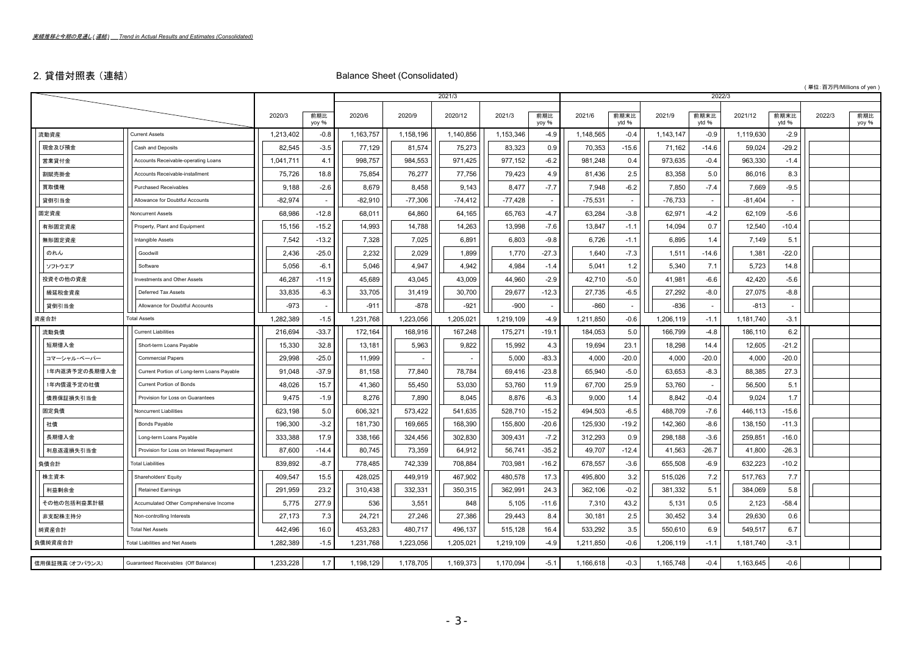*実績推移と今期の見通し(連結)　Trend in Actual Results and Estimates (Consolidated)*

## 2. 貸借対照表（連結）　Balance Sheet (Consolidated)

（単位：百万円/Millions of yen）

| | | 2020/3 | 前期比 yoy % | 2021/3 | | | | | 2022/3 | | | | | | | |
|---|---|---|---|---|---|---|---|---|---|---|---|---|---|---|---|---|
| | | | | 2020/6 | 2020/9 | 2020/12 | 2021/3 | 前期比 yoy % | 2021/6 | 前期末比 ytd % | 2021/9 | 前期末比 ytd % | 2021/12 | 前期末比 ytd % | 2022/3 | 前期比 yoy % |
| 流動資産 | Current Assets | 1,213,402 | -0.8 | 1,163,757 | 1,158,196 | 1,140,856 | 1,153,346 | -4.9 | 1,148,565 | -0.4 | 1,143,147 | -0.9 | 1,119,630 | -2.9 | | |
| 現金及び預金 | Cash and Deposits | 82,545 | -3.5 | 77,129 | 81,574 | 75,273 | 83,323 | 0.9 | 70,353 | -15.6 | 71,162 | -14.6 | 59,024 | -29.2 | | |
| 営業貸付金 | Accounts Receivable-operating Loans | 1,041,711 | 4.1 | 998,757 | 984,553 | 971,425 | 977,152 | -6.2 | 981,248 | 0.4 | 973,635 | -0.4 | 963,330 | -1.4 | | |
| 割賦売掛金 | Accounts Receivable-installment | 75,726 | 18.8 | 75,854 | 76,277 | 77,756 | 79,423 | 4.9 | 81,436 | 2.5 | 83,358 | 5.0 | 86,016 | 8.3 | | |
| 買取債権 | Purchased Receivables | 9,188 | -2.6 | 8,679 | 8,458 | 9,143 | 8,477 | -7.7 | 7,948 | -6.2 | 7,850 | -7.4 | 7,669 | -9.5 | | |
| 貸倒引当金 | Allowance for Doubtful Accounts | -82,974 | - | -82,910 | -77,306 | -74,412 | -77,428 | - | -75,531 | - | -76,733 | - | -81,404 | - | | |
| 固定資産 | Noncurrent Assets | 68,986 | -12.8 | 68,011 | 64,860 | 64,165 | 65,763 | -4.7 | 63,284 | -3.8 | 62,971 | -4.2 | 62,109 | -5.6 | | |
| 有形固定資産 | Property, Plant and Equipment | 15,156 | -15.2 | 14,993 | 14,788 | 14,263 | 13,998 | -7.6 | 13,847 | -1.1 | 14,094 | 0.7 | 12,540 | -10.4 | | |
| 無形固定資産 | Intangible Assets | 7,542 | -13.2 | 7,328 | 7,025 | 6,891 | 6,803 | -9.8 | 6,726 | -1.1 | 6,895 | 1.4 | 7,149 | 5.1 | | |
| のれん | Goodwill | 2,436 | -25.0 | 2,232 | 2,029 | 1,899 | 1,770 | -27.3 | 1,640 | -7.3 | 1,511 | -14.6 | 1,381 | -22.0 | | |
| ソフトウエア | Software | 5,056 | -6.1 | 5,046 | 4,947 | 4,942 | 4,984 | -1.4 | 5,041 | 1.2 | 5,340 | 7.1 | 5,723 | 14.8 | | |
| 投資その他の資産 | Investments and Other Assets | 46,287 | -11.9 | 45,689 | 43,045 | 43,009 | 44,960 | -2.9 | 42,710 | -5.0 | 41,981 | -6.6 | 42,420 | -5.6 | | |
| 繰延税金資産 | Deferred Tax Assets | 33,835 | -6.3 | 33,705 | 31,419 | 30,700 | 29,677 | -12.3 | 27,735 | -6.5 | 27,292 | -8.0 | 27,075 | -8.8 | | |
| 貸倒引当金 | Allowance for Doubtful Accounts | -973 | - | -911 | -878 | -921 | -900 | - | -860 | - | -836 | - | -813 | - | | |
| 資産合計 | Total Assets | 1,282,389 | -1.5 | 1,231,768 | 1,223,056 | 1,205,021 | 1,219,109 | -4.9 | 1,211,850 | -0.6 | 1,206,119 | -1.1 | 1,181,740 | -3.1 | | |
| 流動負債 | Current Liabilities | 216,694 | -33.7 | 172,164 | 168,916 | 167,248 | 175,271 | -19.1 | 184,053 | 5.0 | 166,799 | -4.8 | 186,110 | 6.2 | | |
| 短期借入金 | Short-term Loans Payable | 15,330 | 32.8 | 13,181 | 5,963 | 9,822 | 15,992 | 4.3 | 19,694 | 23.1 | 18,298 | 14.4 | 12,605 | -21.2 | | |
| コマーシャル・ペーパー | Commercial Papers | 29,998 | -25.0 | 11,999 | - | - | 5,000 | -83.3 | 4,000 | -20.0 | 4,000 | -20.0 | 4,000 | -20.0 | | |
| 1年内返済予定の長期借入金 | Current Portion of Long-term Loans Payable | 91,048 | -37.9 | 81,158 | 77,840 | 78,784 | 69,416 | -23.8 | 65,940 | -5.0 | 63,653 | -8.3 | 88,385 | 27.3 | | |
| 1年内償還予定の社債 | Current Portion of Bonds | 48,026 | 15.7 | 41,360 | 55,450 | 53,030 | 53,760 | 11.9 | 67,700 | 25.9 | 53,760 | - | 56,500 | 5.1 | | |
| 債務保証損失引当金 | Provision for Loss on Guarantees | 9,475 | -1.9 | 8,276 | 7,890 | 8,045 | 8,876 | -6.3 | 9,000 | 1.4 | 8,842 | -0.4 | 9,024 | 1.7 | | |
| 固定負債 | Noncurrent Liabilities | 623,198 | 5.0 | 606,321 | 573,422 | 541,635 | 528,710 | -15.2 | 494,503 | -6.5 | 488,709 | -7.6 | 446,113 | -15.6 | | |
| 社債 | Bonds Payable | 196,300 | -3.2 | 181,730 | 169,665 | 168,390 | 155,800 | -20.6 | 125,930 | -19.2 | 142,360 | -8.6 | 138,150 | -11.3 | | |
| 長期借入金 | Long-term Loans Payable | 333,388 | 17.9 | 338,166 | 324,456 | 302,830 | 309,431 | -7.2 | 312,293 | 0.9 | 298,188 | -3.6 | 259,851 | -16.0 | | |
| 利息返還損失引当金 | Provision for Loss on Interest Repayment | 87,600 | -14.4 | 80,745 | 73,359 | 64,912 | 56,741 | -35.2 | 49,707 | -12.4 | 41,563 | -26.7 | 41,800 | -26.3 | | |
| 負債合計 | Total Liabilities | 839,892 | -8.7 | 778,485 | 742,339 | 708,884 | 703,981 | -16.2 | 678,557 | -3.6 | 655,508 | -6.9 | 632,223 | -10.2 | | |
| 株主資本 | Shareholders' Equity | 409,547 | 15.5 | 428,025 | 449,919 | 467,902 | 480,578 | 17.3 | 495,800 | 3.2 | 515,026 | 7.2 | 517,763 | 7.7 | | |
| 利益剰余金 | Retained Earnings | 291,959 | 23.2 | 310,438 | 332,331 | 350,315 | 362,991 | 24.3 | 362,106 | -0.2 | 381,332 | 5.1 | 384,069 | 5.8 | | |
| その他の包括利益累計額 | Accumulated Other Comprehensive Income | 5,775 | 277.9 | 536 | 3,551 | 848 | 5,105 | -11.6 | 7,310 | 43.2 | 5,131 | 0.5 | 2,123 | -58.4 | | |
| 非支配株主持分 | Non-controlling Interests | 27,173 | 7.3 | 24,721 | 27,246 | 27,386 | 29,443 | 8.4 | 30,181 | 2.5 | 30,452 | 3.4 | 29,630 | 0.6 | | |
| 純資産合計 | Total Net Assets | 442,496 | 16.0 | 453,283 | 480,717 | 496,137 | 515,128 | 16.4 | 533,292 | 3.5 | 550,610 | 6.9 | 549,517 | 6.7 | | |
| 負債純資産合計 | Total Liabilities and Net Assets | 1,282,389 | -1.5 | 1,231,768 | 1,223,056 | 1,205,021 | 1,219,109 | -4.9 | 1,211,850 | -0.6 | 1,206,119 | -1.1 | 1,181,740 | -3.1 | | |
| 信用保証残高（オフバランス） | Guaranteed Receivables (Off Balance) | 1,233,228 | 1.7 | 1,198,129 | 1,178,705 | 1,169,373 | 1,170,094 | -5.1 | 1,166,618 | -0.3 | 1,165,748 | -0.4 | 1,163,645 | -0.6 | | |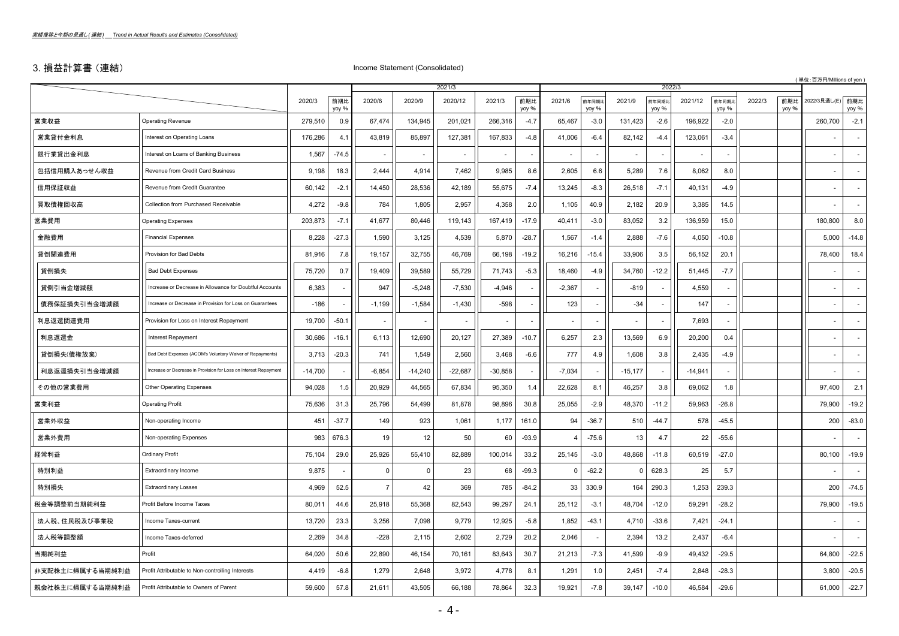実績推移と今期の見通し(連結)　Trend in Actual Results and Estimates (Consolidated)

## 3. 損益計算書（連結）　Income Statement (Consolidated)

(単位:百万円/Millions of yen)

| | | 2020/3 | 前期比 yoy % | 2021/3 | | | | | 2022/3 | | | | | | | | | | |
|---|---|---|---|---|---|---|---|---|---|---|---|---|---|---|---|---|---|---|---|
| | | | | 2020/6 | 2020/9 | 2020/12 | 2021/3 | 前期比 yoy % | 2021/6 | 前年同期比 yoy % | 2021/9 | 前年同期比 yoy % | 2021/12 | 前年同期比 yoy % | 2022/3 | 前期比 yoy % | 2022/3見通し(E) | 前期比 yoy % |
| 営業収益 | Operating Revenue | 279,510 | 0.9 | 67,474 | 134,945 | 201,021 | 266,316 | -4.7 | 65,467 | -3.0 | 131,423 | -2.6 | 196,922 | -2.0 | | | 260,700 | -2.1 |
| 営業貸付金利息 | Interest on Operating Loans | 176,286 | 4.1 | 43,819 | 85,897 | 127,381 | 167,833 | -4.8 | 41,006 | -6.4 | 82,142 | -4.4 | 123,061 | -3.4 | | | - | - |
| 銀行業貸出金利息 | Interest on Loans of Banking Business | 1,567 | -74.5 | - | - | - | - | - | - | - | - | - | - | - | | | - | - |
| 包括信用購入あっせん収益 | Revenue from Credit Card Business | 9,198 | 18.3 | 2,444 | 4,914 | 7,462 | 9,985 | 8.6 | 2,605 | 6.6 | 5,289 | 7.6 | 8,062 | 8.0 | | | - | - |
| 信用保証収益 | Revenue from Credit Guarantee | 60,142 | -2.1 | 14,450 | 28,536 | 42,189 | 55,675 | -7.4 | 13,245 | -8.3 | 26,518 | -7.1 | 40,131 | -4.9 | | | - | - |
| 買取債権回収高 | Collection from Purchased Receivable | 4,272 | -9.8 | 784 | 1,805 | 2,957 | 4,358 | 2.0 | 1,105 | 40.9 | 2,182 | 20.9 | 3,385 | 14.5 | | | - | - |
| 営業費用 | Operating Expenses | 203,873 | -7.1 | 41,677 | 80,446 | 119,143 | 167,419 | -17.9 | 40,411 | -3.0 | 83,052 | 3.2 | 136,959 | 15.0 | | | 180,800 | 8.0 |
| 金融費用 | Financial Expenses | 8,228 | -27.3 | 1,590 | 3,125 | 4,539 | 5,870 | -28.7 | 1,567 | -1.4 | 2,888 | -7.6 | 4,050 | -10.8 | | | 5,000 | -14.8 |
| 貸倒関連費用 | Provision for Bad Debts | 81,916 | 7.8 | 19,157 | 32,755 | 46,769 | 66,198 | -19.2 | 16,216 | -15.4 | 33,906 | 3.5 | 56,152 | 20.1 | | | 78,400 | 18.4 |
| 貸倒損失 | Bad Debt Expenses | 75,720 | 0.7 | 19,409 | 39,589 | 55,729 | 71,743 | -5.3 | 18,460 | -4.9 | 34,760 | -12.2 | 51,445 | -7.7 | | | - | - |
| 貸倒引当金増減額 | Increase or Decrease in Allowance for Doubtful Accounts | 6,383 | - | 947 | -5,248 | -7,530 | -4,946 | - | -2,367 | - | -819 | - | 4,559 | - | | | - | - |
| 債務保証損失引当金増減額 | Increase or Decrease in Provision for Loss on Guarantees | -186 | - | -1,199 | -1,584 | -1,430 | -598 | - | 123 | - | -34 | - | 147 | - | | | - | - |
| 利息返還関連費用 | Provision for Loss on Interest Repayment | 19,700 | -50.1 | - | - | - | - | - | - | - | - | - | 7,693 | - | | | - | - |
| 利息返還金 | Interest Repayment | 30,686 | -16.1 | 6,113 | 12,690 | 20,127 | 27,389 | -10.7 | 6,257 | 2.3 | 13,569 | 6.9 | 20,200 | 0.4 | | | - | - |
| 貸倒損失(債権放棄) | Bad Debt Expenses (ACOM's Voluntary Waiver of Repayments) | 3,713 | -20.3 | 741 | 1,549 | 2,560 | 3,468 | -6.6 | 777 | 4.9 | 1,608 | 3.8 | 2,435 | -4.9 | | | - | - |
| 利息返還損失引当金増減額 | Increase or Decrease in Provision for Loss on Interest Repayment | -14,700 | - | -6,854 | -14,240 | -22,687 | -30,858 | - | -7,034 | - | -15,177 | - | -14,941 | - | | | - | - |
| その他の営業費用 | Other Operating Expenses | 94,028 | 1.5 | 20,929 | 44,565 | 67,834 | 95,350 | 1.4 | 22,628 | 8.1 | 46,257 | 3.8 | 69,062 | 1.8 | | | 97,400 | 2.1 |
| 営業利益 | Operating Profit | 75,636 | 31.3 | 25,796 | 54,499 | 81,878 | 98,896 | 30.8 | 25,055 | -2.9 | 48,370 | -11.2 | 59,963 | -26.8 | | | 79,900 | -19.2 |
| 営業外収益 | Non-operating Income | 451 | -37.7 | 149 | 923 | 1,061 | 1,177 | 161.0 | 94 | -36.7 | 510 | -44.7 | 578 | -45.5 | | | 200 | -83.0 |
| 営業外費用 | Non-operating Expenses | 983 | 676.3 | 19 | 12 | 50 | 60 | -93.9 | 4 | -75.6 | 13 | 4.7 | 22 | -55.6 | | | - | - |
| 経常利益 | Ordinary Profit | 75,104 | 29.0 | 25,926 | 55,410 | 82,889 | 100,014 | 33.2 | 25,145 | -3.0 | 48,868 | -11.8 | 60,519 | -27.0 | | | 80,100 | -19.9 |
| 特別利益 | Extraordinary Income | 9,875 | - | 0 | 0 | 23 | 68 | -99.3 | 0 | -62.2 | 0 | 628.3 | 25 | 5.7 | | | - | - |
| 特別損失 | Extraordinary Losses | 4,969 | 52.5 | 7 | 42 | 369 | 785 | -84.2 | 33 | 330.9 | 164 | 290.3 | 1,253 | 239.3 | | | 200 | -74.5 |
| 税金等調整前当期純利益 | Profit Before Income Taxes | 80,011 | 44.6 | 25,918 | 55,368 | 82,543 | 99,297 | 24.1 | 25,112 | -3.1 | 48,704 | -12.0 | 59,291 | -28.2 | | | 79,900 | -19.5 |
| 法人税、住民税及び事業税 | Income Taxes-current | 13,720 | 23.3 | 3,256 | 7,098 | 9,779 | 12,925 | -5.8 | 1,852 | -43.1 | 4,710 | -33.6 | 7,421 | -24.1 | | | - | - |
| 法人税等調整額 | Income Taxes-deferred | 2,269 | 34.8 | -228 | 2,115 | 2,602 | 2,729 | 20.2 | 2,046 | - | 2,394 | 13.2 | 2,437 | -6.4 | | | - | - |
| 当期純利益 | Profit | 64,020 | 50.6 | 22,890 | 46,154 | 70,161 | 83,643 | 30.7 | 21,213 | -7.3 | 41,599 | -9.9 | 49,432 | -29.5 | | | 64,800 | -22.5 |
| 非支配株主に帰属する当期純利益 | Profit Attributable to Non-controlling Interests | 4,419 | -6.8 | 1,279 | 2,648 | 3,972 | 4,778 | 8.1 | 1,291 | 1.0 | 2,451 | -7.4 | 2,848 | -28.3 | | | 3,800 | -20.5 |
| 親会社株主に帰属する当期純利益 | Profit Attributable to Owners of Parent | 59,600 | 57.8 | 21,611 | 43,505 | 66,188 | 78,864 | 32.3 | 19,921 | -7.8 | 39,147 | -10.0 | 46,584 | -29.6 | | | 61,000 | -22.7 |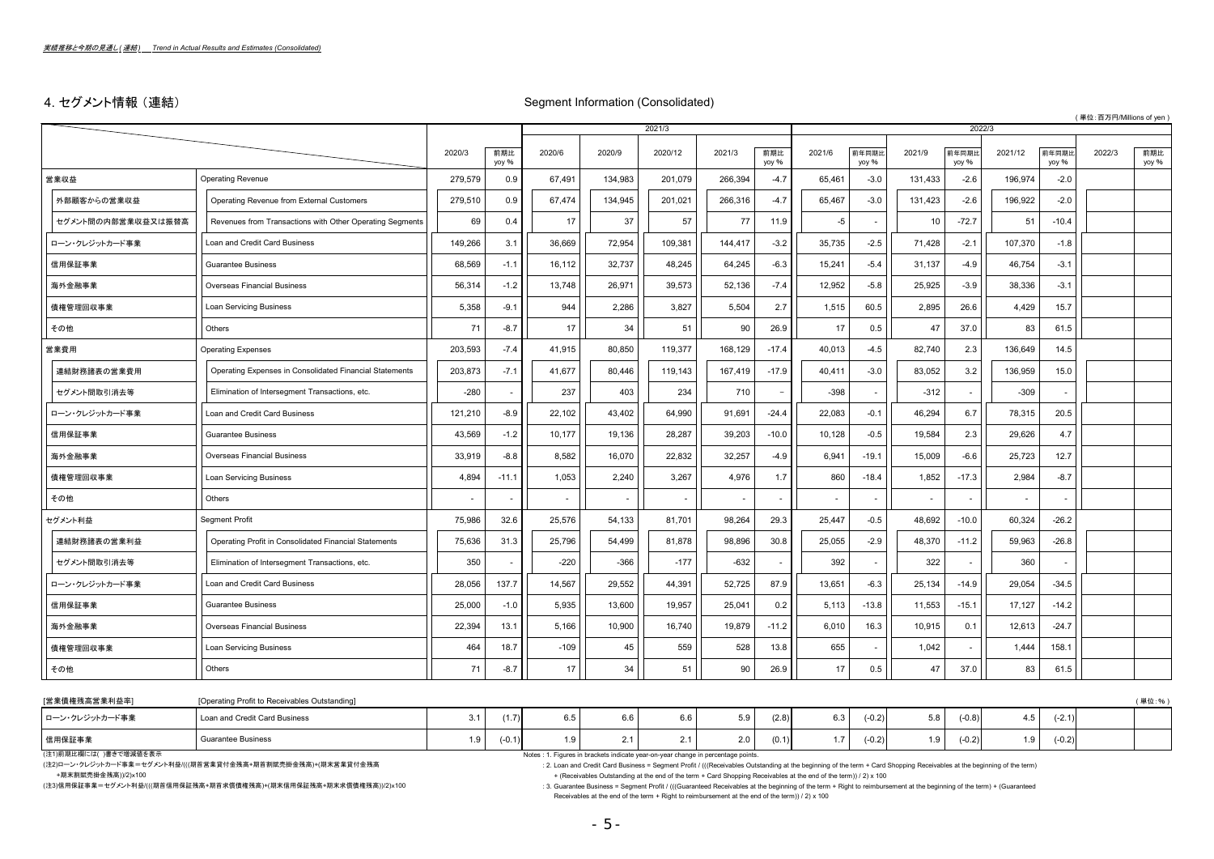*実績推移と今期の見通し（連結）　Trend in Actual Results and Estimates (Consolidated)*

## 4. セグメント情報（連結）　Segment Information (Consolidated)

（単位：百万円/Millions of yen）

| | | 2020/3 | 前期比 yoy % | 2021/3 | | | | | 2022/3 | | | | | | | |
|---|---|---|---|---|---|---|---|---|---|---|---|---|---|---|---|---|
| | | | | 2020/6 | 2020/9 | 2020/12 | 2021/3 | 前期比 yoy % | 2021/6 | 前年同期比 yoy % | 2021/9 | 前年同期比 yoy % | 2021/12 | 前年同期比 yoy % | 2022/3 | 前期比 yoy % |
| 営業収益 | Operating Revenue | 279,579 | 0.9 | 67,491 | 134,983 | 201,079 | 266,394 | -4.7 | 65,461 | -3.0 | 131,433 | -2.6 | 196,974 | -2.0 | | |
| 外部顧客からの営業収益 | Operating Revenue from External Customers | 279,510 | 0.9 | 67,474 | 134,945 | 201,021 | 266,316 | -4.7 | 65,467 | -3.0 | 131,423 | -2.6 | 196,922 | -2.0 | | |
| セグメント間の内部営業収益又は振替高 | Revenues from Transactions with Other Operating Segments | 69 | 0.4 | 17 | 37 | 57 | 77 | 11.9 | -5 | - | 10 | -72.7 | 51 | -10.4 | | |
| ローン・クレジットカード事業 | Loan and Credit Card Business | 149,266 | 3.1 | 36,669 | 72,954 | 109,381 | 144,417 | -3.2 | 35,735 | -2.5 | 71,428 | -2.1 | 107,370 | -1.8 | | |
| 信用保証事業 | Guarantee Business | 68,569 | -1.1 | 16,112 | 32,737 | 48,245 | 64,245 | -6.3 | 15,241 | -5.4 | 31,137 | -4.9 | 46,754 | -3.1 | | |
| 海外金融事業 | Overseas Financial Business | 56,314 | -1.2 | 13,748 | 26,971 | 39,573 | 52,136 | -7.4 | 12,952 | -5.8 | 25,925 | -3.9 | 38,336 | -3.1 | | |
| 債権管理回収事業 | Loan Servicing Business | 5,358 | -9.1 | 944 | 2,286 | 3,827 | 5,504 | 2.7 | 1,515 | 60.5 | 2,895 | 26.6 | 4,429 | 15.7 | | |
| その他 | Others | 71 | -8.7 | 17 | 34 | 51 | 90 | 26.9 | 17 | 0.5 | 47 | 37.0 | 83 | 61.5 | | |
| 営業費用 | Operating Expenses | 203,593 | -7.4 | 41,915 | 80,850 | 119,377 | 168,129 | -17.4 | 40,013 | -4.5 | 82,740 | 2.3 | 136,649 | 14.5 | | |
| 連結財務諸表の営業費用 | Operating Expenses in Consolidated Financial Statements | 203,873 | -7.1 | 41,677 | 80,446 | 119,143 | 167,419 | -17.9 | 40,411 | -3.0 | 83,052 | 3.2 | 136,959 | 15.0 | | |
| セグメント間取引消去等 | Elimination of Intersegment Transactions, etc. | -280 | - | 237 | 403 | 234 | 710 | - | -398 | - | -312 | - | -309 | - | | |
| ローン・クレジットカード事業 | Loan and Credit Card Business | 121,210 | -8.9 | 22,102 | 43,402 | 64,990 | 91,691 | -24.4 | 22,083 | -0.1 | 46,294 | 6.7 | 78,315 | 20.5 | | |
| 信用保証事業 | Guarantee Business | 43,569 | -1.2 | 10,177 | 19,136 | 28,287 | 39,203 | -10.0 | 10,128 | -0.5 | 19,584 | 2.3 | 29,626 | 4.7 | | |
| 海外金融事業 | Overseas Financial Business | 33,919 | -8.8 | 8,582 | 16,070 | 22,832 | 32,257 | -4.9 | 6,941 | -19.1 | 15,009 | -6.6 | 25,723 | 12.7 | | |
| 債権管理回収事業 | Loan Servicing Business | 4,894 | -11.1 | 1,053 | 2,240 | 3,267 | 4,976 | 1.7 | 860 | -18.4 | 1,852 | -17.3 | 2,984 | -8.7 | | |
| その他 | Others | - | - | - | - | - | - | - | - | - | - | - | - | - | | |
| セグメント利益 | Segment Profit | 75,986 | 32.6 | 25,576 | 54,133 | 81,701 | 98,264 | 29.3 | 25,447 | -0.5 | 48,692 | -10.0 | 60,324 | -26.2 | | |
| 連結財務諸表の営業利益 | Operating Profit in Consolidated Financial Statements | 75,636 | 31.3 | 25,796 | 54,499 | 81,878 | 98,896 | 30.8 | 25,055 | -2.9 | 48,370 | -11.2 | 59,963 | -26.8 | | |
| セグメント間取引消去等 | Elimination of Intersegment Transactions, etc. | 350 | - | -220 | -366 | -177 | -632 | - | 392 | - | 322 | - | 360 | - | | |
| ローン・クレジットカード事業 | Loan and Credit Card Business | 28,056 | 137.7 | 14,567 | 29,552 | 44,391 | 52,725 | 87.9 | 13,651 | -6.3 | 25,134 | -14.9 | 29,054 | -34.5 | | |
| 信用保証事業 | Guarantee Business | 25,000 | -1.0 | 5,935 | 13,600 | 19,957 | 25,041 | 0.2 | 5,113 | -13.8 | 11,553 | -15.1 | 17,127 | -14.2 | | |
| 海外金融事業 | Overseas Financial Business | 22,394 | 13.1 | 5,166 | 10,900 | 16,740 | 19,879 | -11.2 | 6,010 | 16.3 | 10,915 | 0.1 | 12,613 | -24.7 | | |
| 債権管理回収事業 | Loan Servicing Business | 464 | 18.7 | -109 | 45 | 559 | 528 | 13.8 | 655 | - | 1,042 | - | 1,444 | 158.1 | | |
| その他 | Others | 71 | -8.7 | 17 | 34 | 51 | 90 | 26.9 | 17 | 0.5 | 47 | 37.0 | 83 | 61.5 | | |

[営業債権残高営業利益率]　[Operating Profit to Receivables Outstanding]

（単位：%）

| | | 2020/3 | 前期比 | 2020/6 | 2020/9 | 2020/12 | 2021/3 | 前期比 | 2021/6 | 前年同期比 | 2021/9 | 前年同期比 | 2021/12 | 前年同期比 | 2022/3 | 前期比 |
|---|---|---|---|---|---|---|---|---|---|---|---|---|---|---|---|---|
| ローン・クレジットカード事業 | Loan and Credit Card Business | 3.1 | (1.7) | 6.5 | 6.6 | 6.6 | 5.9 | (2.8) | 6.3 | (-0.2) | 5.8 | (-0.8) | 4.5 | (-2.1) | | |
| 信用保証事業 | Guarantee Business | 1.9 | (-0.1) | 1.9 | 2.1 | 2.1 | 2.0 | (0.1) | 1.7 | (-0.2) | 1.9 | (-0.2) | 1.9 | (-0.2) | | |

(注1)前期比欄には( )書きで増減値を表示

(注2)ローン・クレジットカード事業＝セグメント利益/(((期首営業貸付金残高+期首割賦売掛金残高)+(期末営業貸付金残高+期末割賦売掛金残高))/2)×100

(注3)信用保証事業＝セグメント利益/(((期首信用保証残高+期首求償債権残高)+(期末信用保証残高+期末求償債権残高))/2)×100

Notes : 1. Figures in brackets indicate year-on-year change in percentage points.

: 2. Loan and Credit Card Business = Segment Profit / (((Receivables Outstanding at the beginning of the term + Card Shopping Receivables at the beginning of the term) + (Receivables Outstanding at the end of the term + Card Shopping Receivables at the end of the term)) / 2) x 100

: 3. Guarantee Business = Segment Profit / (((Guaranteed Receivables at the beginning of the term + Right to reimbursement at the beginning of the term) + (Guaranteed Receivables at the end of the term + Right to reimbursement at the end of the term)) / 2) x 100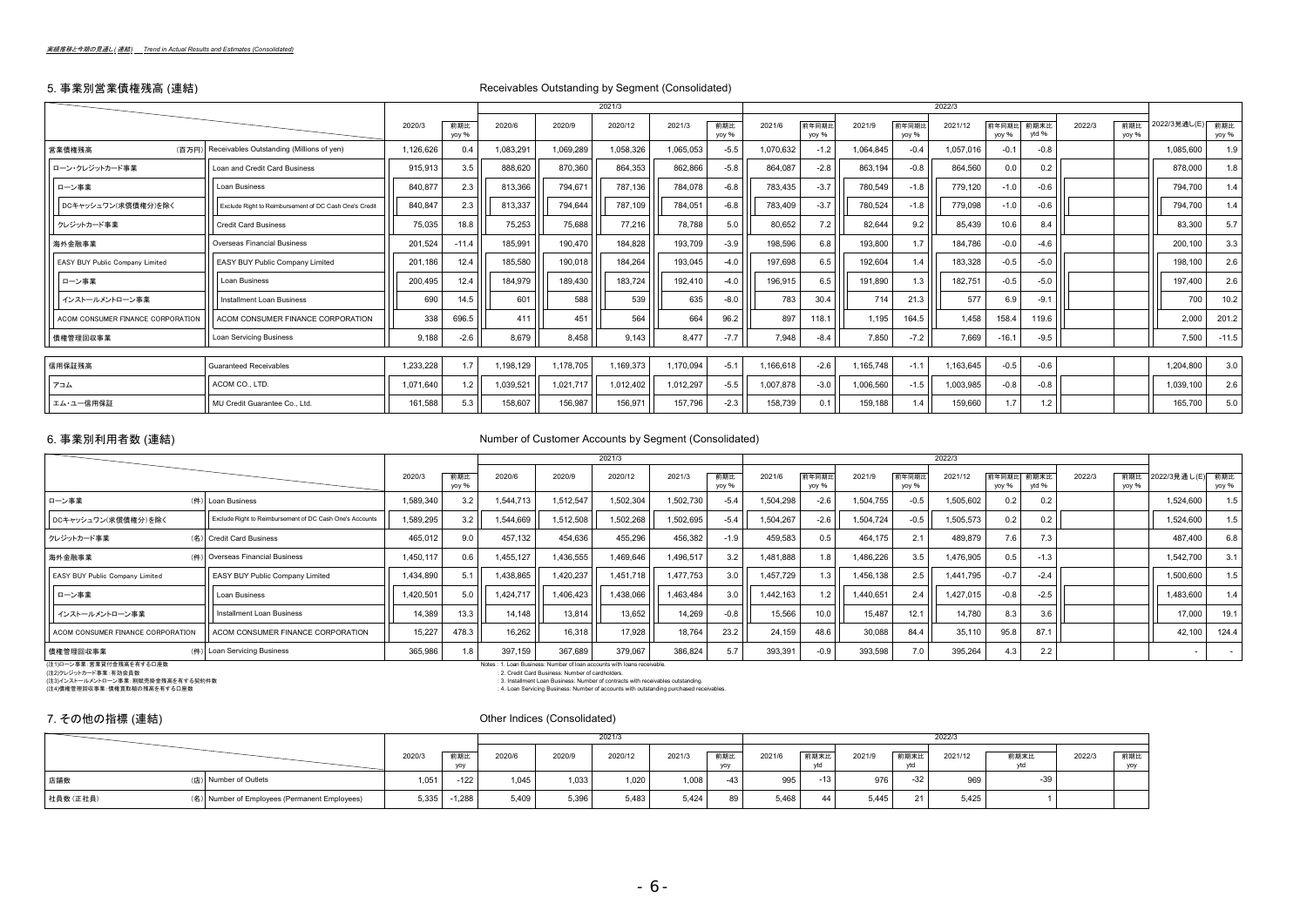*業績推移と今期の見通し(連結)　Trend in Actual Results and Estimates (Consolidated)*

## 5. 事業別営業債権残高 (連結)　Receivables Outstanding by Segment (Consolidated)

| | | 2020/3 | 前期比 yoy % | 2021/3 2020/6 | 2020/9 | 2020/12 | 2021/3 | 前期比 yoy % | 2022/3 2021/6 | 前年同期比 yoy % | 2021/9 | 前年同期比 yoy % | 2021/12 | 前年同期比 yoy % | 前期末比 ytd % | 2022/3 | 前期比 yoy % | 2022/3見通し(E) | 前期比 yoy % |
|---|---|---|---|---|---|---|---|---|---|---|---|---|---|---|---|---|---|---|---|
| 営業債権残高 (百万円) | Receivables Outstanding (Millions of yen) | 1,126,626 | 0.4 | 1,083,291 | 1,069,289 | 1,058,326 | 1,065,053 | -5.5 | 1,070,632 | -1.2 | 1,064,845 | -0.4 | 1,057,016 | -0.1 | -0.8 | | | 1,085,600 | 1.9 |
| ローン・クレジットカード事業 | Loan and Credit Card Business | 915,913 | 3.5 | 888,620 | 870,360 | 864,353 | 862,866 | -5.8 | 864,087 | -2.8 | 863,194 | -0.8 | 864,560 | 0.0 | 0.2 | | | 878,000 | 1.8 |
| ローン事業 | Loan Business | 840,877 | 2.3 | 813,366 | 794,671 | 787,136 | 784,078 | -6.8 | 783,435 | -3.7 | 780,549 | -1.8 | 779,120 | -1.0 | -0.6 | | | 794,700 | 1.4 |
| DCキャッシュワン(求償債権分)を除く | Exclude Right to Reimbursement of DC Cash One's Credit | 840,847 | 2.3 | 813,337 | 794,644 | 787,109 | 784,051 | -6.8 | 783,409 | -3.7 | 780,524 | -1.8 | 779,098 | -1.0 | -0.6 | | | 794,700 | 1.4 |
| クレジットカード事業 | Credit Card Business | 75,035 | 18.8 | 75,253 | 75,688 | 77,216 | 78,788 | 5.0 | 80,652 | 7.2 | 82,644 | 9.2 | 85,439 | 10.6 | 8.4 | | | 83,300 | 5.7 |
| 海外金融事業 | Overseas Financial Business | 201,524 | -11.4 | 185,991 | 190,470 | 184,828 | 193,709 | -3.9 | 198,596 | 6.8 | 193,800 | 1.7 | 184,786 | -0.0 | -4.6 | | | 200,100 | 3.3 |
| EASY BUY Public Company Limited | EASY BUY Public Company Limited | 201,186 | 12.4 | 185,580 | 190,018 | 184,264 | 193,045 | -4.0 | 197,698 | 6.5 | 192,604 | 1.4 | 183,328 | -0.5 | -5.0 | | | 198,100 | 2.6 |
| ローン事業 | Loan Business | 200,495 | 12.4 | 184,979 | 189,430 | 183,724 | 192,410 | -4.0 | 196,915 | 6.5 | 191,890 | 1.3 | 182,751 | -0.5 | -5.0 | | | 197,400 | 2.6 |
| インストールメントローン事業 | Installment Loan Business | 690 | 14.5 | 601 | 588 | 539 | 635 | -8.0 | 783 | 30.4 | 714 | 21.3 | 577 | 6.9 | -9.1 | | | 700 | 10.2 |
| ACOM CONSUMER FINANCE CORPORATION | ACOM CONSUMER FINANCE CORPORATION | 338 | 696.5 | 411 | 451 | 564 | 664 | 96.2 | 897 | 118.1 | 1,195 | 164.5 | 1,458 | 158.4 | 119.6 | | | 2,000 | 201.2 |
| 債権管理回収事業 | Loan Servicing Business | 9,188 | -2.6 | 8,679 | 8,458 | 9,143 | 8,477 | -7.7 | 7,948 | -8.4 | 7,850 | -7.2 | 7,669 | -16.1 | -9.5 | | | 7,500 | -11.5 |
| 信用保証残高 | Guaranteed Receivables | 1,233,228 | 1.7 | 1,198,129 | 1,178,705 | 1,169,373 | 1,170,094 | -5.1 | 1,166,618 | -2.6 | 1,165,748 | -1.1 | 1,163,645 | -0.5 | -0.6 | | | 1,204,800 | 3.0 |
| アコム | ACOM CO., LTD. | 1,071,640 | 1.2 | 1,039,521 | 1,021,717 | 1,012,402 | 1,012,297 | -5.5 | 1,007,878 | -3.0 | 1,006,560 | -1.5 | 1,003,985 | -0.8 | -0.8 | | | 1,039,100 | 2.6 |
| エム・ユー信用保証 | MU Credit Guarantee Co., Ltd. | 161,588 | 5.3 | 158,607 | 156,987 | 156,971 | 157,796 | -2.3 | 158,739 | 0.1 | 159,188 | 1.4 | 159,660 | 1.7 | 1.2 | | | 165,700 | 5.0 |

## 6. 事業別利用者数 (連結)　Number of Customer Accounts by Segment (Consolidated)

| | | 2020/3 | 前期比 yoy % | 2021/3 2020/6 | 2020/9 | 2020/12 | 2021/3 | 前期比 yoy % | 2022/3 2021/6 | 前年同期比 yoy % | 2021/9 | 前年同期比 yoy % | 2021/12 | 前年同期比 yoy % | 前期末比 ytd % | 2022/3 | 前期比 yoy % | 2022/3見通し(E) | 前期比 yoy % |
|---|---|---|---|---|---|---|---|---|---|---|---|---|---|---|---|---|---|---|---|
| ローン事業 (件) | Loan Business | 1,589,340 | 3.2 | 1,544,713 | 1,512,547 | 1,502,304 | 1,502,730 | -5.4 | 1,504,298 | -2.6 | 1,504,755 | -0.5 | 1,505,602 | 0.2 | 0.2 | | | 1,524,600 | 1.5 |
| DCキャッシュワン(求償債権分)を除く | Exclude Right to Reimbursement of DC Cash One's Accounts | 1,589,295 | 3.2 | 1,544,669 | 1,512,508 | 1,502,268 | 1,502,695 | -5.4 | 1,504,267 | -2.6 | 1,504,724 | -0.5 | 1,505,573 | 0.2 | 0.2 | | | 1,524,600 | 1.5 |
| クレジットカード事業 (名) | Credit Card Business | 465,012 | 9.0 | 457,132 | 454,636 | 455,296 | 456,382 | -1.9 | 459,583 | 0.5 | 464,175 | 2.1 | 489,879 | 7.6 | 7.3 | | | 487,400 | 6.8 |
| 海外金融事業 (件) | Overseas Financial Business | 1,450,117 | 0.6 | 1,455,127 | 1,436,555 | 1,469,646 | 1,496,517 | 3.2 | 1,481,888 | 1.8 | 1,486,226 | 3.5 | 1,476,905 | 0.5 | -1.3 | | | 1,542,700 | 3.1 |
| EASY BUY Public Company Limited | EASY BUY Public Company Limited | 1,434,890 | 5.1 | 1,438,865 | 1,420,237 | 1,451,718 | 1,477,753 | 3.0 | 1,457,729 | 1.3 | 1,456,138 | 2.5 | 1,441,795 | -0.7 | -2.4 | | | 1,500,600 | 1.5 |
| ローン事業 | Loan Business | 1,420,501 | 5.0 | 1,424,717 | 1,406,423 | 1,438,066 | 1,463,484 | 3.0 | 1,442,163 | 1.2 | 1,440,651 | 2.4 | 1,427,015 | -0.8 | -2.5 | | | 1,483,600 | 1.4 |
| インストールメントローン事業 | Installment Loan Business | 14,389 | 13.3 | 14,148 | 13,814 | 13,652 | 14,269 | -0.8 | 15,566 | 10.0 | 15,487 | 12.1 | 14,780 | 8.3 | 3.6 | | | 17,000 | 19.1 |
| ACOM CONSUMER FINANCE CORPORATION | ACOM CONSUMER FINANCE CORPORATION | 15,227 | 478.3 | 16,262 | 16,318 | 17,928 | 18,764 | 23.2 | 24,159 | 48.6 | 30,088 | 84.4 | 35,110 | 95.8 | 87.1 | | | 42,100 | 124.4 |
| 債権管理回収事業 (件) | Loan Servicing Business | 365,986 | 1.8 | 397,159 | 367,689 | 379,067 | 386,824 | 5.7 | 393,391 | -0.9 | 393,598 | 7.0 | 395,264 | 4.3 | 2.2 | | | - | - |

(注1)ローン事業：営業貸付金残高を有する口座数
(注2)クレジットカード事業：有効会員数
(注3)インストールメントローン事業：割賦売掛金残高を有する契約件数
(注4)債権管理回収事業：債権買取額の残高を有する口座数

Notes : 1. Loan Business: Number of loan accounts with loans receivable.
: 2. Credit Card Business: Number of cardholders.
: 3. Installment Loan Business: Number of contracts with receivables outstanding.
: 4. Loan Servicing Business: Number of accounts with outstanding purchased receivables.

## 7. その他の指標 (連結)　Other Indices (Consolidated)

| | | 2020/3 | 前期比 yoy | 2021/3 2020/6 | 2020/9 | 2020/12 | 2021/3 | 前期比 yoy | 2022/3 2021/6 | 前期末比 ytd | 2021/9 | 前期末比 ytd | 2021/12 | 前期末比 ytd | 2022/3 | 前期比 yoy |
|---|---|---|---|---|---|---|---|---|---|---|---|---|---|---|---|---|
| 店舗数 (店) | Number of Outlets | 1,051 | -122 | 1,045 | 1,033 | 1,020 | 1,008 | -43 | 995 | -13 | 976 | -32 | 969 | -39 | | |
| 社員数 (正社員) (名) | Number of Employees (Permanent Employees) | 5,335 | -1,288 | 5,409 | 5,396 | 5,483 | 5,424 | 89 | 5,468 | 44 | 5,445 | 21 | 5,425 | 1 | | |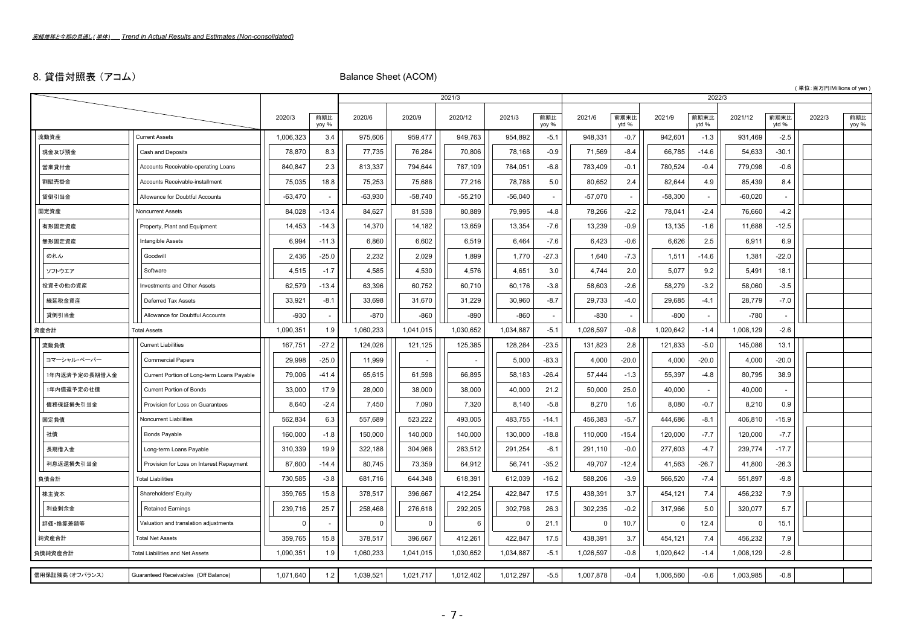*実績推移と今期の見通し(単体)　Trend in Actual Results and Estimates (Non-consolidated)*

## 8. 貸借対照表（アコム）　Balance Sheet (ACOM)

（単位：百万円/Millions of yen）

| | | 2020/3 | 前期比 yoy % | 2021/3 | | | | | 2022/3 | | | | | | | |
|---|---|---|---|---|---|---|---|---|---|---|---|---|---|---|---|---|
| | | | | 2020/6 | 2020/9 | 2020/12 | 2021/3 | 前期比 yoy % | 2021/6 | 前期末比 ytd % | 2021/9 | 前期末比 ytd % | 2021/12 | 前期末比 ytd % | 2022/3 | 前期比 yoy % |
| 流動資産 | Current Assets | 1,006,323 | 3.4 | 975,606 | 959,477 | 949,763 | 954,892 | -5.1 | 948,331 | -0.7 | 942,601 | -1.3 | 931,469 | -2.5 | | |
| 現金及び預金 | Cash and Deposits | 78,870 | 8.3 | 77,735 | 76,284 | 70,806 | 78,168 | -0.9 | 71,569 | -8.4 | 66,785 | -14.6 | 54,633 | -30.1 | | |
| 営業貸付金 | Accounts Receivable-operating Loans | 840,847 | 2.3 | 813,337 | 794,644 | 787,109 | 784,051 | -6.8 | 783,409 | -0.1 | 780,524 | -0.4 | 779,098 | -0.6 | | |
| 割賦売掛金 | Accounts Receivable-installment | 75,035 | 18.8 | 75,253 | 75,688 | 77,216 | 78,788 | 5.0 | 80,652 | 2.4 | 82,644 | 4.9 | 85,439 | 8.4 | | |
| 貸倒引当金 | Allowance for Doubtful Accounts | -63,470 | - | -63,930 | -58,740 | -55,210 | -56,040 | - | -57,070 | - | -58,300 | - | -60,020 | - | | |
| 固定資産 | Noncurrent Assets | 84,028 | -13.4 | 84,627 | 81,538 | 80,889 | 79,995 | -4.8 | 78,266 | -2.2 | 78,041 | -2.4 | 76,660 | -4.2 | | |
| 有形固定資産 | Property, Plant and Equipment | 14,453 | -14.3 | 14,370 | 14,182 | 13,659 | 13,354 | -7.6 | 13,239 | -0.9 | 13,135 | -1.6 | 11,688 | -12.5 | | |
| 無形固定資産 | Intangible Assets | 6,994 | -11.3 | 6,860 | 6,602 | 6,519 | 6,464 | -7.6 | 6,423 | -0.6 | 6,626 | 2.5 | 6,911 | 6.9 | | |
| のれん | Goodwill | 2,436 | -25.0 | 2,232 | 2,029 | 1,899 | 1,770 | -27.3 | 1,640 | -7.3 | 1,511 | -14.6 | 1,381 | -22.0 | | |
| ソフトウエア | Software | 4,515 | -1.7 | 4,585 | 4,530 | 4,576 | 4,651 | 3.0 | 4,744 | 2.0 | 5,077 | 9.2 | 5,491 | 18.1 | | |
| 投資その他の資産 | Investments and Other Assets | 62,579 | -13.4 | 63,396 | 60,752 | 60,710 | 60,176 | -3.8 | 58,603 | -2.6 | 58,279 | -3.2 | 58,060 | -3.5 | | |
| 繰延税金資産 | Deferred Tax Assets | 33,921 | -8.1 | 33,698 | 31,670 | 31,229 | 30,960 | -8.7 | 29,733 | -4.0 | 29,685 | -4.1 | 28,779 | -7.0 | | |
| 貸倒引当金 | Allowance for Doubtful Accounts | -930 | - | -870 | -860 | -890 | -860 | - | -830 | - | -800 | - | -780 | - | | |
| 資産合計 | Total Assets | 1,090,351 | 1.9 | 1,060,233 | 1,041,015 | 1,030,652 | 1,034,887 | -5.1 | 1,026,597 | -0.8 | 1,020,642 | -1.4 | 1,008,129 | -2.6 | | |
| 流動負債 | Current Liabilities | 167,751 | -27.2 | 124,026 | 121,125 | 125,385 | 128,284 | -23.5 | 131,823 | 2.8 | 121,833 | -5.0 | 145,086 | 13.1 | | |
| コマーシャル・ペーパー | Commercial Papers | 29,998 | -25.0 | 11,999 | - | - | 5,000 | -83.3 | 4,000 | -20.0 | 4,000 | -20.0 | 4,000 | -20.0 | | |
| 1年内返済予定の長期借入金 | Current Portion of Long-term Loans Payable | 79,006 | -41.4 | 65,615 | 61,598 | 66,895 | 58,183 | -26.4 | 57,444 | -1.3 | 55,397 | -4.8 | 80,795 | 38.9 | | |
| 1年内償還予定の社債 | Current Portion of Bonds | 33,000 | 17.9 | 28,000 | 38,000 | 38,000 | 40,000 | 21.2 | 50,000 | 25.0 | 40,000 | - | 40,000 | - | | |
| 債務保証損失引当金 | Provision for Loss on Guarantees | 8,640 | -2.4 | 7,450 | 7,090 | 7,320 | 8,140 | -5.8 | 8,270 | 1.6 | 8,080 | -0.7 | 8,210 | 0.9 | | |
| 固定負債 | Noncurrent Liabilities | 562,834 | 6.3 | 557,689 | 523,222 | 493,005 | 483,755 | -14.1 | 456,383 | -5.7 | 444,686 | -8.1 | 406,810 | -15.9 | | |
| 社債 | Bonds Payable | 160,000 | -1.8 | 150,000 | 140,000 | 140,000 | 130,000 | -18.8 | 110,000 | -15.4 | 120,000 | -7.7 | 120,000 | -7.7 | | |
| 長期借入金 | Long-term Loans Payable | 310,339 | 19.9 | 322,188 | 304,968 | 283,512 | 291,254 | -6.1 | 291,110 | -0.0 | 277,603 | -4.7 | 239,774 | -17.7 | | |
| 利息返還損失引当金 | Provision for Loss on Interest Repayment | 87,600 | -14.4 | 80,745 | 73,359 | 64,912 | 56,741 | -35.2 | 49,707 | -12.4 | 41,563 | -26.7 | 41,800 | -26.3 | | |
| 負債合計 | Total Liabilities | 730,585 | -3.8 | 681,716 | 644,348 | 618,391 | 612,039 | -16.2 | 588,206 | -3.9 | 566,520 | -7.4 | 551,897 | -9.8 | | |
| 株主資本 | Shareholders' Equity | 359,765 | 15.8 | 378,517 | 396,667 | 412,254 | 422,847 | 17.5 | 438,391 | 3.7 | 454,121 | 7.4 | 456,232 | 7.9 | | |
| 利益剰余金 | Retained Earnings | 239,716 | 25.7 | 258,468 | 276,618 | 292,205 | 302,798 | 26.3 | 302,235 | -0.2 | 317,966 | 5.0 | 320,077 | 5.7 | | |
| 評価・換算差額等 | Valuation and translation adjustments | 0 | - | 0 | 0 | 6 | 0 | 21.1 | 0 | 10.7 | 0 | 12.4 | 0 | 15.1 | | |
| 純資産合計 | Total Net Assets | 359,765 | 15.8 | 378,517 | 396,667 | 412,261 | 422,847 | 17.5 | 438,391 | 3.7 | 454,121 | 7.4 | 456,232 | 7.9 | | |
| 負債純資産合計 | Total Liabilities and Net Assets | 1,090,351 | 1.9 | 1,060,233 | 1,041,015 | 1,030,652 | 1,034,887 | -5.1 | 1,026,597 | -0.8 | 1,020,642 | -1.4 | 1,008,129 | -2.6 | | |
| 信用保証残高（オフバランス） | Guaranteed Receivables (Off Balance) | 1,071,640 | 1.2 | 1,039,521 | 1,021,717 | 1,012,402 | 1,012,297 | -5.5 | 1,007,878 | -0.4 | 1,006,560 | -0.6 | 1,003,985 | -0.8 | | |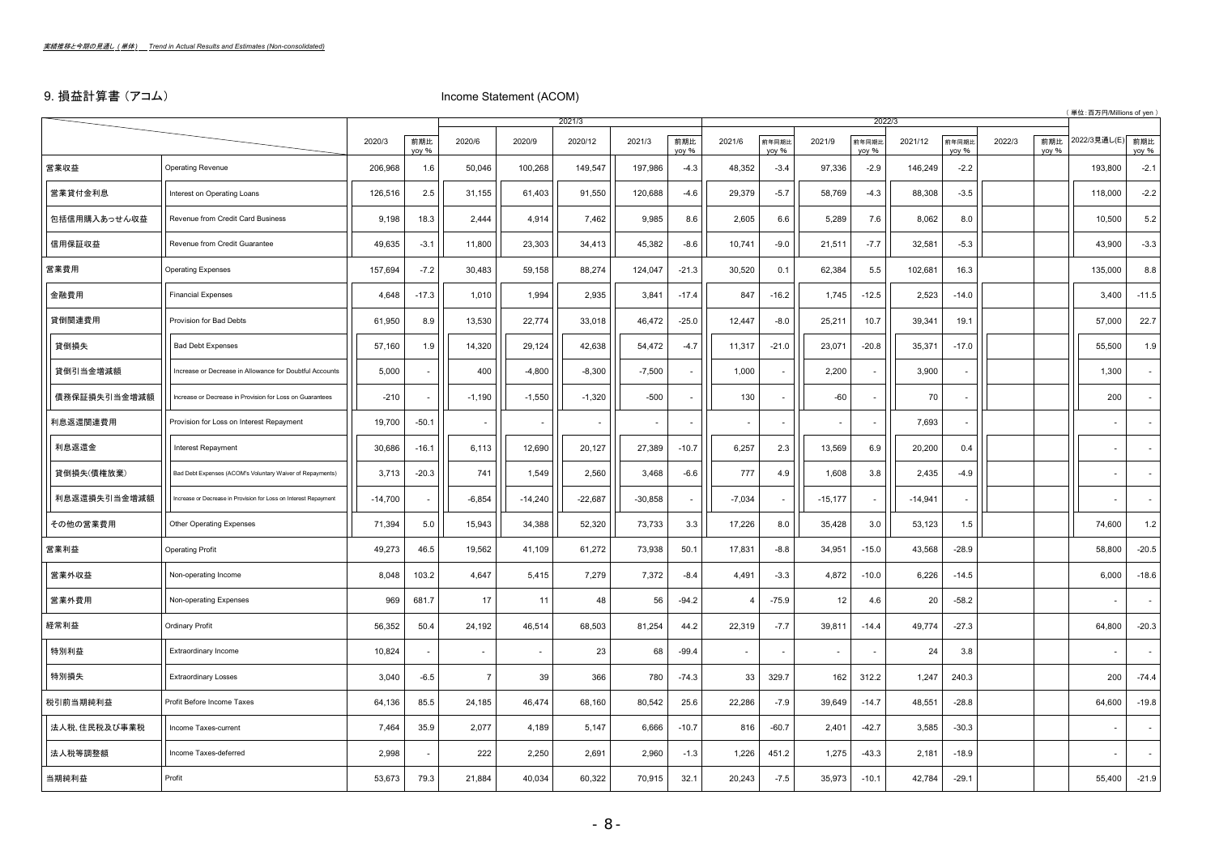*実績推移と今期の見通し（単体）　Trend in Actual Results and Estimates (Non-consolidated)*

## 9. 損益計算書（アコム）　Income Statement (ACOM)

（単位：百万円/Millions of yen）

| | | 2020/3 | 前期比 yoy % | 2021/3 | | | | | 2022/3 | | | | | | | | | 2022/3見通し(E) | 前期比 yoy % |
|---|---|---|---|---|---|---|---|---|---|---|---|---|---|---|---|---|---|---|---|
| | | | | 2020/6 | 2020/9 | 2020/12 | 2021/3 | 前期比 yoy % | 2021/6 | 前年同期比 yoy % | 2021/9 | 前年同期比 yoy % | 2021/12 | 前年同期比 yoy % | 2022/3 | 前期比 yoy % | | | |
| 営業収益 | Operating Revenue | 206,968 | 1.6 | 50,046 | 100,268 | 149,547 | 197,986 | -4.3 | 48,352 | -3.4 | 97,336 | -2.9 | 146,249 | -2.2 | | | | 193,800 | -2.1 |
| 営業貸付金利息 | Interest on Operating Loans | 126,516 | 2.5 | 31,155 | 61,403 | 91,550 | 120,688 | -4.6 | 29,379 | -5.7 | 58,769 | -4.3 | 88,308 | -3.5 | | | | 118,000 | -2.2 |
| 包括信用購入あっせん収益 | Revenue from Credit Card Business | 9,198 | 18.3 | 2,444 | 4,914 | 7,462 | 9,985 | 8.6 | 2,605 | 6.6 | 5,289 | 7.6 | 8,062 | 8.0 | | | | 10,500 | 5.2 |
| 信用保証収益 | Revenue from Credit Guarantee | 49,635 | -3.1 | 11,800 | 23,303 | 34,413 | 45,382 | -8.6 | 10,741 | -9.0 | 21,511 | -7.7 | 32,581 | -5.3 | | | | 43,900 | -3.3 |
| 営業費用 | Operating Expenses | 157,694 | -7.2 | 30,483 | 59,158 | 88,274 | 124,047 | -21.3 | 30,520 | 0.1 | 62,384 | 5.5 | 102,681 | 16.3 | | | | 135,000 | 8.8 |
| 金融費用 | Financial Expenses | 4,648 | -17.3 | 1,010 | 1,994 | 2,935 | 3,841 | -17.4 | 847 | -16.2 | 1,745 | -12.5 | 2,523 | -14.0 | | | | 3,400 | -11.5 |
| 貸倒関連費用 | Provision for Bad Debts | 61,950 | 8.9 | 13,530 | 22,774 | 33,018 | 46,472 | -25.0 | 12,447 | -8.0 | 25,211 | 10.7 | 39,341 | 19.1 | | | | 57,000 | 22.7 |
| 貸倒損失 | Bad Debt Expenses | 57,160 | 1.9 | 14,320 | 29,124 | 42,638 | 54,472 | -4.7 | 11,317 | -21.0 | 23,071 | -20.8 | 35,371 | -17.0 | | | | 55,500 | 1.9 |
| 貸倒引当金増減額 | Increase or Decrease in Allowance for Doubtful Accounts | 5,000 | - | 400 | -4,800 | -8,300 | -7,500 | - | 1,000 | - | 2,200 | - | 3,900 | - | | | | 1,300 | - |
| 債務保証損失引当金増減額 | Increase or Decrease in Provision for Loss on Guarantees | -210 | - | -1,190 | -1,550 | -1,320 | -500 | - | 130 | - | -60 | - | 70 | - | | | | 200 | - |
| 利息返還関連費用 | Provision for Loss on Interest Repayment | 19,700 | -50.1 | - | - | - | - | - | - | - | - | - | 7,693 | - | | | | - | - |
| 利息返還金 | Interest Repayment | 30,686 | -16.1 | 6,113 | 12,690 | 20,127 | 27,389 | -10.7 | 6,257 | 2.3 | 13,569 | 6.9 | 20,200 | 0.4 | | | | - | - |
| 貸倒損失(債権放棄) | Bad Debt Expenses (ACOM's Voluntary Waiver of Repayments) | 3,713 | -20.3 | 741 | 1,549 | 2,560 | 3,468 | -6.6 | 777 | 4.9 | 1,608 | 3.8 | 2,435 | -4.9 | | | | - | - |
| 利息返還損失引当金増減額 | Increase or Decrease in Provision for Loss on Interest Repayment | -14,700 | - | -6,854 | -14,240 | -22,687 | -30,858 | - | -7,034 | - | -15,177 | - | -14,941 | - | | | | - | - |
| その他の営業費用 | Other Operating Expenses | 71,394 | 5.0 | 15,943 | 34,388 | 52,320 | 73,733 | 3.3 | 17,226 | 8.0 | 35,428 | 3.0 | 53,123 | 1.5 | | | | 74,600 | 1.2 |
| 営業利益 | Operating Profit | 49,273 | 46.5 | 19,562 | 41,109 | 61,272 | 73,938 | 50.1 | 17,831 | -8.8 | 34,951 | -15.0 | 43,568 | -28.9 | | | | 58,800 | -20.5 |
| 営業外収益 | Non-operating Income | 8,048 | 103.2 | 4,647 | 5,415 | 7,279 | 7,372 | -8.4 | 4,491 | -3.3 | 4,872 | -10.0 | 6,226 | -14.5 | | | | 6,000 | -18.6 |
| 営業外費用 | Non-operating Expenses | 969 | 681.7 | 17 | 11 | 48 | 56 | -94.2 | 4 | -75.9 | 12 | 4.6 | 20 | -58.2 | | | | - | - |
| 経常利益 | Ordinary Profit | 56,352 | 50.4 | 24,192 | 46,514 | 68,503 | 81,254 | 44.2 | 22,319 | -7.7 | 39,811 | -14.4 | 49,774 | -27.3 | | | | 64,800 | -20.3 |
| 特別利益 | Extraordinary Income | 10,824 | - | - | - | 23 | 68 | -99.4 | - | - | - | - | 24 | 3.8 | | | | - | - |
| 特別損失 | Extraordinary Losses | 3,040 | -6.5 | 7 | 39 | 366 | 780 | -74.3 | 33 | 329.7 | 162 | 312.2 | 1,247 | 240.3 | | | | 200 | -74.4 |
| 税引前当期純利益 | Profit Before Income Taxes | 64,136 | 85.5 | 24,185 | 46,474 | 68,160 | 80,542 | 25.6 | 22,286 | -7.9 | 39,649 | -14.7 | 48,551 | -28.8 | | | | 64,600 | -19.8 |
| 法人税、住民税及び事業税 | Income Taxes-current | 7,464 | 35.9 | 2,077 | 4,189 | 5,147 | 6,666 | -10.7 | 816 | -60.7 | 2,401 | -42.7 | 3,585 | -30.3 | | | | - | - |
| 法人税等調整額 | Income Taxes-deferred | 2,998 | - | 222 | 2,250 | 2,691 | 2,960 | -1.3 | 1,226 | 451.2 | 1,275 | -43.3 | 2,181 | -18.9 | | | | - | - |
| 当期純利益 | Profit | 53,673 | 79.3 | 21,884 | 40,034 | 60,322 | 70,915 | 32.1 | 20,243 | -7.5 | 35,973 | -10.1 | 42,784 | -29.1 | | | | 55,400 | -21.9 |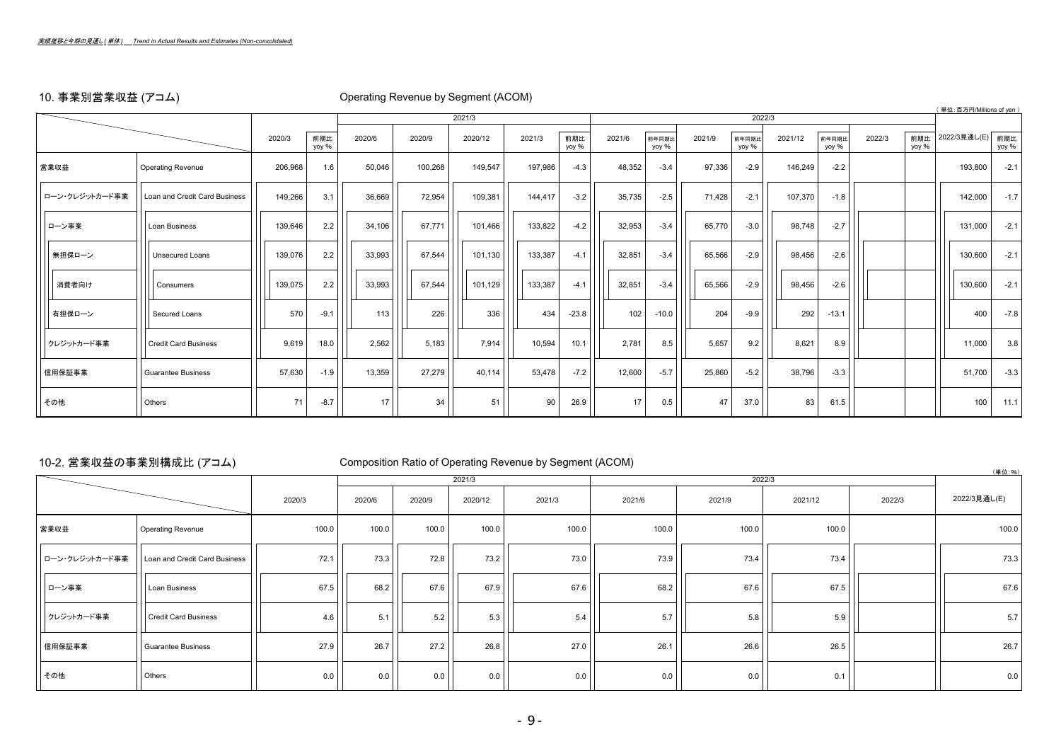*実績推移と今期の見通し(単体)　Trend in Actual Results and Estimates (Non-consolidated)*

## 10. 事業別営業収益 (アコム)　Operating Revenue by Segment (ACOM)

( 単位：百万円/Millions of yen )

| | | 2020/3 | 前期比 yoy % | 2021/3 | | | | | 2022/3 | | | | | | | | 2022/3見通し(E) | 前期比 yoy % |
|---|---|---|---|---|---|---|---|---|---|---|---|---|---|---|---|---|---|---|
| | | | | 2020/6 | 2020/9 | 2020/12 | 2021/3 | 前期比 yoy % | 2021/6 | 前年同期比 yoy % | 2021/9 | 前年同期比 yoy % | 2021/12 | 前年同期比 yoy % | 2022/3 | 前期比 yoy % | | |
| 営業収益 | Operating Revenue | 206,968 | 1.6 | 50,046 | 100,268 | 149,547 | 197,986 | -4.3 | 48,352 | -3.4 | 97,336 | -2.9 | 146,249 | -2.2 | | | 193,800 | -2.1 |
| ローン・クレジットカード事業 | Loan and Credit Card Business | 149,266 | 3.1 | 36,669 | 72,954 | 109,381 | 144,417 | -3.2 | 35,735 | -2.5 | 71,428 | -2.1 | 107,370 | -1.8 | | | 142,000 | -1.7 |
| ローン事業 | Loan Business | 139,646 | 2.2 | 34,106 | 67,771 | 101,466 | 133,822 | -4.2 | 32,953 | -3.4 | 65,770 | -3.0 | 98,748 | -2.7 | | | 131,000 | -2.1 |
| 無担保ローン | Unsecured Loans | 139,076 | 2.2 | 33,993 | 67,544 | 101,130 | 133,387 | -4.1 | 32,851 | -3.4 | 65,566 | -2.9 | 98,456 | -2.6 | | | 130,600 | -2.1 |
| 消費者向け | Consumers | 139,075 | 2.2 | 33,993 | 67,544 | 101,129 | 133,387 | -4.1 | 32,851 | -3.4 | 65,566 | -2.9 | 98,456 | -2.6 | | | 130,600 | -2.1 |
| 有担保ローン | Secured Loans | 570 | -9.1 | 113 | 226 | 336 | 434 | -23.8 | 102 | -10.0 | 204 | -9.9 | 292 | -13.1 | | | 400 | -7.8 |
| クレジットカード事業 | Credit Card Business | 9,619 | 18.0 | 2,562 | 5,183 | 7,914 | 10,594 | 10.1 | 2,781 | 8.5 | 5,657 | 9.2 | 8,621 | 8.9 | | | 11,000 | 3.8 |
| 信用保証事業 | Guarantee Business | 57,630 | -1.9 | 13,359 | 27,279 | 40,114 | 53,478 | -7.2 | 12,600 | -5.7 | 25,860 | -5.2 | 38,796 | -3.3 | | | 51,700 | -3.3 |
| その他 | Others | 71 | -8.7 | 17 | 34 | 51 | 90 | 26.9 | 17 | 0.5 | 47 | 37.0 | 83 | 61.5 | | | 100 | 11.1 |

## 10-2. 営業収益の事業別構成比 (アコム)　Composition Ratio of Operating Revenue by Segment (ACOM)

(単位：%)

| | | 2020/3 | 2021/3 | | | | 2022/3 | | | | 2022/3見通し(E) |
|---|---|---|---|---|---|---|---|---|---|---|---|
| | | | 2020/6 | 2020/9 | 2020/12 | 2021/3 | 2021/6 | 2021/9 | 2021/12 | 2022/3 | |
| 営業収益 | Operating Revenue | 100.0 | 100.0 | 100.0 | 100.0 | 100.0 | 100.0 | 100.0 | 100.0 | | 100.0 |
| ローン・クレジットカード事業 | Loan and Credit Card Business | 72.1 | 73.3 | 72.8 | 73.2 | 73.0 | 73.9 | 73.4 | 73.4 | | 73.3 |
| ローン事業 | Loan Business | 67.5 | 68.2 | 67.6 | 67.9 | 67.6 | 68.2 | 67.6 | 67.5 | | 67.6 |
| クレジットカード事業 | Credit Card Business | 4.6 | 5.1 | 5.2 | 5.3 | 5.4 | 5.7 | 5.8 | 5.9 | | 5.7 |
| 信用保証事業 | Guarantee Business | 27.9 | 26.7 | 27.2 | 26.8 | 27.0 | 26.1 | 26.6 | 26.5 | | 26.7 |
| その他 | Others | 0.0 | 0.0 | 0.0 | 0.0 | 0.0 | 0.0 | 0.0 | 0.1 | | 0.0 |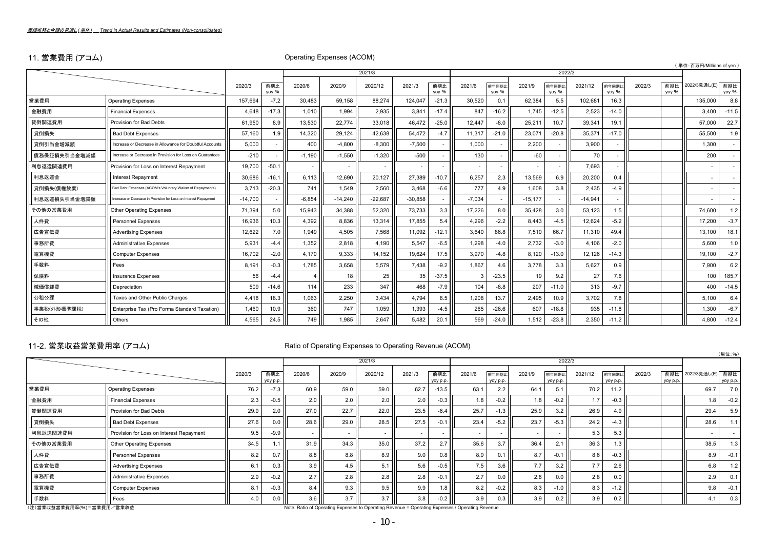*実績推移と今期の見通し（単体） Trend in Actual Results and Estimates (Non-consolidated)*

## 11. 営業費用 (アコム)　Operating Expenses (ACOM)

（単位：百万円/Millions of yen）

| | | 2020/3 | 前期比 yoy % | 2021/3 | | | | | 2022/3 | | | | | | | | 2022/3見通し(E) | 前期比 yoy % |
|---|---|---|---|---|---|---|---|---|---|---|---|---|---|---|---|---|---|---|
| | | | | 2020/6 | 2020/9 | 2020/12 | 2021/3 | 前期比 yoy % | 2021/6 | 前年同期比 yoy % | 2021/9 | 前年同期比 yoy % | 2021/12 | 前年同期比 yoy % | 2022/3 | 前期比 yoy % | | |
| 営業費用 | Operating Expenses | 157,694 | -7.2 | 30,483 | 59,158 | 88,274 | 124,047 | -21.3 | 30,520 | 0.1 | 62,384 | 5.5 | 102,681 | 16.3 | | | 135,000 | 8.8 |
| 金融費用 | Financial Expenses | 4,648 | -17.3 | 1,010 | 1,994 | 2,935 | 3,841 | -17.4 | 847 | -16.2 | 1,745 | -12.5 | 2,523 | -14.0 | | | 3,400 | -11.5 |
| 貸倒関連費用 | Provision for Bad Debts | 61,950 | 8.9 | 13,530 | 22,774 | 33,018 | 46,472 | -25.0 | 12,447 | -8.0 | 25,211 | 10.7 | 39,341 | 19.1 | | | 57,000 | 22.7 |
| 貸倒損失 | Bad Debt Expenses | 57,160 | 1.9 | 14,320 | 29,124 | 42,638 | 54,472 | -4.7 | 11,317 | -21.0 | 23,071 | -20.8 | 35,371 | -17.0 | | | 55,500 | 1.9 |
| 貸倒引当金増減額 | Increase or Decrease in Allowance for Doubtful Accounts | 5,000 | - | 400 | -4,800 | -8,300 | -7,500 | - | 1,000 | - | 2,200 | - | 3,900 | - | | | 1,300 | - |
| 債務保証損失引当金増減額 | Increase or Decrease in Provision for Loss on Guarantees | -210 | - | -1,190 | -1,550 | -1,320 | -500 | - | 130 | - | -60 | - | 70 | - | | | 200 | - |
| 利息返還関連費用 | Provision for Loss on Interest Repayment | 19,700 | -50.1 | - | - | - | - | - | - | - | - | - | 7,693 | - | | | - | - |
| 利息返還金 | Interest Repayment | 30,686 | -16.1 | 6,113 | 12,690 | 20,127 | 27,389 | -10.7 | 6,257 | 2.3 | 13,569 | 6.9 | 20,200 | 0.4 | | | - | - |
| 貸倒損失(債権放棄) | Bad Debt Expenses (ACOM's Voluntary Waiver of Repayments) | 3,713 | -20.3 | 741 | 1,549 | 2,560 | 3,468 | -6.6 | 777 | 4.9 | 1,608 | 3.8 | 2,435 | -4.9 | | | - | - |
| 利息返還損失引当金増減額 | Increase or Decrease in Provision for Loss on Interest Repayment | -14,700 | - | -6,854 | -14,240 | -22,687 | -30,858 | - | -7,034 | - | -15,177 | - | -14,941 | - | | | - | - |
| その他の営業費用 | Other Operating Expenses | 71,394 | 5.0 | 15,943 | 34,388 | 52,320 | 73,733 | 3.3 | 17,226 | 8.0 | 35,428 | 3.0 | 53,123 | 1.5 | | | 74,600 | 1.2 |
| 人件費 | Personnel Expenses | 16,936 | 10.3 | 4,392 | 8,836 | 13,314 | 17,855 | 5.4 | 4,296 | -2.2 | 8,443 | -4.5 | 12,624 | -5.2 | | | 17,200 | -3.7 |
| 広告宣伝費 | Advertising Expenses | 12,622 | 7.0 | 1,949 | 4,505 | 7,568 | 11,092 | -12.1 | 3,640 | 86.8 | 7,510 | 66.7 | 11,310 | 49.4 | | | 13,100 | 18.1 |
| 事務所費 | Administrative Expenses | 5,931 | -4.4 | 1,352 | 2,818 | 4,190 | 5,547 | -6.5 | 1,298 | -4.0 | 2,732 | -3.0 | 4,106 | -2.0 | | | 5,600 | 1.0 |
| 電算機費 | Computer Expenses | 16,702 | -2.0 | 4,170 | 9,333 | 14,152 | 19,624 | 17.5 | 3,970 | -4.8 | 8,120 | -13.0 | 12,126 | -14.3 | | | 19,100 | -2.7 |
| 手数料 | Fees | 8,191 | -0.3 | 1,785 | 3,658 | 5,579 | 7,438 | -9.2 | 1,867 | 4.6 | 3,778 | 3.3 | 5,627 | 0.9 | | | 7,900 | 6.2 |
| 保険料 | Insurance Expenses | 56 | -4.4 | 4 | 18 | 25 | 35 | -37.5 | 3 | -23.5 | 19 | 9.2 | 27 | 7.6 | | | 100 | 185.7 |
| 減価償却費 | Depreciation | 509 | -14.6 | 114 | 233 | 347 | 468 | -7.9 | 104 | -8.8 | 207 | -11.0 | 313 | -9.7 | | | 400 | -14.5 |
| 公租公課 | Taxes and Other Public Charges | 4,418 | 18.3 | 1,063 | 2,250 | 3,434 | 4,794 | 8.5 | 1,208 | 13.7 | 2,495 | 10.9 | 3,702 | 7.8 | | | 5,100 | 6.4 |
| 事業税(外形標準課税) | Enterprise Tax (Pro Forma Standard Taxation) | 1,460 | 10.9 | 360 | 747 | 1,059 | 1,393 | -4.5 | 265 | -26.6 | 607 | -18.8 | 935 | -11.8 | | | 1,300 | -6.7 |
| その他 | Others | 4,565 | 24.5 | 749 | 1,985 | 2,647 | 5,482 | 20.1 | 569 | -24.0 | 1,512 | -23.8 | 2,350 | -11.2 | | | 4,800 | -12.4 |

## 11-2. 営業収益営業費用率 (アコム)　Ratio of Operating Expenses to Operating Revenue (ACOM)

（単位：%）

| | | 2020/3 | 前期比 yoy p.p. | 2021/3 | | | | | 2022/3 | | | | | | | | 2022/3見通し(E) | 前期比 yoy p.p. |
|---|---|---|---|---|---|---|---|---|---|---|---|---|---|---|---|---|---|---|
| | | | | 2020/6 | 2020/9 | 2020/12 | 2021/3 | 前期比 yoy p.p. | 2021/6 | 前年同期比 yoy p.p. | 2021/9 | 前年同期比 yoy p.p. | 2021/12 | 前年同期比 yoy p.p. | 2022/3 | 前期比 yoy p.p. | | |
| 営業費用 | Operating Expenses | 76.2 | -7.3 | 60.9 | 59.0 | 59.0 | 62.7 | -13.5 | 63.1 | 2.2 | 64.1 | 5.1 | 70.2 | 11.2 | | | 69.7 | 7.0 |
| 金融費用 | Financial Expenses | 2.3 | -0.5 | 2.0 | 2.0 | 2.0 | 2.0 | -0.3 | 1.8 | -0.2 | 1.8 | -0.2 | 1.7 | -0.3 | | | 1.8 | -0.2 |
| 貸倒関連費用 | Provision for Bad Debts | 29.9 | 2.0 | 27.0 | 22.7 | 22.0 | 23.5 | -6.4 | 25.7 | -1.3 | 25.9 | 3.2 | 26.9 | 4.9 | | | 29.4 | 5.9 |
| 貸倒損失 | Bad Debt Expenses | 27.6 | 0.0 | 28.6 | 29.0 | 28.5 | 27.5 | -0.1 | 23.4 | -5.2 | 23.7 | -5.3 | 24.2 | -4.3 | | | 28.6 | 1.1 |
| 利息返還関連費用 | Provision for Loss on Interest Repayment | 9.5 | -9.9 | - | - | - | - | - | - | - | - | - | 5.3 | 5.3 | | | - | - |
| その他の営業費用 | Other Operating Expenses | 34.5 | 1.1 | 31.9 | 34.3 | 35.0 | 37.2 | 2.7 | 35.6 | 3.7 | 36.4 | 2.1 | 36.3 | 1.3 | | | 38.5 | 1.3 |
| 人件費 | Personnel Expenses | 8.2 | 0.7 | 8.8 | 8.8 | 8.9 | 9.0 | 0.8 | 8.9 | 0.1 | 8.7 | -0.1 | 8.6 | -0.3 | | | 8.9 | -0.1 |
| 広告宣伝費 | Advertising Expenses | 6.1 | 0.3 | 3.9 | 4.5 | 5.1 | 5.6 | -0.5 | 7.5 | 3.6 | 7.7 | 3.2 | 7.7 | 2.6 | | | 6.8 | 1.2 |
| 事務所費 | Administrative Expenses | 2.9 | -0.2 | 2.7 | 2.8 | 2.8 | 2.8 | -0.1 | 2.7 | 0.0 | 2.8 | 0.0 | 2.8 | 0.0 | | | 2.9 | 0.1 |
| 電算機費 | Computer Expenses | 8.1 | -0.3 | 8.4 | 9.3 | 9.5 | 9.9 | 1.8 | 8.2 | -0.2 | 8.3 | -1.0 | 8.3 | -1.2 | | | 9.8 | -0.1 |
| 手数料 | Fees | 4.0 | 0.0 | 3.6 | 3.7 | 3.7 | 3.8 | -0.2 | 3.9 | 0.3 | 3.9 | 0.2 | 3.9 | 0.2 | | | 4.1 | 0.3 |

（注）営業収益営業費用率(%)=営業費用／営業収益　Note: Ratio of Operating Expenses to Operating Revenue = Operating Expenses / Operating Revenue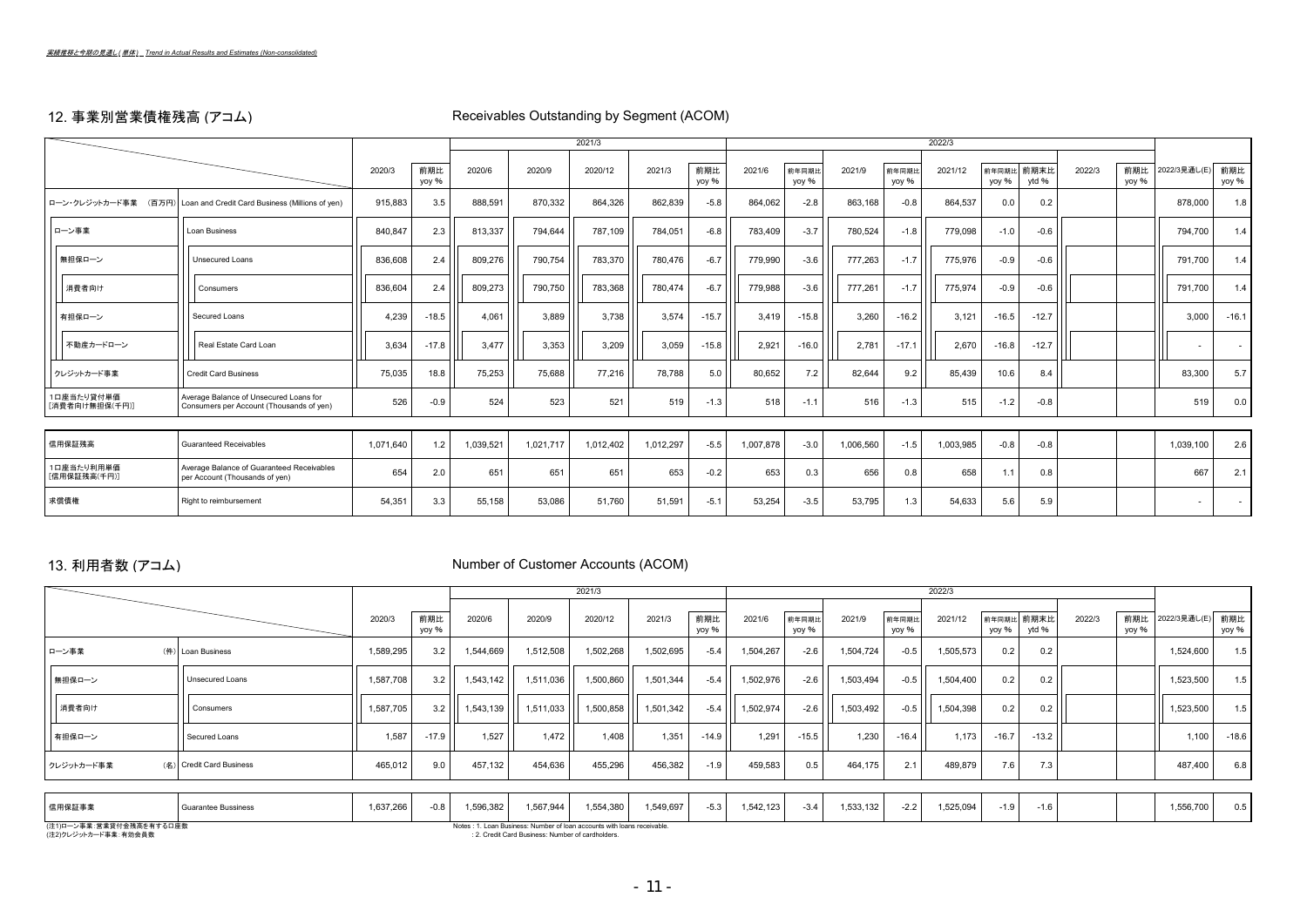## 12. 事業別営業債権残高 (アコム)　Receivables Outstanding by Segment (ACOM)

| | | 2020/3 | 前期比 yoy % | 2021/3 2020/6 | 2020/9 | 2020/12 | 2021/3 | 前期比 yoy % | 2022/3 2021/6 | 前年同期比 yoy % | 2021/9 | 前年同期比 yoy % | 2021/12 | 前年同期比 yoy % | 前期末比 ytd % | 2022/3 | 前期比 yoy % | 2022/3見通し(E) | 前期比 yoy % |
|---|---|---|---|---|---|---|---|---|---|---|---|---|---|---|---|---|---|---|---|
| ローン・クレジットカード事業　(百万円) | Loan and Credit Card Business (Millions of yen) | 915,883 | 3.5 | 888,591 | 870,332 | 864,326 | 862,839 | -5.8 | 864,062 | -2.8 | 863,168 | -0.8 | 864,537 | 0.0 | 0.2 | | | 878,000 | 1.8 |
| ローン事業 | Loan Business | 840,847 | 2.3 | 813,337 | 794,644 | 787,109 | 784,051 | -6.8 | 783,409 | -3.7 | 780,524 | -1.8 | 779,098 | -1.0 | -0.6 | | | 794,700 | 1.4 |
| 無担保ローン | Unsecured Loans | 836,608 | 2.4 | 809,276 | 790,754 | 783,370 | 780,476 | -6.7 | 779,990 | -3.6 | 777,263 | -1.7 | 775,976 | -0.9 | -0.6 | | | 791,700 | 1.4 |
| 消費者向け | Consumers | 836,604 | 2.4 | 809,273 | 790,750 | 783,368 | 780,474 | -6.7 | 779,988 | -3.6 | 777,261 | -1.7 | 775,974 | -0.9 | -0.6 | | | 791,700 | 1.4 |
| 有担保ローン | Secured Loans | 4,239 | -18.5 | 4,061 | 3,889 | 3,738 | 3,574 | -15.7 | 3,419 | -15.8 | 3,260 | -16.2 | 3,121 | -16.5 | -12.7 | | | 3,000 | -16.1 |
| 不動産カードローン | Real Estate Card Loan | 3,634 | -17.8 | 3,477 | 3,353 | 3,209 | 3,059 | -15.8 | 2,921 | -16.0 | 2,781 | -17.1 | 2,670 | -16.8 | -12.7 | | | - | - |
| クレジットカード事業 | Credit Card Business | 75,035 | 18.8 | 75,253 | 75,688 | 77,216 | 78,788 | 5.0 | 80,652 | 7.2 | 82,644 | 9.2 | 85,439 | 10.6 | 8.4 | | | 83,300 | 5.7 |
| 1口座当たり貸付単価 [消費者向け無担保(千円)] | Average Balance of Unsecured Loans for Consumers per Account (Thousands of yen) | 526 | -0.9 | 524 | 523 | 521 | 519 | -1.3 | 518 | -1.1 | 516 | -1.3 | 515 | -1.2 | -0.8 | | | 519 | 0.0 |
| 信用保証残高 | Guaranteed Receivables | 1,071,640 | 1.2 | 1,039,521 | 1,021,717 | 1,012,402 | 1,012,297 | -5.5 | 1,007,878 | -3.0 | 1,006,560 | -1.5 | 1,003,985 | -0.8 | -0.8 | | | 1,039,100 | 2.6 |
| 1口座当たり利用単価 [信用保証残高(千円)] | Average Balance of Guaranteed Receivables per Account (Thousands of yen) | 654 | 2.0 | 651 | 651 | 651 | 653 | -0.2 | 653 | 0.3 | 656 | 0.8 | 658 | 1.1 | 0.8 | | | 667 | 2.1 |
| 求償債権 | Right to reimbursement | 54,351 | 3.3 | 55,158 | 53,086 | 51,760 | 51,591 | -5.1 | 53,254 | -3.5 | 53,795 | 1.3 | 54,633 | 5.6 | 5.9 | | | - | - |

## 13. 利用者数 (アコム)　Number of Customer Accounts (ACOM)

| | | 2020/3 | 前期比 yoy % | 2021/3 2020/6 | 2020/9 | 2020/12 | 2021/3 | 前期比 yoy % | 2022/3 2021/6 | 前年同期比 yoy % | 2021/9 | 前年同期比 yoy % | 2021/12 | 前年同期比 yoy % | 前期末比 ytd % | 2022/3 | 前期比 yoy % | 2022/3見通し(E) | 前期比 yoy % |
|---|---|---|---|---|---|---|---|---|---|---|---|---|---|---|---|---|---|---|---|
| ローン事業　(件) | Loan Business | 1,589,295 | 3.2 | 1,544,669 | 1,512,508 | 1,502,268 | 1,502,695 | -5.4 | 1,504,267 | -2.6 | 1,504,724 | -0.5 | 1,505,573 | 0.2 | 0.2 | | | 1,524,600 | 1.5 |
| 無担保ローン | Unsecured Loans | 1,587,708 | 3.2 | 1,543,142 | 1,511,036 | 1,500,860 | 1,501,344 | -5.4 | 1,502,976 | -2.6 | 1,503,494 | -0.5 | 1,504,400 | 0.2 | 0.2 | | | 1,523,500 | 1.5 |
| 消費者向け | Consumers | 1,587,705 | 3.2 | 1,543,139 | 1,511,033 | 1,500,858 | 1,501,342 | -5.4 | 1,502,974 | -2.6 | 1,503,492 | -0.5 | 1,504,398 | 0.2 | 0.2 | | | 1,523,500 | 1.5 |
| 有担保ローン | Secured Loans | 1,587 | -17.9 | 1,527 | 1,472 | 1,408 | 1,351 | -14.9 | 1,291 | -15.5 | 1,230 | -16.4 | 1,173 | -16.7 | -13.2 | | | 1,100 | -18.6 |
| クレジットカード事業　(名) | Credit Card Business | 465,012 | 9.0 | 457,132 | 454,636 | 455,296 | 456,382 | -1.9 | 459,583 | 0.5 | 464,175 | 2.1 | 489,879 | 7.6 | 7.3 | | | 487,400 | 6.8 |
| 信用保証事業 | Guarantee Bussiness | 1,637,266 | -0.8 | 1,596,382 | 1,567,944 | 1,554,380 | 1,549,697 | -5.3 | 1,542,123 | -3.4 | 1,533,132 | -2.2 | 1,525,094 | -1.9 | -1.6 | | | 1,556,700 | 0.5 |

(注1)ローン事業：営業貸付金残高を有する口座数
(注2)クレジットカード事業：有効会員数

Notes : 1. Loan Business: Number of loan accounts with loans receivable.
: 2. Credit Card Business: Number of cardholders.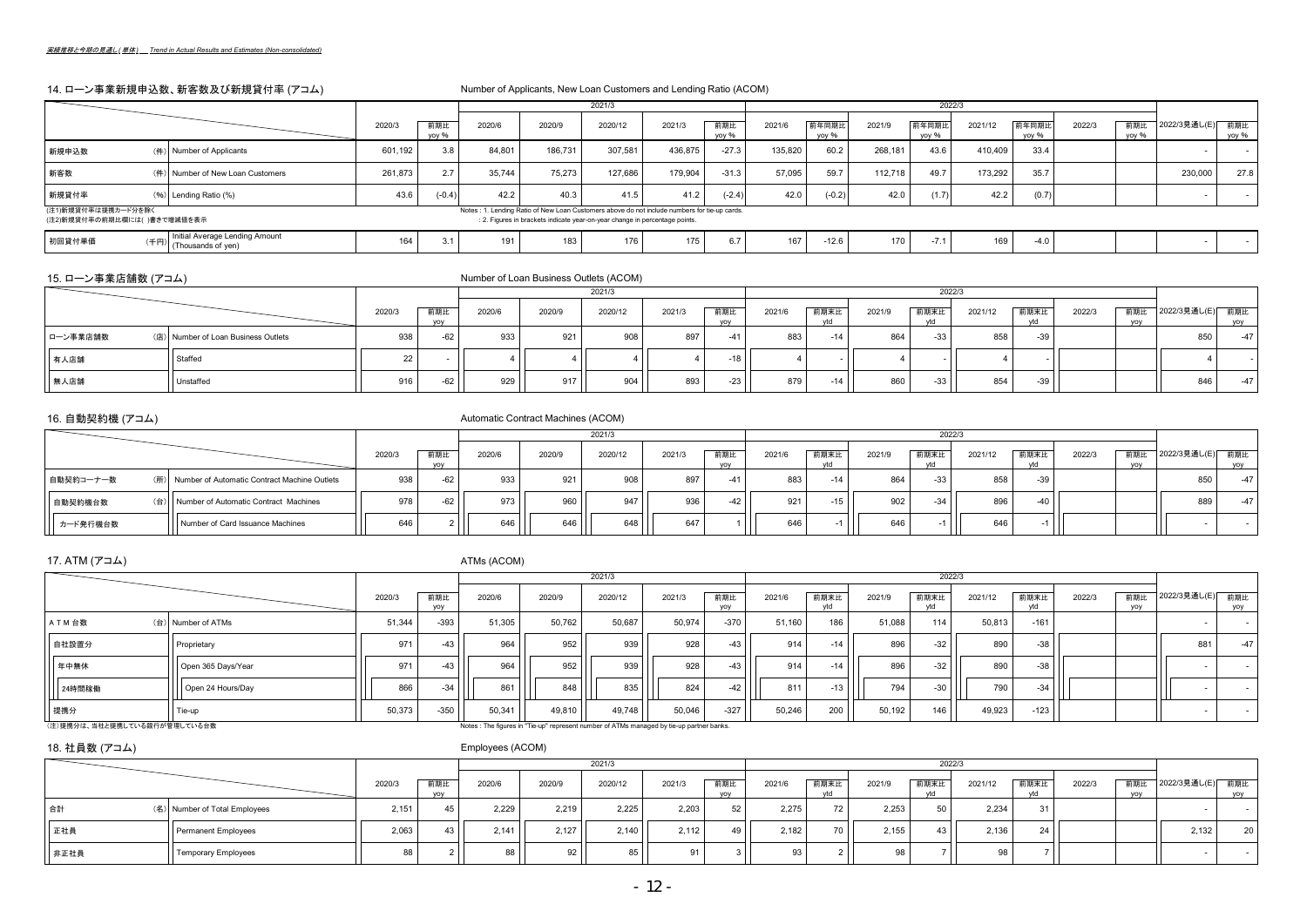実績推移と今期の見通し(単体)　Trend in Actual Results and Estimates (Non-consolidated)

## 14. ローン事業新規申込数、新客数及び新規貸付率 (アコム)　Number of Applicants, New Loan Customers and Lending Ratio (ACOM)

| | | 2020/3 | 前期比 yoy % | 2021/3 2020/6 | 2020/9 | 2020/12 | 2021/3 | 前期比 yoy % | 2022/3 2021/6 | 前年同期比 yoy % | 2021/9 | 前年同期比 yoy % | 2021/12 | 前年同期比 yoy % | 2022/3 | 前期比 yoy % | 2022/3見通し(E) | 前期比 yoy % |
|---|---|---|---|---|---|---|---|---|---|---|---|---|---|---|---|---|---|---|
| 新規申込数 | (件) Number of Applicants | 601,192 | 3.8 | 84,801 | 186,731 | 307,581 | 436,875 | -27.3 | 135,820 | 60.2 | 268,181 | 43.6 | 410,409 | 33.4 | | | - | - |
| 新客数 | (件) Number of New Loan Customers | 261,873 | 2.7 | 35,744 | 75,273 | 127,686 | 179,904 | -31.3 | 57,095 | 59.7 | 112,718 | 49.7 | 173,292 | 35.7 | | | 230,000 | 27.8 |
| 新規貸付率 | (%) Lending Ratio (%) | 43.6 | (-0.4) | 42.2 | 40.3 | 41.5 | 41.2 | (-2.4) | 42.0 | (-0.2) | 42.0 | (1.7) | 42.2 | (0.7) | | | - | - |

(注1)新規貸付率は提携カード分を除く
(注2)新規貸付率の前期比欄には( )書きで増減値を表示

Notes : 1. Lending Ratio of New Loan Customers above do not include numbers for tie-up cards.
: 2. Figures in brackets indicate year-on-year change in percentage points.

| | | 2020/3 | 前期比 yoy % | 2020/6 | 2020/9 | 2020/12 | 2021/3 | 前期比 yoy % | 2021/6 | 前年同期比 yoy % | 2021/9 | 前年同期比 yoy % | 2021/12 | 前年同期比 yoy % | 2022/3 | 前期比 yoy % | 2022/3見通し(E) | 前期比 yoy % |
|---|---|---|---|---|---|---|---|---|---|---|---|---|---|---|---|---|---|---|
| 初回貸付単価 | (千円) Initial Average Lending Amount (Thousands of yen) | 164 | 3.1 | 191 | 183 | 176 | 175 | 6.7 | 167 | -12.6 | 170 | -7.1 | 169 | -4.0 | | | - | - |

## 15. ローン事業店舗数 (アコム)　Number of Loan Business Outlets (ACOM)

| | | 2020/3 | 前期比 yoy | 2021/3 2020/6 | 2020/9 | 2020/12 | 2021/3 | 前期比 yoy | 2022/3 2021/6 | 前期末比 ytd | 2021/9 | 前期末比 ytd | 2021/12 | 前期末比 ytd | 2022/3 | 前期比 yoy | 2022/3見通し(E) | 前期比 yoy |
|---|---|---|---|---|---|---|---|---|---|---|---|---|---|---|---|---|---|---|
| ローン事業店舗数 | (店) Number of Loan Business Outlets | 938 | -62 | 933 | 921 | 908 | 897 | -41 | 883 | -14 | 864 | -33 | 858 | -39 | | | 850 | -47 |
| 有人店舗 | Staffed | 22 | - | 4 | 4 | 4 | 4 | -18 | 4 | - | 4 | - | 4 | - | | | 4 | - |
| 無人店舗 | Unstaffed | 916 | -62 | 929 | 917 | 904 | 893 | -23 | 879 | -14 | 860 | -33 | 854 | -39 | | | 846 | -47 |

## 16. 自動契約機 (アコム)　Automatic Contract Machines (ACOM)

| | | 2020/3 | 前期比 yoy | 2021/3 2020/6 | 2020/9 | 2020/12 | 2021/3 | 前期比 yoy | 2022/3 2021/6 | 前期末比 ytd | 2021/9 | 前期末比 ytd | 2021/12 | 前期末比 ytd | 2022/3 | 前期比 yoy | 2022/3見通し(E) | 前期比 yoy |
|---|---|---|---|---|---|---|---|---|---|---|---|---|---|---|---|---|---|---|
| 自動契約コーナー数 | (所) Number of Automatic Contract Machine Outlets | 938 | -62 | 933 | 921 | 908 | 897 | -41 | 883 | -14 | 864 | -33 | 858 | -39 | | | 850 | -47 |
| 自動契約機台数 | (台) Number of Automatic Contract Machines | 978 | -62 | 973 | 960 | 947 | 936 | -42 | 921 | -15 | 902 | -34 | 896 | -40 | | | 889 | -47 |
| カード発行機台数 | Number of Card Issuance Machines | 646 | 2 | 646 | 646 | 648 | 647 | 1 | 646 | -1 | 646 | -1 | 646 | -1 | | | - | - |

## 17. ATM (アコム)　ATMs (ACOM)

| | | 2020/3 | 前期比 yoy | 2021/3 2020/6 | 2020/9 | 2020/12 | 2021/3 | 前期比 yoy | 2022/3 2021/6 | 前期末比 ytd | 2021/9 | 前期末比 ytd | 2021/12 | 前期末比 ytd | 2022/3 | 前期比 yoy | 2022/3見通し(E) | 前期比 yoy |
|---|---|---|---|---|---|---|---|---|---|---|---|---|---|---|---|---|---|---|
| ＡＴＭ台数 | (台) Number of ATMs | 51,344 | -393 | 51,305 | 50,762 | 50,687 | 50,974 | -370 | 51,160 | 186 | 51,088 | 114 | 50,813 | -161 | | | - | - |
| 自社設置分 | Proprietary | 971 | -43 | 964 | 952 | 939 | 928 | -43 | 914 | -14 | 896 | -32 | 890 | -38 | | | 881 | -47 |
| 年中無休 | Open 365 Days/Year | 971 | -43 | 964 | 952 | 939 | 928 | -43 | 914 | -14 | 896 | -32 | 890 | -38 | | | - | - |
| 24時間稼働 | Open 24 Hours/Day | 866 | -34 | 861 | 848 | 835 | 824 | -42 | 811 | -13 | 794 | -30 | 790 | -34 | | | - | - |
| 提携分 | Tie-up | 50,373 | -350 | 50,341 | 49,810 | 49,748 | 50,046 | -327 | 50,246 | 200 | 50,192 | 146 | 49,923 | -123 | | | - | - |

(注)提携分は、当社と提携している銀行が管理している台数

Notes : The figures in "Tie-up" represent number of ATMs managed by tie-up partner banks.

## 18. 社員数 (アコム)　Employees (ACOM)

| | | 2020/3 | 前期比 yoy | 2021/3 2020/6 | 2020/9 | 2020/12 | 2021/3 | 前期比 yoy | 2022/3 2021/6 | 前期末比 ytd | 2021/9 | 前期末比 ytd | 2021/12 | 前期末比 ytd | 2022/3 | 前期比 yoy | 2022/3見通し(E) | 前期比 yoy |
|---|---|---|---|---|---|---|---|---|---|---|---|---|---|---|---|---|---|---|
| 合計 | (名) Number of Total Employees | 2,151 | 45 | 2,229 | 2,219 | 2,225 | 2,203 | 52 | 2,275 | 72 | 2,253 | 50 | 2,234 | 31 | | | - | - |
| 正社員 | Permanent Employees | 2,063 | 43 | 2,141 | 2,127 | 2,140 | 2,112 | 49 | 2,182 | 70 | 2,155 | 43 | 2,136 | 24 | | | 2,132 | 20 |
| 非正社員 | Temporary Employees | 88 | 2 | 88 | 92 | 85 | 91 | 3 | 93 | 2 | 98 | 7 | 98 | 7 | | | - | - |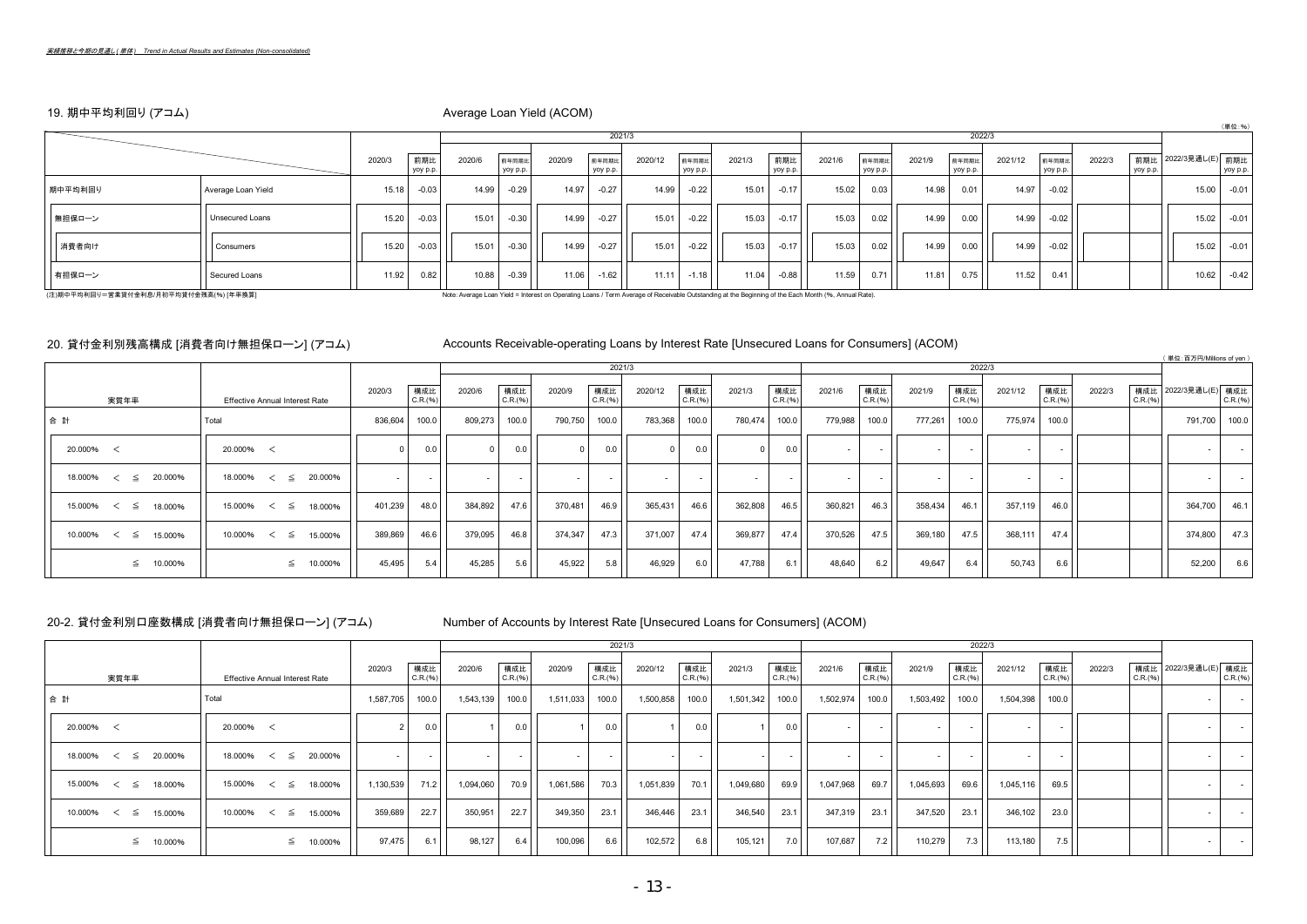*実績推移と今期の見通し(単体)　Trend in Actual Results and Estimates (Non-consolidated)*

## 19. 期中平均利回り (アコム)　Average Loan Yield (ACOM)

(単位：%)

| | | 2020/3 | 前期比 yoy p.p. | 2021/3 2020/6 | 前年同期比 yoy p.p. | 2020/9 | 前年同期比 yoy p.p. | 2020/12 | 前年同期比 yoy p.p. | 2021/3 | 前期比 yoy p.p. | 2022/3 2021/6 | 前年同期比 yoy p.p. | 2021/9 | 前年同期比 yoy p.p. | 2021/12 | 前年同期比 yoy p.p. | 2022/3 | 前期比 yoy p.p. | 2022/3見通し(E) | 前期比 yoy p.p. |
|---|---|---|---|---|---|---|---|---|---|---|---|---|---|---|---|---|---|---|---|---|---|
| 期中平均利回り | Average Loan Yield | 15.18 | -0.03 | 14.99 | -0.29 | 14.97 | -0.27 | 14.99 | -0.22 | 15.01 | -0.17 | 15.02 | 0.03 | 14.98 | 0.01 | 14.97 | -0.02 | | | 15.00 | -0.01 |
| 無担保ローン | Unsecured Loans | 15.20 | -0.03 | 15.01 | -0.30 | 14.99 | -0.27 | 15.01 | -0.22 | 15.03 | -0.17 | 15.03 | 0.02 | 14.99 | 0.00 | 14.99 | -0.02 | | | 15.02 | -0.01 |
| 消費者向け | Consumers | 15.20 | -0.03 | 15.01 | -0.30 | 14.99 | -0.27 | 15.01 | -0.22 | 15.03 | -0.17 | 15.03 | 0.02 | 14.99 | 0.00 | 14.99 | -0.02 | | | 15.02 | -0.01 |
| 有担保ローン | Secured Loans | 11.92 | 0.82 | 10.88 | -0.39 | 11.06 | -1.62 | 11.11 | -1.18 | 11.04 | -0.88 | 11.59 | 0.71 | 11.81 | 0.75 | 11.52 | 0.41 | | | 10.62 | -0.42 |

(注)期中平均利回り＝営業貸付金利息/月初平均貸付金残高(%) [年率換算]

Note: Average Loan Yield = Interest on Operating Loans / Term Average of Receivable Outstanding at the Beginning of the Each Month (%, Annual Rate).

## 20. 貸付金利別残高構成 [消費者向け無担保ローン] (アコム)　Accounts Receivable-operating Loans by Interest Rate [Unsecured Loans for Consumers] (ACOM)

( 単位：百万円/Millions of yen )

| 実質年率 | Effective Annual Interest Rate | 2020/3 | 構成比 C.R.(%) | 2021/3 2020/6 | 構成比 C.R.(%) | 2020/9 | 構成比 C.R.(%) | 2020/12 | 構成比 C.R.(%) | 2021/3 | 構成比 C.R.(%) | 2022/3 2021/6 | 構成比 C.R.(%) | 2021/9 | 構成比 C.R.(%) | 2021/12 | 構成比 C.R.(%) | 2022/3 | 構成比 C.R.(%) | 2022/3見通し(E) | 構成比 C.R.(%) |
|---|---|---|---|---|---|---|---|---|---|---|---|---|---|---|---|---|---|---|---|---|---|
| 合 計 | Total | 836,604 | 100.0 | 809,273 | 100.0 | 790,750 | 100.0 | 783,368 | 100.0 | 780,474 | 100.0 | 779,988 | 100.0 | 777,261 | 100.0 | 775,974 | 100.0 | | | 791,700 | 100.0 |
| 20.000% < | 20.000% < | 0 | 0.0 | 0 | 0.0 | 0 | 0.0 | 0 | 0.0 | 0 | 0.0 | - | - | - | - | - | - | | | - | - |
| 18.000% < ≦ 20.000% | 18.000% < ≦ 20.000% | - | - | - | - | - | - | - | - | - | - | - | - | - | - | - | - | | | - | - |
| 15.000% < ≦ 18.000% | 15.000% < ≦ 18.000% | 401,239 | 48.0 | 384,892 | 47.6 | 370,481 | 46.9 | 365,431 | 46.6 | 362,808 | 46.5 | 360,821 | 46.3 | 358,434 | 46.1 | 357,119 | 46.0 | | | 364,700 | 46.1 |
| 10.000% < ≦ 15.000% | 10.000% < ≦ 15.000% | 389,869 | 46.6 | 379,095 | 46.8 | 374,347 | 47.3 | 371,007 | 47.4 | 369,877 | 47.4 | 370,526 | 47.5 | 369,180 | 47.5 | 368,111 | 47.4 | | | 374,800 | 47.3 |
| ≦ 10.000% | ≦ 10.000% | 45,495 | 5.4 | 45,285 | 5.6 | 45,922 | 5.8 | 46,929 | 6.0 | 47,788 | 6.1 | 48,640 | 6.2 | 49,647 | 6.4 | 50,743 | 6.6 | | | 52,200 | 6.6 |

## 20-2. 貸付金利別口座数構成 [消費者向け無担保ローン] (アコム)　Number of Accounts by Interest Rate [Unsecured Loans for Consumers] (ACOM)

| 実質年率 | Effective Annual Interest Rate | 2020/3 | 構成比 C.R.(%) | 2021/3 2020/6 | 構成比 C.R.(%) | 2020/9 | 構成比 C.R.(%) | 2020/12 | 構成比 C.R.(%) | 2021/3 | 構成比 C.R.(%) | 2022/3 2021/6 | 構成比 C.R.(%) | 2021/9 | 構成比 C.R.(%) | 2021/12 | 構成比 C.R.(%) | 2022/3 | 構成比 C.R.(%) | 2022/3見通し(E) | 構成比 C.R.(%) |
|---|---|---|---|---|---|---|---|---|---|---|---|---|---|---|---|---|---|---|---|---|---|
| 合 計 | Total | 1,587,705 | 100.0 | 1,543,139 | 100.0 | 1,511,033 | 100.0 | 1,500,858 | 100.0 | 1,501,342 | 100.0 | 1,502,974 | 100.0 | 1,503,492 | 100.0 | 1,504,398 | 100.0 | | | - | - |
| 20.000% < | 20.000% < | 2 | 0.0 | 1 | 0.0 | 1 | 0.0 | 1 | 0.0 | 1 | 0.0 | - | - | - | - | - | - | | | - | - |
| 18.000% < ≦ 20.000% | 18.000% < ≦ 20.000% | - | - | - | - | - | - | - | - | - | - | - | - | - | - | - | - | | | - | - |
| 15.000% < ≦ 18.000% | 15.000% < ≦ 18.000% | 1,130,539 | 71.2 | 1,094,060 | 70.9 | 1,061,586 | 70.3 | 1,051,839 | 70.1 | 1,049,680 | 69.9 | 1,047,968 | 69.7 | 1,045,693 | 69.6 | 1,045,116 | 69.5 | | | - | - |
| 10.000% < ≦ 15.000% | 10.000% < ≦ 15.000% | 359,689 | 22.7 | 350,951 | 22.7 | 349,350 | 23.1 | 346,446 | 23.1 | 346,540 | 23.1 | 347,319 | 23.1 | 347,520 | 23.1 | 346,102 | 23.0 | | | - | - |
| ≦ 10.000% | ≦ 10.000% | 97,475 | 6.1 | 98,127 | 6.4 | 100,096 | 6.6 | 102,572 | 6.8 | 105,121 | 7.0 | 107,687 | 7.2 | 110,279 | 7.3 | 113,180 | 7.5 | | | - | - |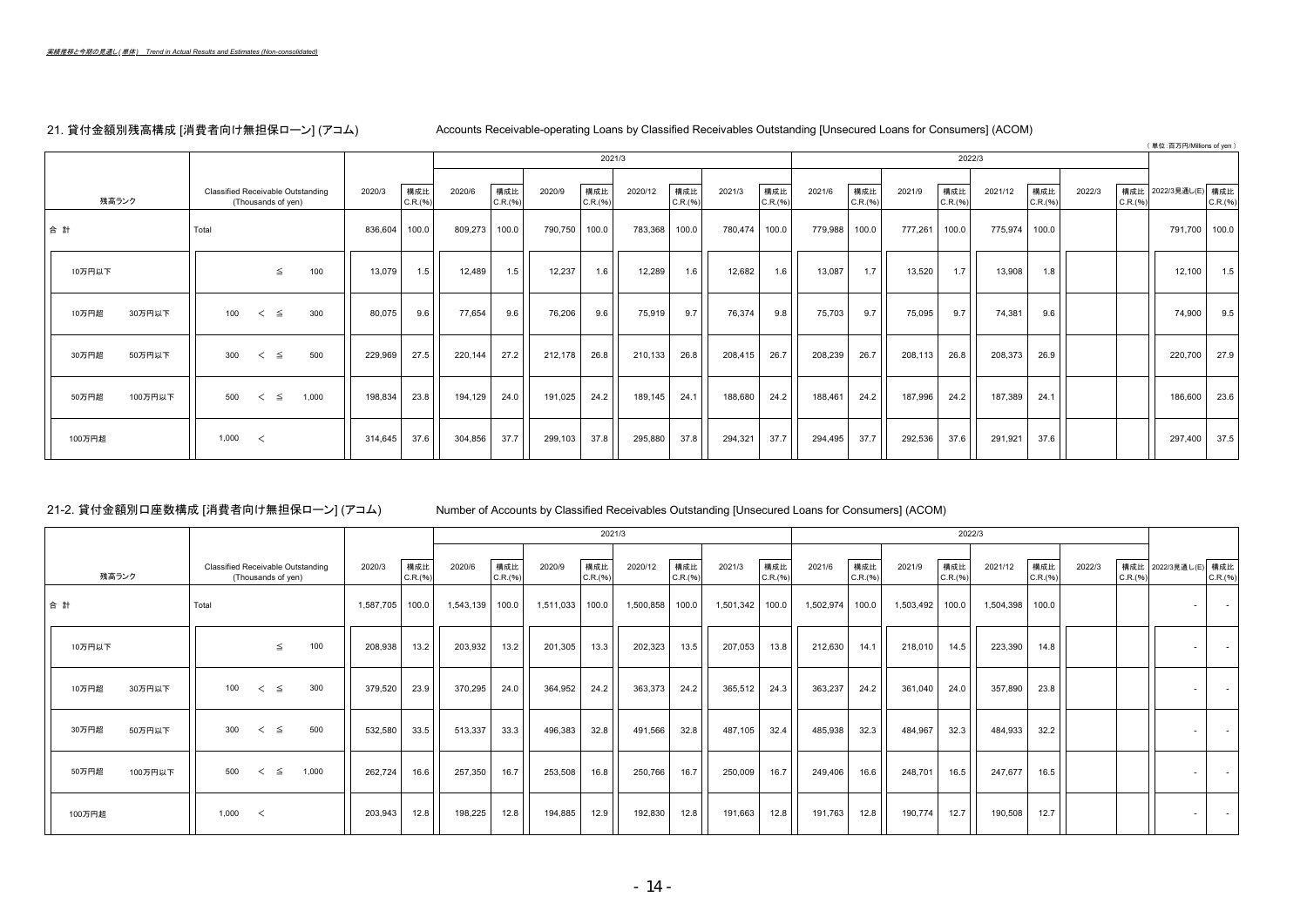実績推移と今期の見通し(単体)　Trend in Actual Results and Estimates (Non-consolidated)

## 21. 貸付金額別残高構成 [消費者向け無担保ローン] (アコム)　Accounts Receivable-operating Loans by Classified Receivables Outstanding [Unsecured Loans for Consumers] (ACOM)

（単位：百万円/Millions of yen）

| 残高ランク | | Classified Receivable Outstanding (Thousands of yen) | 2020/3 | 構成比 C.R.(%) | 2021/3 2020/6 | 構成比 C.R.(%) | 2020/9 | 構成比 C.R.(%) | 2020/12 | 構成比 C.R.(%) | 2021/3 | 構成比 C.R.(%) | 2022/3 2021/6 | 構成比 C.R.(%) | 2021/9 | 構成比 C.R.(%) | 2021/12 | 構成比 C.R.(%) | 2022/3 | 構成比 C.R.(%) | 2022/3見通し(E) | 構成比 C.R.(%) |
|---|---|---|---|---|---|---|---|---|---|---|---|---|---|---|---|---|---|---|---|---|---|---|
| 合 計 | | Total | 836,604 | 100.0 | 809,273 | 100.0 | 790,750 | 100.0 | 783,368 | 100.0 | 780,474 | 100.0 | 779,988 | 100.0 | 777,261 | 100.0 | 775,974 | 100.0 | | | 791,700 | 100.0 |
| 10万円以下 | | ≦ 100 | 13,079 | 1.5 | 12,489 | 1.5 | 12,237 | 1.6 | 12,289 | 1.6 | 12,682 | 1.6 | 13,087 | 1.7 | 13,520 | 1.7 | 13,908 | 1.8 | | | 12,100 | 1.5 |
| 10万円超 | 30万円以下 | 100 < ≦ 300 | 80,075 | 9.6 | 77,654 | 9.6 | 76,206 | 9.6 | 75,919 | 9.7 | 76,374 | 9.8 | 75,703 | 9.7 | 75,095 | 9.7 | 74,381 | 9.6 | | | 74,900 | 9.5 |
| 30万円超 | 50万円以下 | 300 < ≦ 500 | 229,969 | 27.5 | 220,144 | 27.2 | 212,178 | 26.8 | 210,133 | 26.8 | 208,415 | 26.7 | 208,239 | 26.7 | 208,113 | 26.8 | 208,373 | 26.9 | | | 220,700 | 27.9 |
| 50万円超 | 100万円以下 | 500 < ≦ 1,000 | 198,834 | 23.8 | 194,129 | 24.0 | 191,025 | 24.2 | 189,145 | 24.1 | 188,680 | 24.2 | 188,461 | 24.2 | 187,996 | 24.2 | 187,389 | 24.1 | | | 186,600 | 23.6 |
| 100万円超 | | 1,000 < | 314,645 | 37.6 | 304,856 | 37.7 | 299,103 | 37.8 | 295,880 | 37.8 | 294,321 | 37.7 | 294,495 | 37.7 | 292,536 | 37.6 | 291,921 | 37.6 | | | 297,400 | 37.5 |

## 21-2. 貸付金額別口座数構成 [消費者向け無担保ローン] (アコム)　Number of Accounts by Classified Receivables Outstanding [Unsecured Loans for Consumers] (ACOM)

| 残高ランク | | Classified Receivable Outstanding (Thousands of yen) | 2020/3 | 構成比 C.R.(%) | 2021/3 2020/6 | 構成比 C.R.(%) | 2020/9 | 構成比 C.R.(%) | 2020/12 | 構成比 C.R.(%) | 2021/3 | 構成比 C.R.(%) | 2022/3 2021/6 | 構成比 C.R.(%) | 2021/9 | 構成比 C.R.(%) | 2021/12 | 構成比 C.R.(%) | 2022/3 | 構成比 C.R.(%) | 2022/3見通し(E) | 構成比 C.R.(%) |
|---|---|---|---|---|---|---|---|---|---|---|---|---|---|---|---|---|---|---|---|---|---|---|
| 合 計 | | Total | 1,587,705 | 100.0 | 1,543,139 | 100.0 | 1,511,033 | 100.0 | 1,500,858 | 100.0 | 1,501,342 | 100.0 | 1,502,974 | 100.0 | 1,503,492 | 100.0 | 1,504,398 | 100.0 | | | - | - |
| 10万円以下 | | ≦ 100 | 208,938 | 13.2 | 203,932 | 13.2 | 201,305 | 13.3 | 202,323 | 13.5 | 207,053 | 13.8 | 212,630 | 14.1 | 218,010 | 14.5 | 223,390 | 14.8 | | | - | - |
| 10万円超 | 30万円以下 | 100 < ≦ 300 | 379,520 | 23.9 | 370,295 | 24.0 | 364,952 | 24.2 | 363,373 | 24.2 | 365,512 | 24.3 | 363,237 | 24.2 | 361,040 | 24.0 | 357,890 | 23.8 | | | - | - |
| 30万円超 | 50万円以下 | 300 < ≦ 500 | 532,580 | 33.5 | 513,337 | 33.3 | 496,383 | 32.8 | 491,566 | 32.8 | 487,105 | 32.4 | 485,938 | 32.3 | 484,967 | 32.3 | 484,933 | 32.2 | | | - | - |
| 50万円超 | 100万円以下 | 500 < ≦ 1,000 | 262,724 | 16.6 | 257,350 | 16.7 | 253,508 | 16.8 | 250,766 | 16.7 | 250,009 | 16.7 | 249,406 | 16.6 | 248,701 | 16.5 | 247,677 | 16.5 | | | - | - |
| 100万円超 | | 1,000 < | 203,943 | 12.8 | 198,225 | 12.8 | 194,885 | 12.9 | 192,830 | 12.8 | 191,663 | 12.8 | 191,763 | 12.8 | 190,774 | 12.7 | 190,508 | 12.7 | | | - | - |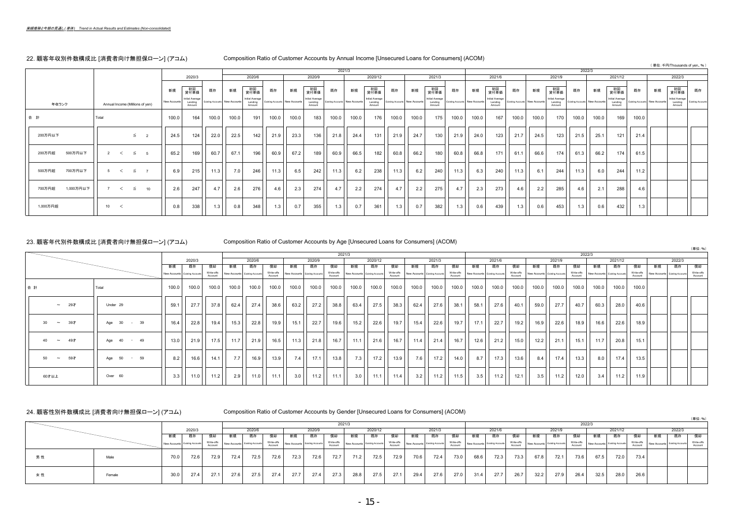実績推移と今期の見通し(単体)　Trend in Actual Results and Estimates (Non-consolidated)

## 22. 顧客年収別件数構成比 [消費者向け無担保ローン] (アコム)　Composition Ratio of Customer Accounts by Annual Income [Unsecured Loans for Consumers] (ACOM)

（単位:千円/Thousands of yen、%）

| 年収ランク | Annual Income (Millions of yen) | 2021/3 2020/3 新規 New Accounts | 初回貸付単価 Initial Average Lending Amount | 既存 Existing Accounts | 2021/3 2020/6 新規 New Accounts | 初回貸付単価 Initial Average Lending Amount | 既存 Existing Accounts | 2021/3 2020/9 新規 New Accounts | 初回貸付単価 Initial Average Lending Amount | 既存 Existing Accounts | 2021/3 2020/12 新規 New Accounts | 初回貸付単価 Initial Average Lending Amount | 既存 Existing Accounts | 2021/3 2021/3 新規 New Accounts | 初回貸付単価 Initial Average Lending Amount | 既存 Existing Accounts | 2022/3 2021/6 新規 New Accounts | 初回貸付単価 Initial Average Lending Amount | 既存 Existing Accounts | 2022/3 2021/9 新規 New Accounts | 初回貸付単価 Initial Average Lending Amount | 既存 Existing Accounts | 2022/3 2021/12 新規 New Accounts | 初回貸付単価 Initial Average Lending Amount | 既存 Existing Accounts | 2022/3 2022/3 新規 New Accounts | 初回貸付単価 Initial Average Lending Amount | 既存 Existing Accounts |
|---|---|---|---|---|---|---|---|---|---|---|---|---|---|---|---|---|---|---|---|---|---|---|---|---|---|---|---|---|
| 合 計 | Total | 100.0 | 164 | 100.0 | 100.0 | 191 | 100.0 | 100.0 | 183 | 100.0 | 100.0 | 176 | 100.0 | 100.0 | 175 | 100.0 | 100.0 | 167 | 100.0 | 100.0 | 170 | 100.0 | 100.0 | 169 | 100.0 | | | |
| 200万円以下 | ≦ 2 | 24.5 | 124 | 22.0 | 22.5 | 142 | 21.9 | 23.3 | 136 | 21.8 | 24.4 | 131 | 21.9 | 24.7 | 130 | 21.9 | 24.0 | 123 | 21.7 | 24.5 | 123 | 21.5 | 25.1 | 121 | 21.4 | | | |
| 200万円超 500万円以下 | 2 < ≦ 5 | 65.2 | 169 | 60.7 | 67.1 | 196 | 60.9 | 67.2 | 189 | 60.9 | 66.5 | 182 | 60.8 | 66.2 | 180 | 60.8 | 66.8 | 171 | 61.1 | 66.6 | 174 | 61.3 | 66.2 | 174 | 61.5 | | | |
| 500万円超 700万円以下 | 5 < ≦ 7 | 6.9 | 215 | 11.3 | 7.0 | 246 | 11.3 | 6.5 | 242 | 11.3 | 6.2 | 238 | 11.3 | 6.2 | 240 | 11.3 | 6.3 | 240 | 11.3 | 6.1 | 244 | 11.3 | 6.0 | 244 | 11.2 | | | |
| 700万円超 1,000万円以下 | 7 < ≦ 10 | 2.6 | 247 | 4.7 | 2.6 | 276 | 4.6 | 2.3 | 274 | 4.7 | 2.2 | 274 | 4.7 | 2.2 | 275 | 4.7 | 2.3 | 273 | 4.6 | 2.2 | 285 | 4.6 | 2.1 | 288 | 4.6 | | | |
| 1,000万円超 | 10 < | 0.8 | 338 | 1.3 | 0.8 | 348 | 1.3 | 0.7 | 355 | 1.3 | 0.7 | 361 | 1.3 | 0.7 | 382 | 1.3 | 0.6 | 439 | 1.3 | 0.6 | 453 | 1.3 | 0.6 | 432 | 1.3 | | | |

## 23. 顧客年代別件数構成比 [消費者向け無担保ローン] (アコム)　Composition Ratio of Customer Accounts by Age [Unsecured Loans for Consumers] (ACOM)

（単位:%）

| | | 2021/3 2020/3 新規 New Accounts | 既存 Existing Accounts | 償却 Write-offs Account | 2021/3 2020/6 新規 New Accounts | 既存 Existing Accounts | 償却 Write-offs Account | 2021/3 2020/9 新規 New Accounts | 既存 Existing Accounts | 償却 Write-offs Account | 2021/3 2020/12 新規 New Accounts | 既存 Existing Accounts | 償却 Write-offs Account | 2021/3 2021/3 新規 New Accounts | 既存 Existing Accounts | 償却 Write-offs Account | 2022/3 2021/6 新規 New Accounts | 既存 Existing Accounts | 償却 Write-offs Account | 2022/3 2021/9 新規 New Accounts | 既存 Existing Accounts | 償却 Write-offs Account | 2022/3 2021/12 新規 New Accounts | 既存 Existing Accounts | 償却 Write-offs Account | 2022/3 2022/3 新規 New Accounts | 既存 Existing Accounts | 償却 Write-offs Account |
|---|---|---|---|---|---|---|---|---|---|---|---|---|---|---|---|---|---|---|---|---|---|---|---|---|---|---|---|---|
| 合 計 | Total | 100.0 | 100.0 | 100.0 | 100.0 | 100.0 | 100.0 | 100.0 | 100.0 | 100.0 | 100.0 | 100.0 | 100.0 | 100.0 | 100.0 | 100.0 | 100.0 | 100.0 | 100.0 | 100.0 | 100.0 | 100.0 | 100.0 | 100.0 | 100.0 | | | |
| ～ 29才 | Under 29 | 59.1 | 27.7 | 37.8 | 62.4 | 27.4 | 38.6 | 63.2 | 27.2 | 38.8 | 63.4 | 27.5 | 38.3 | 62.4 | 27.6 | 38.1 | 58.1 | 27.6 | 40.1 | 59.0 | 27.7 | 40.7 | 60.3 | 28.0 | 40.6 | | | |
| 30 ～ 39才 | Age 30 - 39 | 16.4 | 22.8 | 19.4 | 15.3 | 22.8 | 19.9 | 15.1 | 22.7 | 19.6 | 15.2 | 22.6 | 19.7 | 15.4 | 22.6 | 19.7 | 17.1 | 22.7 | 19.2 | 16.9 | 22.6 | 18.9 | 16.6 | 22.6 | 18.9 | | | |
| 40 ～ 49才 | Age 40 - 49 | 13.0 | 21.9 | 17.5 | 11.7 | 21.9 | 16.5 | 11.3 | 21.8 | 16.7 | 11.1 | 21.6 | 16.7 | 11.4 | 21.4 | 16.7 | 12.6 | 21.2 | 15.0 | 12.2 | 21.1 | 15.1 | 11.7 | 20.8 | 15.1 | | | |
| 50 ～ 59才 | Age 50 - 59 | 8.2 | 16.6 | 14.1 | 7.7 | 16.9 | 13.9 | 7.4 | 17.1 | 13.8 | 7.3 | 17.2 | 13.9 | 7.6 | 17.2 | 14.0 | 8.7 | 17.3 | 13.6 | 8.4 | 17.4 | 13.3 | 8.0 | 17.4 | 13.5 | | | |
| 60才以上 | Over 60 | 3.3 | 11.0 | 11.2 | 2.9 | 11.0 | 11.1 | 3.0 | 11.2 | 11.1 | 3.0 | 11.1 | 11.4 | 3.2 | 11.2 | 11.5 | 3.5 | 11.2 | 12.1 | 3.5 | 11.2 | 12.0 | 3.4 | 11.2 | 11.9 | | | |

## 24. 顧客性別件数構成比 [消費者向け無担保ローン] (アコム)　Composition Ratio of Customer Accounts by Gender [Unsecured Loans for Consumers] (ACOM)

（単位:%）

| | | 2021/3 2020/3 新規 New Accounts | 既存 Existing Accounts | 償却 Write-offs Account | 2021/3 2020/6 新規 New Accounts | 既存 Existing Accounts | 償却 Write-offs Account | 2021/3 2020/9 新規 New Accounts | 既存 Existing Accounts | 償却 Write-offs Account | 2021/3 2020/12 新規 New Accounts | 既存 Existing Accounts | 償却 Write-offs Account | 2021/3 2021/3 新規 New Accounts | 既存 Existing Accounts | 償却 Write-offs Account | 2022/3 2021/6 新規 New Accounts | 既存 Existing Accounts | 償却 Write-offs Account | 2022/3 2021/9 新規 New Accounts | 既存 Existing Accounts | 償却 Write-offs Account | 2022/3 2021/12 新規 New Accounts | 既存 Existing Accounts | 償却 Write-offs Account | 2022/3 2022/3 新規 New Accounts | 既存 Existing Accounts | 償却 Write-offs Account |
|---|---|---|---|---|---|---|---|---|---|---|---|---|---|---|---|---|---|---|---|---|---|---|---|---|---|---|---|---|
| 男 性 | Male | 70.0 | 72.6 | 72.9 | 72.4 | 72.5 | 72.6 | 72.3 | 72.6 | 72.7 | 71.2 | 72.5 | 72.9 | 70.6 | 72.4 | 73.0 | 68.6 | 72.3 | 73.3 | 67.8 | 72.1 | 73.6 | 67.5 | 72.0 | 73.4 | | | |
| 女 性 | Female | 30.0 | 27.4 | 27.1 | 27.6 | 27.5 | 27.4 | 27.7 | 27.4 | 27.3 | 28.8 | 27.5 | 27.1 | 29.4 | 27.6 | 27.0 | 31.4 | 27.7 | 26.7 | 32.2 | 27.9 | 26.4 | 32.5 | 28.0 | 26.6 | | | |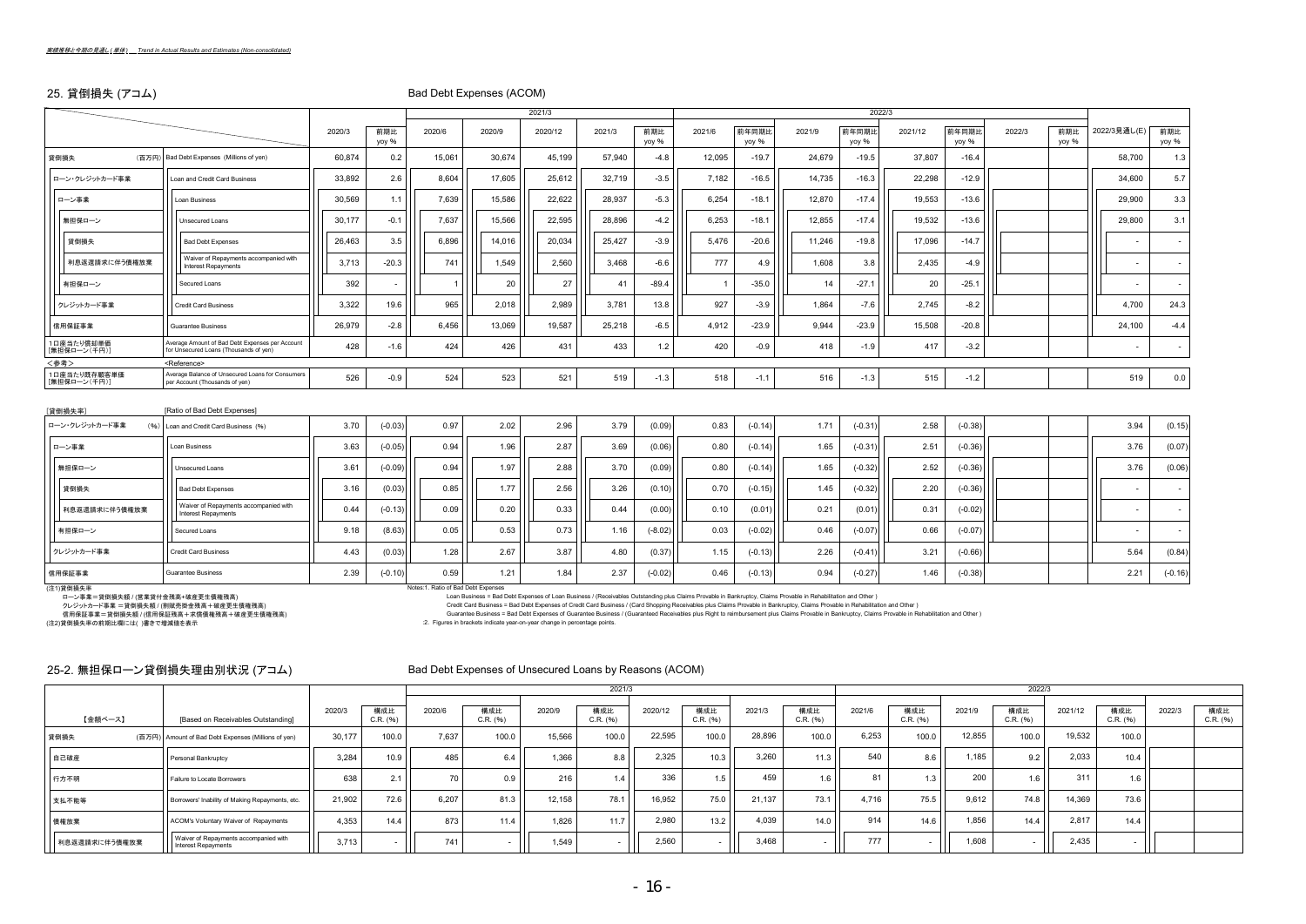*業績推移と今期の見通し(単体)　Trend in Actual Results and Estimates (Non-consolidated)*

## 25. 貸倒損失 (アコム)　Bad Debt Expenses (ACOM)

| | | 2020/3 | 前期比 yoy % | 2021/3 2020/6 | 2020/9 | 2020/12 | 2021/3 | 前期比 yoy % | 2022/3 2021/6 | 前年同期比 yoy % | 2021/9 | 前年同期比 yoy % | 2021/12 | 前年同期比 yoy % | 2022/3 | 前期比 yoy % | 2022/3見通し(E) | 前期比 yoy % |
|---|---|---|---|---|---|---|---|---|---|---|---|---|---|---|---|---|---|---|
| 貸倒損失 (百万円) | Bad Debt Expenses (Millions of yen) | 60,874 | 0.2 | 15,061 | 30,674 | 45,199 | 57,940 | -4.8 | 12,095 | -19.7 | 24,679 | -19.5 | 37,807 | -16.4 | | | 58,700 | 1.3 |
| ローン・クレジットカード事業 | Loan and Credit Card Business | 33,892 | 2.6 | 8,604 | 17,605 | 25,612 | 32,719 | -3.5 | 7,182 | -16.5 | 14,735 | -16.3 | 22,298 | -12.9 | | | 34,600 | 5.7 |
| ローン事業 | Loan Business | 30,569 | 1.1 | 7,639 | 15,586 | 22,622 | 28,937 | -5.3 | 6,254 | -18.1 | 12,870 | -17.4 | 19,553 | -13.6 | | | 29,900 | 3.3 |
| 無担保ローン | Unsecured Loans | 30,177 | -0.1 | 7,637 | 15,566 | 22,595 | 28,896 | -4.2 | 6,253 | -18.1 | 12,855 | -17.4 | 19,532 | -13.6 | | | 29,800 | 3.1 |
| 貸倒損失 | Bad Debt Expenses | 26,463 | 3.5 | 6,896 | 14,016 | 20,034 | 25,427 | -3.9 | 5,476 | -20.6 | 11,246 | -19.8 | 17,096 | -14.7 | | | - | - |
| 利息返還請求に伴う債権放棄 | Waiver of Repayments accompanied with Interest Repayments | 3,713 | -20.3 | 741 | 1,549 | 2,560 | 3,468 | -6.6 | 777 | 4.9 | 1,608 | 3.8 | 2,435 | -4.9 | | | - | - |
| 有担保ローン | Secured Loans | 392 | - | 1 | 20 | 27 | 41 | -89.4 | 1 | -35.0 | 14 | -27.1 | 20 | -25.1 | | | - | - |
| クレジットカード事業 | Credit Card Business | 3,322 | 19.6 | 965 | 2,018 | 2,989 | 3,781 | 13.8 | 927 | -3.9 | 1,864 | -7.6 | 2,745 | -8.2 | | | 4,700 | 24.3 |
| 信用保証事業 | Guarantee Business | 26,979 | -2.8 | 6,456 | 13,069 | 19,587 | 25,218 | -6.5 | 4,912 | -23.9 | 9,944 | -23.9 | 15,508 | -20.8 | | | 24,100 | -4.4 |
| 1口座当たり償却単価 [無担保ローン(千円)] | Average Amount of Bad Debt Expenses per Account for Unsecured Loans (Thousands of yen) | 428 | -1.6 | 424 | 426 | 431 | 433 | 1.2 | 420 | -0.9 | 418 | -1.9 | 417 | -3.2 | | | - | - |
| <参考> | <Reference> | | | | | | | | | | | | | | | | | |
| 1口座当たり既存顧客単価 [無担保ローン(千円)] | Average Balance of Unsecured Loans for Consumers per Account (Thousands of yen) | 526 | -0.9 | 524 | 523 | 521 | 519 | -1.3 | 518 | -1.1 | 516 | -1.3 | 515 | -1.2 | | | 519 | 0.0 |

[貸倒損失率]　[Ratio of Bad Debt Expenses]

| | | 2020/3 | 前期比 | 2020/6 | 2020/9 | 2020/12 | 2021/3 | 前期比 | 2021/6 | 前年同期比 | 2021/9 | 前年同期比 | 2021/12 | 前年同期比 | 2022/3 | 前期比 | 2022/3見通し(E) | 前期比 |
|---|---|---|---|---|---|---|---|---|---|---|---|---|---|---|---|---|---|---|
| ローン・クレジットカード事業 (%) | Loan and Credit Card Business (%) | 3.70 | (-0.03) | 0.97 | 2.02 | 2.96 | 3.79 | (0.09) | 0.83 | (-0.14) | 1.71 | (-0.31) | 2.58 | (-0.38) | | | 3.94 | (0.15) |
| ローン事業 | Loan Business | 3.63 | (-0.05) | 0.94 | 1.96 | 2.87 | 3.69 | (0.06) | 0.80 | (-0.14) | 1.65 | (-0.31) | 2.51 | (-0.36) | | | 3.76 | (0.07) |
| 無担保ローン | Unsecured Loans | 3.61 | (-0.09) | 0.94 | 1.97 | 2.88 | 3.70 | (0.09) | 0.80 | (-0.14) | 1.65 | (-0.32) | 2.52 | (-0.36) | | | 3.76 | (0.06) |
| 貸倒損失 | Bad Debt Expenses | 3.16 | (0.03) | 0.85 | 1.77 | 2.56 | 3.26 | (0.10) | 0.70 | (-0.15) | 1.45 | (-0.32) | 2.20 | (-0.36) | | | - | - |
| 利息返還請求に伴う債権放棄 | Waiver of Repayments accompanied with Interest Repayments | 0.44 | (-0.13) | 0.09 | 0.20 | 0.33 | 0.44 | (0.00) | 0.10 | (0.01) | 0.21 | (0.01) | 0.31 | (-0.02) | | | - | - |
| 有担保ローン | Secured Loans | 9.18 | (8.63) | 0.05 | 0.53 | 0.73 | 1.16 | (-8.02) | 0.03 | (-0.02) | 0.46 | (-0.07) | 0.66 | (-0.07) | | | - | - |
| クレジットカード事業 | Credit Card Business | 4.43 | (0.03) | 1.28 | 2.67 | 3.87 | 4.80 | (0.37) | 1.15 | (-0.13) | 2.26 | (-0.41) | 3.21 | (-0.66) | | | 5.64 | (0.84) |
| 信用保証事業 | Guarantee Business | 2.39 | (-0.10) | 0.59 | 1.21 | 1.84 | 2.37 | (-0.02) | 0.46 | (-0.13) | 0.94 | (-0.27) | 1.46 | (-0.38) | | | 2.21 | (-0.16) |

(注1)貸倒損失率
　ローン事業＝貸倒損失額 / (営業貸付金残高+破産更生債権残高)
　クレジットカード事業 ＝貸倒損失額 / (割賦売掛金残高＋破産更生債権残高)
　信用保証事業＝貸倒損失額 / (信用保証残高＋求償債権残高＋破産更生債権残高)
(注2)貸倒損失率の前期比欄には( )書きで増減値を表示

Notes:1. Ratio of Bad Debt Expenses
　Loan Business = Bad Debt Expenses of Loan Business / (Receivables Outstanding plus Claims Provable in Bankruptcy, Claims Provable in Rehabilitation and Other )
　Credit Card Business = Bad Debt Expenses of Credit Card Business / (Card Shopping Receivables plus Claims Provable in Bankruptcy, Claims Provable in Rehabilitation and Other )
　Guarantee Business = Bad Debt Expenses of Guarantee Business / (Guaranteed Receivables plus Right to reimbursement plus Claims Provable in Bankruptcy, Claims Provable in Rehabilitation and Other )
:2. Figures in brackets indicate year-on-year change in percentage points.

## 25-2. 無担保ローン貸倒損失理由別状況 (アコム)　Bad Debt Expenses of Unsecured Loans by Reasons (ACOM)

| 【金額ベース】 | [Based on Receivables Outstanding] | 2020/3 | 構成比 C.R. (%) | 2021/3 2020/6 | 構成比 C.R. (%) | 2020/9 | 構成比 C.R. (%) | 2020/12 | 構成比 C.R. (%) | 2021/3 | 構成比 C.R. (%) | 2022/3 2021/6 | 構成比 C.R. (%) | 2021/9 | 構成比 C.R. (%) | 2021/12 | 構成比 C.R. (%) | 2022/3 | 構成比 C.R. (%) |
|---|---|---|---|---|---|---|---|---|---|---|---|---|---|---|---|---|---|---|---|
| 貸倒損失 (百万円) | Amount of Bad Debt Expenses (Millions of yen) | 30,177 | 100.0 | 7,637 | 100.0 | 15,566 | 100.0 | 22,595 | 100.0 | 28,896 | 100.0 | 6,253 | 100.0 | 12,855 | 100.0 | 19,532 | 100.0 | | |
| 自己破産 | Personal Bankruptcy | 3,284 | 10.9 | 485 | 6.4 | 1,366 | 8.8 | 2,325 | 10.3 | 3,260 | 11.3 | 540 | 8.6 | 1,185 | 9.2 | 2,033 | 10.4 | | |
| 行方不明 | Failure to Locate Borrowers | 638 | 2.1 | 70 | 0.9 | 216 | 1.4 | 336 | 1.5 | 459 | 1.6 | 81 | 1.3 | 200 | 1.6 | 311 | 1.6 | | |
| 支払不能等 | Borrowers' Inability of Making Repayments, etc. | 21,902 | 72.6 | 6,207 | 81.3 | 12,158 | 78.1 | 16,952 | 75.0 | 21,137 | 73.1 | 4,716 | 75.5 | 9,612 | 74.8 | 14,369 | 73.6 | | |
| 債権放棄 | ACOM's Voluntary Waiver of Repayments | 4,353 | 14.4 | 873 | 11.4 | 1,826 | 11.7 | 2,980 | 13.2 | 4,039 | 14.0 | 914 | 14.6 | 1,856 | 14.4 | 2,817 | 14.4 | | |
| 利息返還請求に伴う債権放棄 | Waiver of Repayments accompanied with Interest Repayments | 3,713 | - | 741 | - | 1,549 | - | 2,560 | - | 3,468 | - | 777 | - | 1,608 | - | 2,435 | - | | |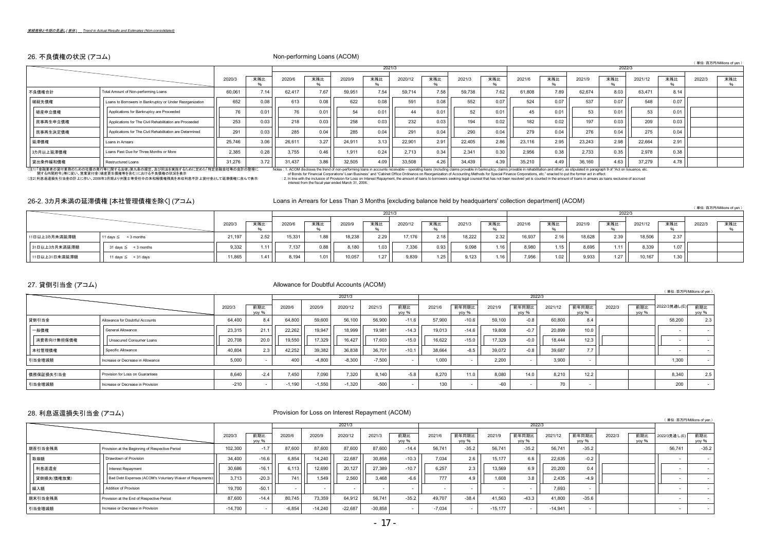*実績推移と今期の見通し(単体) Trend in Actual Results and Estimates (Non-consolidated)*

## 26. 不良債権の状況 (アコム) Non-performing Loans (ACOM)

( 単位:百万円/Millions of yen )

| | | 2020/3 | 末残比 % | 2021/3 | | | | | | | | 2022/3 | | | | | | | |
|---|---|---|---|---|---|---|---|---|---|---|---|---|---|---|---|---|---|---|---|
| | | | | 2020/6 | 末残比 % | 2020/9 | 末残比 % | 2020/12 | 末残比 % | 2021/3 | 末残比 % | 2021/6 | 末残比 % | 2021/9 | 末残比 % | 2021/12 | 末残比 % | 2022/3 | 末残比 % |
| 不良債権合計 | Total Amount of Non-performing Loans | 60,061 | 7.14 | 62,417 | 7.67 | 59,951 | 7.54 | 59,714 | 7.58 | 59,738 | 7.62 | 61,808 | 7.89 | 62,674 | 8.03 | 63,471 | 8.14 | | |
| 破綻先債権 | Loans to Borrowers in Bankruptcy or Under Reorganization | 652 | 0.08 | 613 | 0.08 | 622 | 0.08 | 591 | 0.08 | 552 | 0.07 | 524 | 0.07 | 537 | 0.07 | 548 | 0.07 | | |
| 破産申立債権 | Applications for Bankruptcy are Proceeded | 76 | 0.01 | 76 | 0.01 | 54 | 0.01 | 44 | 0.01 | 52 | 0.01 | 45 | 0.01 | 53 | 0.01 | 53 | 0.01 | | |
| 民事再生申立債権 | Applications for The Civil Rehabilitation are Proceeded | 253 | 0.03 | 218 | 0.03 | 258 | 0.03 | 232 | 0.03 | 194 | 0.02 | 182 | 0.02 | 197 | 0.03 | 209 | 0.03 | | |
| 民事再生決定債権 | Applications for The Civil Rehabilitation are Determined | 291 | 0.03 | 285 | 0.04 | 285 | 0.04 | 291 | 0.04 | 290 | 0.04 | 279 | 0.04 | 276 | 0.04 | 275 | 0.04 | | |
| 延滞債権 | Loans in Arrears | 25,746 | 3.06 | 26,611 | 3.27 | 24,911 | 3.13 | 22,901 | 2.91 | 22,405 | 2.86 | 23,116 | 2.95 | 23,243 | 2.98 | 22,664 | 2.91 | | |
| 3カ月以上延滞債権 | Loans Past Due for Three Months or More | 2,385 | 0.28 | 3,755 | 0.46 | 1,911 | 0.24 | 2,713 | 0.34 | 2,341 | 0.30 | 2,956 | 0.38 | 2,733 | 0.35 | 2,978 | 0.38 | | |
| 貸出条件緩和債権 | Restructured Loans | 31,276 | 3.72 | 31,437 | 3.86 | 32,505 | 4.09 | 33,508 | 4.26 | 34,439 | 4.39 | 35,210 | 4.49 | 36,160 | 4.63 | 37,279 | 4.78 | | |

(注1)「金融業者の貸付業務のための社債の発行等に関する法律」第九条の規定、及び同法を実施するために定めた「特定金融会社等の会計の整理に関する内閣府令」等に従い、営業貸付金(破産更生債権等を含む)における不良債権の状況を表示
(注2) 利息返還損失引当金の計上に伴い、2006年3月期より弁護士等受任中の未和解債権残高を未収利息不計上貸付金として延滞債権に含んで表示

Notes : 1. ACOM discloses the trend of non-performing loans in accounts receivable – operating loans (including claims provable in bankruptcy, claims provable in rehabilitation and other), as stipulated in paragraph 9 of "Act on Issuance, etc. of Bonds for Financial Corporations' Loan Business" and "Cabinet Office Ordinance on Reorganization of Accounting Methods for Special Finance Corporations, etc." enacted to put the former act in effect.
: 2. In line with the inclusion of Provision for Loss on Interest Repayment, the amount of loans to borrowers seeking legal counsel that has not been resolved yet is counted in the amount of loans in arrears as loans exclusive of accrued interest from the fiscal year ended March 31, 2006.

## 26-2. 3カ月未満の延滞債権 [本社管理債権を除く] (アコム) Loans in Arrears for Less Than 3 Months [excluding balance held by headquarters' collection department] (ACOM)

( 単位:百万円/Millions of yen )

| | | 2020/3 | 末残比 % | 2021/3 | | | | | | | | 2022/3 | | | | | | | |
|---|---|---|---|---|---|---|---|---|---|---|---|---|---|---|---|---|---|---|---|
| | | | | 2020/6 | 末残比 % | 2020/9 | 末残比 % | 2020/12 | 末残比 % | 2021/3 | 末残比 % | 2021/6 | 末残比 % | 2021/9 | 末残比 % | 2021/12 | 末残比 % | 2022/3 | 末残比 % |
| 11日以上3カ月未満延滞額 | 11 days ≦ < 3 months | 21,197 | 2.52 | 15,331 | 1.88 | 18,238 | 2.29 | 17,176 | 2.18 | 18,222 | 2.32 | 16,937 | 2.16 | 18,628 | 2.39 | 18,506 | 2.37 | | |
| 31日以上3カ月未満延滞額 | 31 days ≦ < 3 months | 9,332 | 1.11 | 7,137 | 0.88 | 8,180 | 1.03 | 7,336 | 0.93 | 9,098 | 1.16 | 8,980 | 1.15 | 8,695 | 1.11 | 8,339 | 1.07 | | |
| 11日以上31日未満延滞額 | 11 days ≦ < 31 days | 11,865 | 1.41 | 8,194 | 1.01 | 10,057 | 1.27 | 9,839 | 1.25 | 9,123 | 1.16 | 7,956 | 1.02 | 9,933 | 1.27 | 10,167 | 1.30 | | |

## 27. 貸倒引当金 (アコム) Allowance for Doubtful Accounts (ACOM)

( 単位:百万円/Millions of yen )

| | | 2020/3 | 前期比 yoy % | 2021/3 | | | | | | 2022/3 | | | | | | | | | |
|---|---|---|---|---|---|---|---|---|---|---|---|---|---|---|---|---|---|---|---|
| | | | | 2020/6 | 2020/9 | 2020/12 | 2021/3 | 前期比 yoy % | 2021/6 | 前年同期比 yoy % | 2021/9 | 前年同期比 yoy % | 2021/12 | 前年同期比 yoy % | 2022/3 | 前期比 yoy % | 2022/3見通し(E) | 前期比 yoy % |
| 貸倒引当金 | Allowance for Doubtful Accounts | 64,400 | 8.4 | 64,800 | 59,600 | 56,100 | 56,900 | -11.6 | 57,900 | -10.6 | 59,100 | -0.8 | 60,800 | 8.4 | | | 58,200 | 2.3 |
| 一般債権 | General Allowance | 23,315 | 21.1 | 22,262 | 19,947 | 18,999 | 19,981 | -14.3 | 19,013 | -14.6 | 19,808 | -0.7 | 20,899 | 10.0 | | | - | - |
| 消費者向け無担保債権 | Unsecured Consumer Loans | 20,708 | 20.0 | 19,550 | 17,329 | 16,427 | 17,603 | -15.0 | 16,622 | -15.0 | 17,329 | -0.0 | 18,444 | 12.3 | | | - | - |
| 本社管理債権 | Specific Allowance | 40,804 | 2.3 | 42,252 | 39,382 | 36,838 | 36,701 | -10.1 | 38,664 | -8.5 | 39,072 | -0.8 | 39,687 | 7.7 | | | - | - |
| 引当金増減額 | Increase or Decrease in Allowance | 5,000 | - | 400 | -4,800 | -8,300 | -7,500 | - | 1,000 | - | 2,200 | - | 3,900 | - | | | 1,300 | - |
| 債務保証損失引当金 | Provision for Loss on Guarantees | 8,640 | -2.4 | 7,450 | 7,090 | 7,320 | 8,140 | -5.8 | 8,270 | 11.0 | 8,080 | 14.0 | 8,210 | 12.2 | | | 8,340 | 2.5 |
| 引当金増減額 | Increase or Decrease in Provision | -210 | - | -1,190 | -1,550 | -1,320 | -500 | - | 130 | - | -60 | - | 70 | - | | | 200 | - |

## 28. 利息返還損失引当金 (アコム) Provision for Loss on Interest Repayment (ACOM)

( 単位:百万円/Millions of yen )

| | | 2020/3 | 前期比 yoy % | 2021/3 | | | | | | 2022/3 | | | | | | | | | |
|---|---|---|---|---|---|---|---|---|---|---|---|---|---|---|---|---|---|---|---|
| | | | | 2020/6 | 2020/9 | 2020/12 | 2021/3 | 前期比 yoy % | 2021/6 | 前年同期比 yoy % | 2021/9 | 前年同期比 yoy % | 2021/12 | 前年同期比 yoy % | 2022/3 | 前期比 yoy % | 2022/3見通し(E) | 前期比 yoy % |
| 期首引当金残高 | Provision at the Beginning of Respective Period | 102,300 | -1.7 | 87,600 | 87,600 | 87,600 | 87,600 | -14.4 | 56,741 | -35.2 | 56,741 | -35.2 | 56,741 | -35.2 | | | 56,741 | -35.2 |
| 取崩額 | Drawdown of Provision | 34,400 | -16.6 | 6,854 | 14,240 | 22,687 | 30,858 | -10.3 | 7,034 | 2.6 | 15,177 | 6.6 | 22,635 | -0.2 | | | - | - |
| 利息返還金 | Interest Repayment | 30,686 | -16.1 | 6,113 | 12,690 | 20,127 | 27,389 | -10.7 | 6,257 | 2.3 | 13,569 | 6.9 | 20,200 | 0.4 | | | - | - |
| 貸倒損失(債権放棄) | Bad Debt Expenses (ACOM's Voluntary Waiver of Repayments) | 3,713 | -20.3 | 741 | 1,549 | 2,560 | 3,468 | -6.6 | 777 | 4.9 | 1,608 | 3.8 | 2,435 | -4.9 | | | - | - |
| 繰入額 | Addition of Provision | 19,700 | -50.1 | - | - | - | - | - | - | - | - | - | 7,693 | - | | | - | - |
| 期末引当金残高 | Provision at the End of Respective Period | 87,600 | -14.4 | 80,745 | 73,359 | 64,912 | 56,741 | -35.2 | 49,707 | -38.4 | 41,563 | -43.3 | 41,800 | -35.6 | | | - | - |
| 引当金増減額 | Increase or Decrease in Provision | -14,700 | - | -6,854 | -14,240 | -22,687 | -30,858 | - | -7,034 | - | -15,177 | - | -14,941 | - | | | - | - |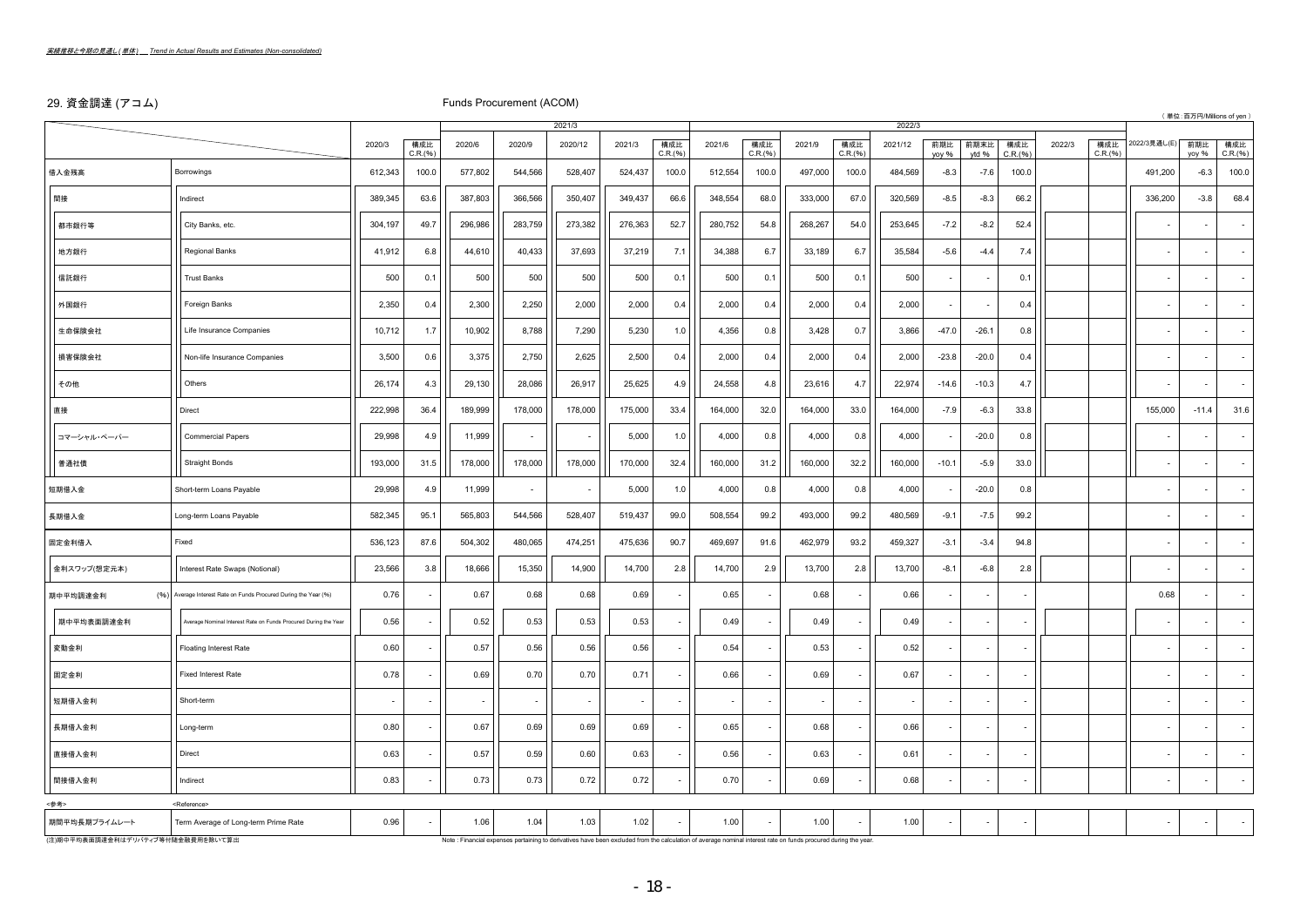実績推移と今期の見通し(単体)　Trend in Actual Results and Estimates (Non-consolidated)

## 29. 資金調達 (アコム)　Funds Procurement (ACOM)

（単位：百万円/Millions of yen）

| | | 2020/3 | 構成比 C.R.(%) | 2021/3 | | | | | 2022/3 | | | | | | | | | | | | | |
|---|---|---|---|---|---|---|---|---|---|---|---|---|---|---|---|---|---|---|---|---|---|---|
| | | 2020/3 | 構成比 C.R.(%) | 2020/6 | 2020/9 | 2020/12 | 2021/3 | 構成比 C.R.(%) | 2021/6 | 構成比 C.R.(%) | 2021/9 | 構成比 C.R.(%) | 2021/12 | 前期比 yoy % | 前期末比 ytd % | 構成比 C.R.(%) | 2022/3 | 構成比 C.R.(%) | 2022/3見通し(E) | 前期比 yoy % | 構成比 C.R.(%) |
| 借入金残高 | Borrowings | 612,343 | 100.0 | 577,802 | 544,566 | 528,407 | 524,437 | 100.0 | 512,554 | 100.0 | 497,000 | 100.0 | 484,569 | -8.3 | -7.6 | 100.0 | | | 491,200 | -6.3 | 100.0 |
| 間接 | Indirect | 389,345 | 63.6 | 387,803 | 366,566 | 350,407 | 349,437 | 66.6 | 348,554 | 68.0 | 333,000 | 67.0 | 320,569 | -8.5 | -8.3 | 66.2 | | | 336,200 | -3.8 | 68.4 |
| 都市銀行等 | City Banks, etc. | 304,197 | 49.7 | 296,986 | 283,759 | 273,382 | 276,363 | 52.7 | 280,752 | 54.8 | 268,267 | 54.0 | 253,645 | -7.2 | -8.2 | 52.4 | | | - | - | - |
| 地方銀行 | Regional Banks | 41,912 | 6.8 | 44,610 | 40,433 | 37,693 | 37,219 | 7.1 | 34,388 | 6.7 | 33,189 | 6.7 | 35,584 | -5.6 | -4.4 | 7.4 | | | - | - | - |
| 信託銀行 | Trust Banks | 500 | 0.1 | 500 | 500 | 500 | 500 | 0.1 | 500 | 0.1 | 500 | 0.1 | 500 | - | - | 0.1 | | | - | - | - |
| 外国銀行 | Foreign Banks | 2,350 | 0.4 | 2,300 | 2,250 | 2,000 | 2,000 | 0.4 | 2,000 | 0.4 | 2,000 | 0.4 | 2,000 | - | - | 0.4 | | | - | - | - |
| 生命保険会社 | Life Insurance Companies | 10,712 | 1.7 | 10,902 | 8,788 | 7,290 | 5,230 | 1.0 | 4,356 | 0.8 | 3,428 | 0.7 | 3,866 | -47.0 | -26.1 | 0.8 | | | - | - | - |
| 損害保険会社 | Non-life Insurance Companies | 3,500 | 0.6 | 3,375 | 2,750 | 2,625 | 2,500 | 0.4 | 2,000 | 0.4 | 2,000 | 0.4 | 2,000 | -23.8 | -20.0 | 0.4 | | | - | - | - |
| その他 | Others | 26,174 | 4.3 | 29,130 | 28,086 | 26,917 | 25,625 | 4.9 | 24,558 | 4.8 | 23,616 | 4.7 | 22,974 | -14.6 | -10.3 | 4.7 | | | - | - | - |
| 直接 | Direct | 222,998 | 36.4 | 189,999 | 178,000 | 178,000 | 175,000 | 33.4 | 164,000 | 32.0 | 164,000 | 33.0 | 164,000 | -7.9 | -6.3 | 33.8 | | | 155,000 | -11.4 | 31.6 |
| コマーシャル・ペーパー | Commercial Papers | 29,998 | 4.9 | 11,999 | - | - | 5,000 | 1.0 | 4,000 | 0.8 | 4,000 | 0.8 | 4,000 | - | -20.0 | 0.8 | | | - | - | - |
| 普通社債 | Straight Bonds | 193,000 | 31.5 | 178,000 | 178,000 | 178,000 | 170,000 | 32.4 | 160,000 | 31.2 | 160,000 | 32.2 | 160,000 | -10.1 | -5.9 | 33.0 | | | - | - | - |
| 短期借入金 | Short-term Loans Payable | 29,998 | 4.9 | 11,999 | - | - | 5,000 | 1.0 | 4,000 | 0.8 | 4,000 | 0.8 | 4,000 | - | -20.0 | 0.8 | | | - | - | - |
| 長期借入金 | Long-term Loans Payable | 582,345 | 95.1 | 565,803 | 544,566 | 528,407 | 519,437 | 99.0 | 508,554 | 99.2 | 493,000 | 99.2 | 480,569 | -9.1 | -7.5 | 99.2 | | | - | - | - |
| 固定金利借入 | Fixed | 536,123 | 87.6 | 504,302 | 480,065 | 474,251 | 475,636 | 90.7 | 469,697 | 91.6 | 462,979 | 93.2 | 459,327 | -3.1 | -3.4 | 94.8 | | | - | - | - |
| 金利スワップ(想定元本) | Interest Rate Swaps (Notional) | 23,566 | 3.8 | 18,666 | 15,350 | 14,900 | 14,700 | 2.8 | 14,700 | 2.9 | 13,700 | 2.8 | 13,700 | -8.1 | -6.8 | 2.8 | | | - | - | - |
| 期中平均調達金利 (%) | Average Interest Rate on Funds Procured During the Year (%) | 0.76 | - | 0.67 | 0.68 | 0.68 | 0.69 | - | 0.65 | - | 0.68 | - | 0.66 | - | - | - | | | 0.68 | - | - |
| 期中平均表面調達金利 | Average Nominal Interest Rate on Funds Procured During the Year | 0.56 | - | 0.52 | 0.53 | 0.53 | 0.53 | - | 0.49 | - | 0.49 | - | 0.49 | - | - | - | | | - | - | - |
| 変動金利 | Floating Interest Rate | 0.60 | - | 0.57 | 0.56 | 0.56 | 0.56 | - | 0.54 | - | 0.53 | - | 0.52 | - | - | - | | | - | - | - |
| 固定金利 | Fixed Interest Rate | 0.78 | - | 0.69 | 0.70 | 0.70 | 0.71 | - | 0.66 | - | 0.69 | - | 0.67 | - | - | - | | | - | - | - |
| 短期借入金利 | Short-term | - | - | - | - | - | - | - | - | - | - | - | - | - | - | - | | | - | - | - |
| 長期借入金利 | Long-term | 0.80 | - | 0.67 | 0.69 | 0.69 | 0.69 | - | 0.65 | - | 0.68 | - | 0.66 | - | - | - | | | - | - | - |
| 直接借入金利 | Direct | 0.63 | - | 0.57 | 0.59 | 0.60 | 0.63 | - | 0.56 | - | 0.63 | - | 0.61 | - | - | - | | | - | - | - |
| 間接借入金利 | Indirect | 0.83 | - | 0.73 | 0.73 | 0.72 | 0.72 | - | 0.70 | - | 0.69 | - | 0.68 | - | - | - | | | - | - | - |
| <参考> | <Reference> | | | | | | | | | | | | | | | | | | | | |
| 期間平均長期プライムレート | Term Average of Long-term Prime Rate | 0.96 | - | 1.06 | 1.04 | 1.03 | 1.02 | - | 1.00 | - | 1.00 | - | 1.00 | - | - | - | | | - | - | - |

(注)期中平均表面調達金利はデリバティブ等付随金融費用を除いて算出

Note : Financial expenses pertaining to derivatives have been excluded from the calculation of average nominal interest rate on funds procured during the year.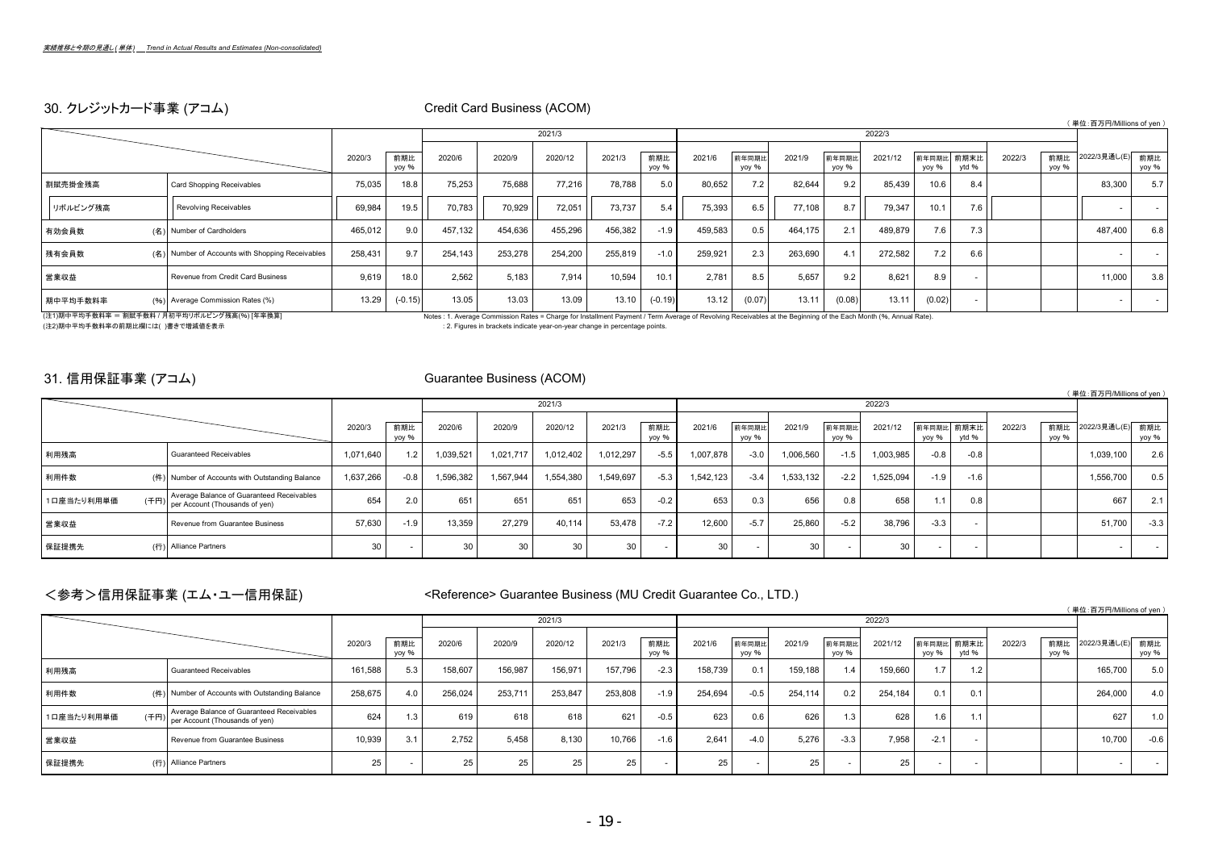*実績推移と今期の見通し(単体)　Trend in Actual Results and Estimates (Non-consolidated)*

## 30. クレジットカード事業 (アコム)　Credit Card Business (ACOM)

（単位:百万円/Millions of yen）

| | | 2020/3 | 前期比 yoy % | 2021/3 | | | | | 2022/3 | | | | | | | | | 2022/3見通し(E) | 前期比 yoy % |
|---|---|---|---|---|---|---|---|---|---|---|---|---|---|---|---|---|---|---|---|
| | | | | 2020/6 | 2020/9 | 2020/12 | 2021/3 | 前期比 yoy % | 2021/6 | 前年同期比 yoy % | 2021/9 | 前年同期比 yoy % | 2021/12 | 前年同期比 yoy % | 前期末比 ytd % | 2022/3 | 前期比 yoy % | | |
| 割賦売掛金残高 | Card Shopping Receivables | 75,035 | 18.8 | 75,253 | 75,688 | 77,216 | 78,788 | 5.0 | 80,652 | 7.2 | 82,644 | 9.2 | 85,439 | 10.6 | 8.4 | | | 83,300 | 5.7 |
| リボルビング残高 | Revolving Receivables | 69,984 | 19.5 | 70,783 | 70,929 | 72,051 | 73,737 | 5.4 | 75,393 | 6.5 | 77,108 | 8.7 | 79,347 | 10.1 | 7.6 | | | - | - |
| 有効会員数 (名) | Number of Cardholders | 465,012 | 9.0 | 457,132 | 454,636 | 455,296 | 456,382 | -1.9 | 459,583 | 0.5 | 464,175 | 2.1 | 489,879 | 7.6 | 7.3 | | | 487,400 | 6.8 |
| 残有会員数 (名) | Number of Accounts with Shopping Receivables | 258,431 | 9.7 | 254,143 | 253,278 | 254,200 | 255,819 | -1.0 | 259,921 | 2.3 | 263,690 | 4.1 | 272,582 | 7.2 | 6.6 | | | - | - |
| 営業収益 | Revenue from Credit Card Business | 9,619 | 18.0 | 2,562 | 5,183 | 7,914 | 10,594 | 10.1 | 2,781 | 8.5 | 5,657 | 9.2 | 8,621 | 8.9 | - | | | 11,000 | 3.8 |
| 期中平均手数料率 (%) | Average Commission Rates (%) | 13.29 | (-0.15) | 13.05 | 13.03 | 13.09 | 13.10 | (-0.19) | 13.12 | (0.07) | 13.11 | (0.08) | 13.11 | (0.02) | - | | | - | - |

(注1)期中平均手数料率 = 割賦手数料 / 月初平均リボルビング残高(%) [年率換算]
(注2)期中平均手数料率の前期比欄には( )書きで増減値を表示

Notes : 1. Average Commission Rates = Charge for Installment Payment / Term Average of Revolving Receivables at the Beginning of the Each Month (%, Annual Rate).
: 2. Figures in brackets indicate year-on-year change in percentage points.

## 31. 信用保証事業 (アコム)　Guarantee Business (ACOM)

（単位:百万円/Millions of yen）

| | | 2020/3 | 前期比 yoy % | 2021/3 | | | | | 2022/3 | | | | | | | | | 2022/3見通し(E) | 前期比 yoy % |
|---|---|---|---|---|---|---|---|---|---|---|---|---|---|---|---|---|---|---|---|
| | | | | 2020/6 | 2020/9 | 2020/12 | 2021/3 | 前期比 yoy % | 2021/6 | 前年同期比 yoy % | 2021/9 | 前年同期比 yoy % | 2021/12 | 前年同期比 yoy % | 前期末比 ytd % | 2022/3 | 前期比 yoy % | | |
| 利用残高 | Guaranteed Receivables | 1,071,640 | 1.2 | 1,039,521 | 1,021,717 | 1,012,402 | 1,012,297 | -5.5 | 1,007,878 | -3.0 | 1,006,560 | -1.5 | 1,003,985 | -0.8 | -0.8 | | | 1,039,100 | 2.6 |
| 利用件数 (件) | Number of Accounts with Outstanding Balance | 1,637,266 | -0.8 | 1,596,382 | 1,567,944 | 1,554,380 | 1,549,697 | -5.3 | 1,542,123 | -3.4 | 1,533,132 | -2.2 | 1,525,094 | -1.9 | -1.6 | | | 1,556,700 | 0.5 |
| 1口座当たり利用単価 (千円) | Average Balance of Guaranteed Receivables per Account (Thousands of yen) | 654 | 2.0 | 651 | 651 | 651 | 653 | -0.2 | 653 | 0.3 | 656 | 0.8 | 658 | 1.1 | 0.8 | | | 667 | 2.1 |
| 営業収益 | Revenue from Guarantee Business | 57,630 | -1.9 | 13,359 | 27,279 | 40,114 | 53,478 | -7.2 | 12,600 | -5.7 | 25,860 | -5.2 | 38,796 | -3.3 | - | | | 51,700 | -3.3 |
| 保証提携先 (行) | Alliance Partners | 30 | - | 30 | 30 | 30 | 30 | - | 30 | - | 30 | - | 30 | - | - | | | - | - |

## <参考>信用保証事業 (エム・ユー信用保証)　<Reference> Guarantee Business (MU Credit Guarantee Co., LTD.)

（単位:百万円/Millions of yen）

| | | 2020/3 | 前期比 yoy % | 2021/3 | | | | | 2022/3 | | | | | | | | | 2022/3見通し(E) | 前期比 yoy % |
|---|---|---|---|---|---|---|---|---|---|---|---|---|---|---|---|---|---|---|---|
| | | | | 2020/6 | 2020/9 | 2020/12 | 2021/3 | 前期比 yoy % | 2021/6 | 前年同期比 yoy % | 2021/9 | 前年同期比 yoy % | 2021/12 | 前年同期比 yoy % | 前期末比 ytd % | 2022/3 | 前期比 yoy % | | |
| 利用残高 | Guaranteed Receivables | 161,588 | 5.3 | 158,607 | 156,987 | 156,971 | 157,796 | -2.3 | 158,739 | 0.1 | 159,188 | 1.4 | 159,660 | 1.7 | 1.2 | | | 165,700 | 5.0 |
| 利用件数 (件) | Number of Accounts with Outstanding Balance | 258,675 | 4.0 | 256,024 | 253,711 | 253,847 | 253,808 | -1.9 | 254,694 | -0.5 | 254,114 | 0.2 | 254,184 | 0.1 | 0.1 | | | 264,000 | 4.0 |
| 1口座当たり利用単価 (千円) | Average Balance of Guaranteed Receivables per Account (Thousands of yen) | 624 | 1.3 | 619 | 618 | 618 | 621 | -0.5 | 623 | 0.6 | 626 | 1.3 | 628 | 1.6 | 1.1 | | | 627 | 1.0 |
| 営業収益 | Revenue from Guarantee Business | 10,939 | 3.1 | 2,752 | 5,458 | 8,130 | 10,766 | -1.6 | 2,641 | -4.0 | 5,276 | -3.3 | 7,958 | -2.1 | - | | | 10,700 | -0.6 |
| 保証提携先 (行) | Alliance Partners | 25 | - | 25 | 25 | 25 | 25 | - | 25 | - | 25 | - | 25 | - | - | | | - | - |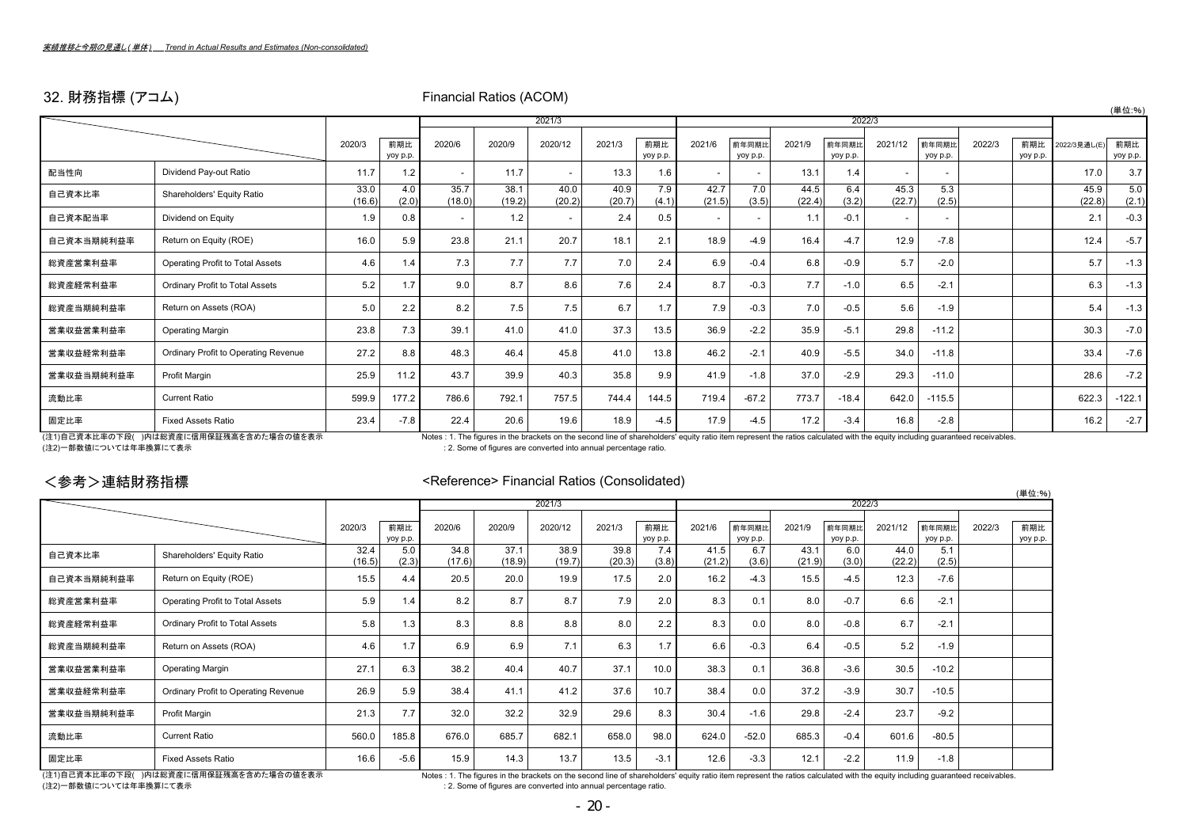実績推移と今期の見通し(単体)　Trend in Actual Results and Estimates (Non-consolidated)

## 32. 財務指標 (アコム)　Financial Ratios (ACOM)

(単位:%)

| | | 2020/3 | 前期比 yoy p.p. | 2021/3 | | | | | 2022/3 | | | | | | | | 2022/3見通し(E) | 前期比 yoy p.p. |
|---|---|---|---|---|---|---|---|---|---|---|---|---|---|---|---|---|---|---|
| | | | | 2020/6 | 2020/9 | 2020/12 | 2021/3 | 前期比 yoy p.p. | 2021/6 | 前年同期比 yoy p.p. | 2021/9 | 前年同期比 yoy p.p. | 2021/12 | 前年同期比 yoy p.p. | 2022/3 | 前期比 yoy p.p. | | |
| 配当性向 | Dividend Pay-out Ratio | 11.7 | 1.2 | - | 11.7 | - | 13.3 | 1.6 | - | - | 13.1 | 1.4 | - | - | | | 17.0 | 3.7 |
| 自己資本比率 | Shareholders' Equity Ratio | 33.0 (16.6) | 4.0 (2.0) | 35.7 (18.0) | 38.1 (19.2) | 40.0 (20.2) | 40.9 (20.7) | 7.9 (4.1) | 42.7 (21.5) | 7.0 (3.5) | 44.5 (22.4) | 6.4 (3.2) | 45.3 (22.7) | 5.3 (2.5) | | | 45.9 (22.8) | 5.0 (2.1) |
| 自己資本配当率 | Dividend on Equity | 1.9 | 0.8 | - | 1.2 | - | 2.4 | 0.5 | - | - | 1.1 | -0.1 | - | - | | | 2.1 | -0.3 |
| 自己資本当期純利益率 | Return on Equity (ROE) | 16.0 | 5.9 | 23.8 | 21.1 | 20.7 | 18.1 | 2.1 | 18.9 | -4.9 | 16.4 | -4.7 | 12.9 | -7.8 | | | 12.4 | -5.7 |
| 総資産営業利益率 | Operating Profit to Total Assets | 4.6 | 1.4 | 7.3 | 7.7 | 7.7 | 7.0 | 2.4 | 6.9 | -0.4 | 6.8 | -0.9 | 5.7 | -2.0 | | | 5.7 | -1.3 |
| 総資産経常利益率 | Ordinary Profit to Total Assets | 5.2 | 1.7 | 9.0 | 8.7 | 8.6 | 7.6 | 2.4 | 8.7 | -0.3 | 7.7 | -1.0 | 6.5 | -2.1 | | | 6.3 | -1.3 |
| 総資産当期純利益率 | Return on Assets (ROA) | 5.0 | 2.2 | 8.2 | 7.5 | 7.5 | 6.7 | 1.7 | 7.9 | -0.3 | 7.0 | -0.5 | 5.6 | -1.9 | | | 5.4 | -1.3 |
| 営業収益営業利益率 | Operating Margin | 23.8 | 7.3 | 39.1 | 41.0 | 41.0 | 37.3 | 13.5 | 36.9 | -2.2 | 35.9 | -5.1 | 29.8 | -11.2 | | | 30.3 | -7.0 |
| 営業収益経常利益率 | Ordinary Profit to Operating Revenue | 27.2 | 8.8 | 48.3 | 46.4 | 45.8 | 41.0 | 13.8 | 46.2 | -2.1 | 40.9 | -5.5 | 34.0 | -11.8 | | | 33.4 | -7.6 |
| 営業収益当期純利益率 | Profit Margin | 25.9 | 11.2 | 43.7 | 39.9 | 40.3 | 35.8 | 9.9 | 41.9 | -1.8 | 37.0 | -2.9 | 29.3 | -11.0 | | | 28.6 | -7.2 |
| 流動比率 | Current Ratio | 599.9 | 177.2 | 786.6 | 792.1 | 757.5 | 744.4 | 144.5 | 719.4 | -67.2 | 773.7 | -18.4 | 642.0 | -115.5 | | | 622.3 | -122.1 |
| 固定比率 | Fixed Assets Ratio | 23.4 | -7.8 | 22.4 | 20.6 | 19.6 | 18.9 | -4.5 | 17.9 | -4.5 | 17.2 | -3.4 | 16.8 | -2.8 | | | 16.2 | -2.7 |

(注1)自己資本比率の下段( )内は総資産に信用保証残高を含めた場合の値を表示
(注2)一部数値については年率換算にて表示

Notes : 1. The figures in the brackets on the second line of shareholders' equity ratio item represent the ratios calculated with the equity including guaranteed receivables.
: 2. Some of figures are converted into annual percentage ratio.

## ＜参考＞連結財務指標　<Reference> Financial Ratios (Consolidated)

(単位:%)

| | | 2020/3 | 前期比 yoy p.p. | 2021/3 | | | | | 2022/3 | | | | | | | |
|---|---|---|---|---|---|---|---|---|---|---|---|---|---|---|---|---|
| | | | | 2020/6 | 2020/9 | 2020/12 | 2021/3 | 前期比 yoy p.p. | 2021/6 | 前年同期比 yoy p.p. | 2021/9 | 前年同期比 yoy p.p. | 2021/12 | 前年同期比 yoy p.p. | 2022/3 | 前期比 yoy p.p. |
| 自己資本比率 | Shareholders' Equity Ratio | 32.4 (16.5) | 5.0 (2.3) | 34.8 (17.6) | 37.1 (18.9) | 38.9 (19.7) | 39.8 (20.3) | 7.4 (3.8) | 41.5 (21.2) | 6.7 (3.6) | 43.1 (21.9) | 6.0 (3.0) | 44.0 (22.2) | 5.1 (2.5) | | |
| 自己資本当期純利益率 | Return on Equity (ROE) | 15.5 | 4.4 | 20.5 | 20.0 | 19.9 | 17.5 | 2.0 | 16.2 | -4.3 | 15.5 | -4.5 | 12.3 | -7.6 | | |
| 総資産営業利益率 | Operating Profit to Total Assets | 5.9 | 1.4 | 8.2 | 8.7 | 8.7 | 7.9 | 2.0 | 8.3 | 0.1 | 8.0 | -0.7 | 6.6 | -2.1 | | |
| 総資産経常利益率 | Ordinary Profit to Total Assets | 5.8 | 1.3 | 8.3 | 8.8 | 8.8 | 8.0 | 2.2 | 8.3 | 0.0 | 8.0 | -0.8 | 6.7 | -2.1 | | |
| 総資産当期純利益率 | Return on Assets (ROA) | 4.6 | 1.7 | 6.9 | 6.9 | 7.1 | 6.3 | 1.7 | 6.6 | -0.3 | 6.4 | -0.5 | 5.2 | -1.9 | | |
| 営業収益営業利益率 | Operating Margin | 27.1 | 6.3 | 38.2 | 40.4 | 40.7 | 37.1 | 10.0 | 38.3 | 0.1 | 36.8 | -3.6 | 30.5 | -10.2 | | |
| 営業収益経常利益率 | Ordinary Profit to Operating Revenue | 26.9 | 5.9 | 38.4 | 41.1 | 41.2 | 37.6 | 10.7 | 38.4 | 0.0 | 37.2 | -3.9 | 30.7 | -10.5 | | |
| 営業収益当期純利益率 | Profit Margin | 21.3 | 7.7 | 32.0 | 32.2 | 32.9 | 29.6 | 8.3 | 30.4 | -1.6 | 29.8 | -2.4 | 23.7 | -9.2 | | |
| 流動比率 | Current Ratio | 560.0 | 185.8 | 676.0 | 685.7 | 682.1 | 658.0 | 98.0 | 624.0 | -52.0 | 685.3 | -0.4 | 601.6 | -80.5 | | |
| 固定比率 | Fixed Assets Ratio | 16.6 | -5.6 | 15.9 | 14.3 | 13.7 | 13.5 | -3.1 | 12.6 | -3.3 | 12.1 | -2.2 | 11.9 | -1.8 | | |

(注1)自己資本比率の下段( )内は総資産に信用保証残高を含めた場合の値を表示
(注2)一部数値については年率換算にて表示

Notes : 1. The figures in the brackets on the second line of shareholders' equity ratio item represent the ratios calculated with the equity including guaranteed receivables.
: 2. Some of figures are converted into annual percentage ratio.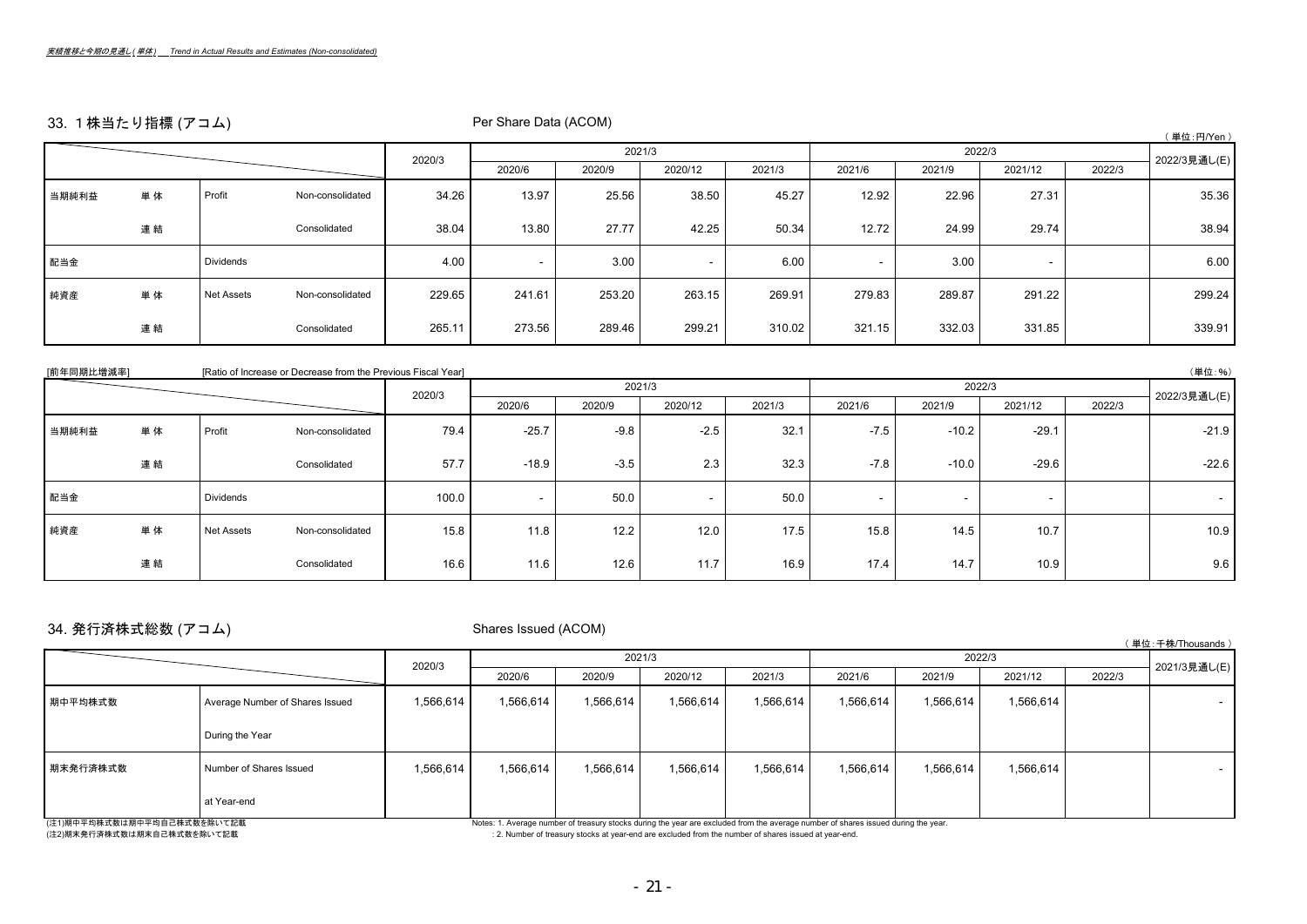*実績推移と今期の見通し(単体)　Trend in Actual Results and Estimates (Non-consolidated)*

## 33. 1株当たり指標 (アコム)　Per Share Data (ACOM)

（単位:円/Yen）

| | | | | 2020/3 | 2021/3 | | | | 2022/3 | | | | 2022/3見通し(E) |
|---|---|---|---|---|---|---|---|---|---|---|---|---|---|
| | | | | | 2020/6 | 2020/9 | 2020/12 | 2021/3 | 2021/6 | 2021/9 | 2021/12 | 2022/3 | |
| 当期純利益 | 単体 | Profit | Non-consolidated | 34.26 | 13.97 | 25.56 | 38.50 | 45.27 | 12.92 | 22.96 | 27.31 | | 35.36 |
| | 連結 | | Consolidated | 38.04 | 13.80 | 27.77 | 42.25 | 50.34 | 12.72 | 24.99 | 29.74 | | 38.94 |
| 配当金 | | Dividends | | 4.00 | - | 3.00 | - | 6.00 | - | 3.00 | - | | 6.00 |
| 純資産 | 単体 | Net Assets | Non-consolidated | 229.65 | 241.61 | 253.20 | 263.15 | 269.91 | 279.83 | 289.87 | 291.22 | | 299.24 |
| | 連結 | | Consolidated | 265.11 | 273.56 | 289.46 | 299.21 | 310.02 | 321.15 | 332.03 | 331.85 | | 339.91 |

[前年同期比増減率]　[Ratio of Increase or Decrease from the Previous Fiscal Year]

（単位:%）

| | | | | 2020/3 | 2021/3 | | | | 2022/3 | | | | 2022/3見通し(E) |
|---|---|---|---|---|---|---|---|---|---|---|---|---|---|
| | | | | | 2020/6 | 2020/9 | 2020/12 | 2021/3 | 2021/6 | 2021/9 | 2021/12 | 2022/3 | |
| 当期純利益 | 単体 | Profit | Non-consolidated | 79.4 | -25.7 | -9.8 | -2.5 | 32.1 | -7.5 | -10.2 | -29.1 | | -21.9 |
| | 連結 | | Consolidated | 57.7 | -18.9 | -3.5 | 2.3 | 32.3 | -7.8 | -10.0 | -29.6 | | -22.6 |
| 配当金 | | Dividends | | 100.0 | - | 50.0 | - | 50.0 | - | - | - | | - |
| 純資産 | 単体 | Net Assets | Non-consolidated | 15.8 | 11.8 | 12.2 | 12.0 | 17.5 | 15.8 | 14.5 | 10.7 | | 10.9 |
| | 連結 | | Consolidated | 16.6 | 11.6 | 12.6 | 11.7 | 16.9 | 17.4 | 14.7 | 10.9 | | 9.6 |

## 34. 発行済株式総数 (アコム)　Shares Issued (ACOM)

（単位:千株/Thousands）

| | | 2020/3 | 2021/3 | | | | 2022/3 | | | | 2021/3見通し(E) |
|---|---|---|---|---|---|---|---|---|---|---|---|
| | | | 2020/6 | 2020/9 | 2020/12 | 2021/3 | 2021/6 | 2021/9 | 2021/12 | 2022/3 | |
| 期中平均株式数 | Average Number of Shares Issued During the Year | 1,566,614 | 1,566,614 | 1,566,614 | 1,566,614 | 1,566,614 | 1,566,614 | 1,566,614 | 1,566,614 | | - |
| 期末発行済株式数 | Number of Shares Issued at Year-end | 1,566,614 | 1,566,614 | 1,566,614 | 1,566,614 | 1,566,614 | 1,566,614 | 1,566,614 | 1,566,614 | | - |

(注1)期中平均株式数は期中平均自己株式数を除いて記載
(注2)期末発行済株式数は期末自己株式数を除いて記載

Notes: 1. Average number of treasury stocks during the year are excluded from the average number of shares issued during the year.
: 2. Number of treasury stocks at year-end are excluded from the number of shares issued at year-end.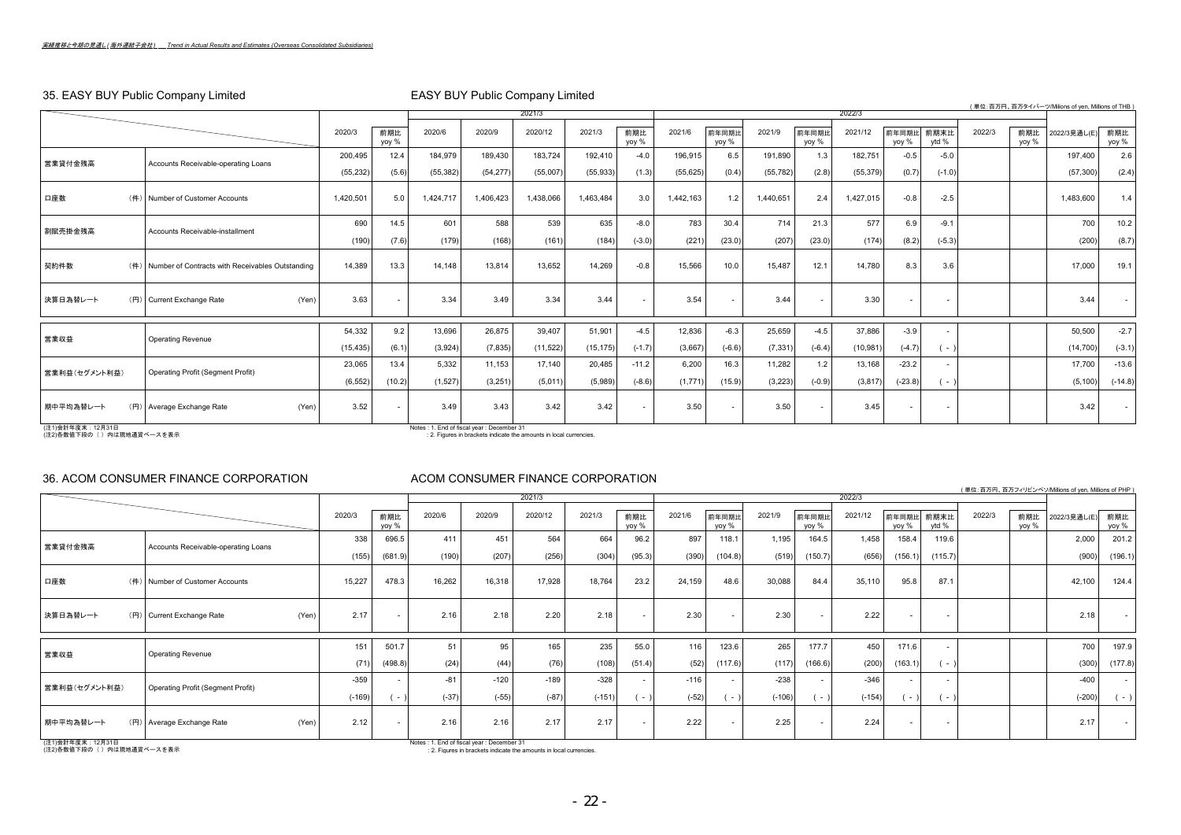*実績推移と今期の見通し（海外連結子会社）　Trend in Actual Results and Estimates (Overseas Consolidated Subsidiaries)*

## 35. EASY BUY Public Company Limited　　EASY BUY Public Company Limited

（単位：百万円、百万タイバーツ/Millions of yen, Millions of THB）

| | | 2020/3 | 前期比 yoy % | 2021/3 | | | | | 2022/3 | | | | | | | | | | | |
|---|---|---|---|---|---|---|---|---|---|---|---|---|---|---|---|---|---|---|---|---|
| | | | | 2020/6 | 2020/9 | 2020/12 | 2021/3 | 前期比 yoy % | 2021/6 | 前年同期比 yoy % | 2021/9 | 前年同期比 yoy % | 2021/12 | 前年同期比 yoy % | 前期末比 ytd % | 2022/3 | 前期比 yoy % | 2022/3見通し(E) | 前期比 yoy % |
| 営業貸付金残高 | Accounts Receivable-operating Loans | 200,495 | 12.4 | 184,979 | 189,430 | 183,724 | 192,410 | -4.0 | 196,915 | 6.5 | 191,890 | 1.3 | 182,751 | -0.5 | -5.0 | | | 197,400 | 2.6 |
| | | (55,232) | (5.6) | (55,382) | (54,277) | (55,007) | (55,933) | (1.3) | (55,625) | (0.4) | (55,782) | (2.8) | (55,379) | (0.7) | (-1.0) | | | (57,300) | (2.4) |
| 口座数　（件） | Number of Customer Accounts | 1,420,501 | 5.0 | 1,424,717 | 1,406,423 | 1,438,066 | 1,463,484 | 3.0 | 1,442,163 | 1.2 | 1,440,651 | 2.4 | 1,427,015 | -0.8 | -2.5 | | | 1,483,600 | 1.4 |
| 割賦売掛金残高 | Accounts Receivable-installment | 690 | 14.5 | 601 | 588 | 539 | 635 | -8.0 | 783 | 30.4 | 714 | 21.3 | 577 | 6.9 | -9.1 | | | 700 | 10.2 |
| | | (190) | (7.6) | (179) | (168) | (161) | (184) | (-3.0) | (221) | (23.0) | (207) | (23.0) | (174) | (8.2) | (-5.3) | | | (200) | (8.7) |
| 契約件数　（件） | Number of Contracts with Receivables Outstanding | 14,389 | 13.3 | 14,148 | 13,814 | 13,652 | 14,269 | -0.8 | 15,566 | 10.0 | 15,487 | 12.1 | 14,780 | 8.3 | 3.6 | | | 17,000 | 19.1 |
| 決算日為替レート　（円） | Current Exchange Rate (Yen) | 3.63 | - | 3.34 | 3.49 | 3.34 | 3.44 | - | 3.54 | - | 3.44 | - | 3.30 | - | - | | | 3.44 | - |
| 営業収益 | Operating Revenue | 54,332 | 9.2 | 13,696 | 26,875 | 39,407 | 51,901 | -4.5 | 12,836 | -6.3 | 25,659 | -4.5 | 37,886 | -3.9 | - | | | 50,500 | -2.7 |
| | | (15,435) | (6.1) | (3,924) | (7,835) | (11,522) | (15,175) | (-1.7) | (3,667) | (-6.6) | (7,331) | (-6.4) | (10,981) | (-4.7) | ( - ) | | | (14,700) | (-3.1) |
| 営業利益(セグメント利益) | Operating Profit (Segment Profit) | 23,065 | 13.4 | 5,332 | 11,153 | 17,140 | 20,485 | -11.2 | 6,200 | 16.3 | 11,282 | 1.2 | 13,168 | -23.2 | - | | | 17,700 | -13.6 |
| | | (6,552) | (10.2) | (1,527) | (3,251) | (5,011) | (5,989) | (-8.6) | (1,771) | (15.9) | (3,223) | (-0.9) | (3,817) | (-23.8) | ( - ) | | | (5,100) | (-14.8) |
| 期中平均為替レート　（円） | Average Exchange Rate (Yen) | 3.52 | - | 3.49 | 3.43 | 3.42 | 3.42 | - | 3.50 | - | 3.50 | - | 3.45 | - | - | | | 3.42 | - |

(注1)会計年度末：12月31日
(注2)各数値下段の（ ）内は現地通貨ベースを表示

Notes : 1. End of fiscal year : December 31
: 2. Figures in brackets indicate the amounts in local currencies.

## 36. ACOM CONSUMER FINANCE CORPORATION　　ACOM CONSUMER FINANCE CORPORATION

（単位：百万円、百万フィリピンペソ/Millions of yen, Millions of PHP）

| | | 2020/3 | 前期比 yoy % | 2021/3 | | | | | 2022/3 | | | | | | | | | | | |
|---|---|---|---|---|---|---|---|---|---|---|---|---|---|---|---|---|---|---|---|---|
| | | | | 2020/6 | 2020/9 | 2020/12 | 2021/3 | 前期比 yoy % | 2021/6 | 前年同期比 yoy % | 2021/9 | 前年同期比 yoy % | 2021/12 | 前年同期比 yoy % | 前期末比 ytd % | 2022/3 | 前期比 yoy % | 2022/3見通し(E) | 前期比 yoy % |
| 営業貸付金残高 | Accounts Receivable-operating Loans | 338 | 696.5 | 411 | 451 | 564 | 664 | 96.2 | 897 | 118.1 | 1,195 | 164.5 | 1,458 | 158.4 | 119.6 | | | 2,000 | 201.2 |
| | | (155) | (681.9) | (190) | (207) | (256) | (304) | (95.3) | (390) | (104.8) | (519) | (150.7) | (656) | (156.1) | (115.7) | | | (900) | (196.1) |
| 口座数　（件） | Number of Customer Accounts | 15,227 | 478.3 | 16,262 | 16,318 | 17,928 | 18,764 | 23.2 | 24,159 | 48.6 | 30,088 | 84.4 | 35,110 | 95.8 | 87.1 | | | 42,100 | 124.4 |
| 決算日為替レート　（円） | Current Exchange Rate (Yen) | 2.17 | - | 2.16 | 2.18 | 2.20 | 2.18 | - | 2.30 | - | 2.30 | - | 2.22 | - | - | | | 2.18 | - |
| 営業収益 | Operating Revenue | 151 | 501.7 | 51 | 95 | 165 | 235 | 55.0 | 116 | 123.6 | 265 | 177.7 | 450 | 171.6 | - | | | 700 | 197.9 |
| | | (71) | (498.8) | (24) | (44) | (76) | (108) | (51.4) | (52) | (117.6) | (117) | (166.6) | (200) | (163.1) | ( - ) | | | (300) | (177.8) |
| 営業利益(セグメント利益) | Operating Profit (Segment Profit) | -359 | - | -81 | -120 | -189 | -328 | - | -116 | - | -238 | - | -346 | - | - | | | -400 | - |
| | | (-169) | ( - ) | (-37) | (-55) | (-87) | (-151) | ( - ) | (-52) | ( - ) | (-106) | ( - ) | (-154) | ( - ) | ( - ) | | | (-200) | ( - ) |
| 期中平均為替レート　（円） | Average Exchange Rate (Yen) | 2.12 | - | 2.16 | 2.16 | 2.17 | 2.17 | - | 2.22 | - | 2.25 | - | 2.24 | - | - | | | 2.17 | - |

(注1)会計年度末：12月31日
(注2)各数値下段の（ ）内は現地通貨ベースを表示

Notes : 1. End of fiscal year : December 31
: 2. Figures in brackets indicate the amounts in local currencies.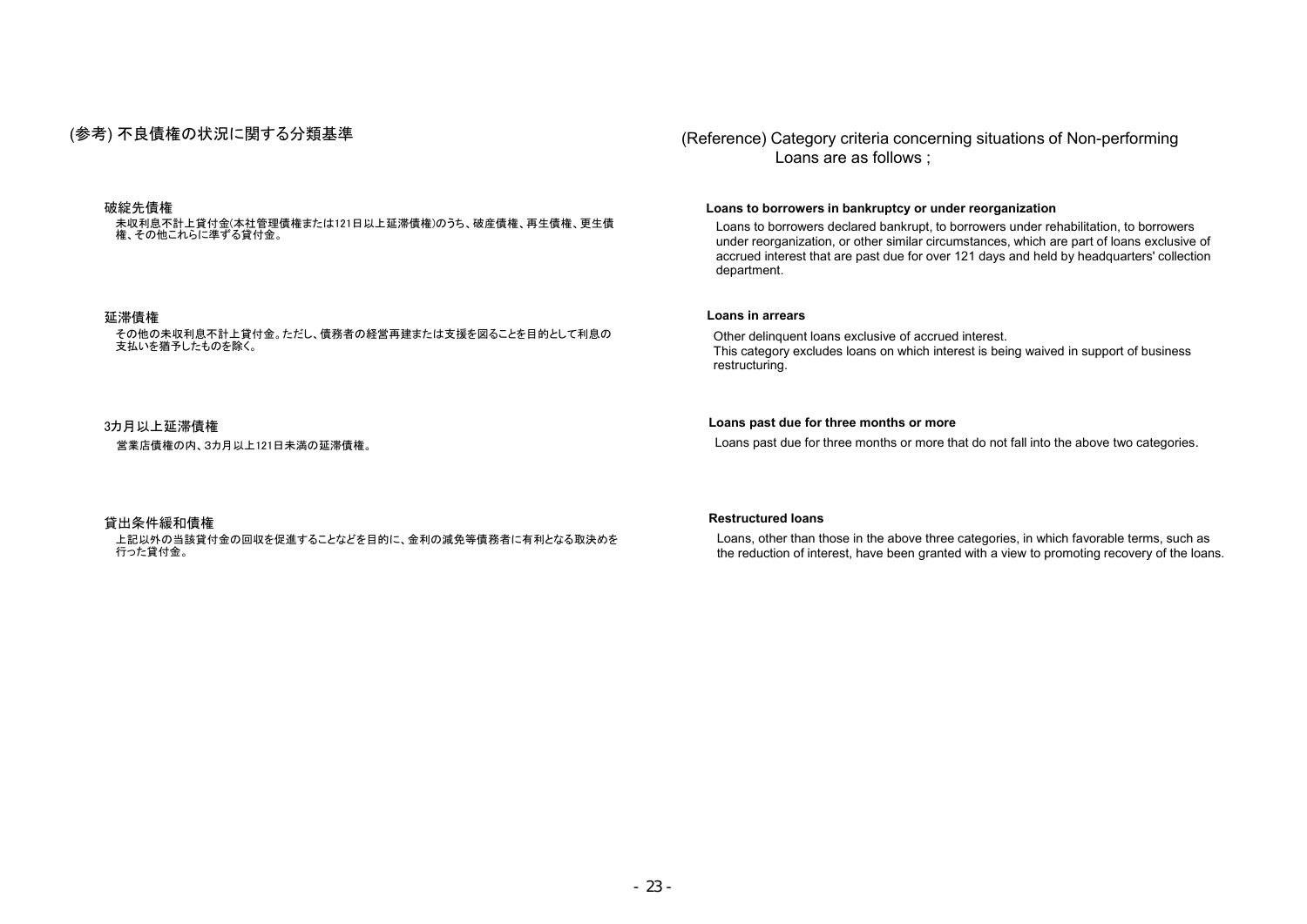## (参考) 不良債権の状況に関する分類基準

### 破綻先債権

未収利息不計上貸付金(本社管理債権または121日以上延滞債権)のうち、破産債権、再生債権、更生債権、その他これらに準ずる貸付金。

### 延滞債権

その他の未収利息不計上貸付金。ただし、債務者の経営再建または支援を図ることを目的として利息の支払いを猶予したものを除く。

### 3カ月以上延滞債権

営業店債権の内、3カ月以上121日未満の延滞債権。

### 貸出条件緩和債権

上記以外の当該貸付金の回収を促進することなどを目的に、金利の減免等債務者に有利となる取決めを行った貸付金。

## (Reference) Category criteria concerning situations of Non-performing Loans are as follows ;

**Loans to borrowers in bankruptcy or under reorganization**

Loans to borrowers declared bankrupt, to borrowers under rehabilitation, to borrowers under reorganization, or other similar circumstances, which are part of loans exclusive of accrued interest that are past due for over 121 days and held by headquarters' collection department.

**Loans in arrears**

Other delinquent loans exclusive of accrued interest.
This category excludes loans on which interest is being waived in support of business restructuring.

**Loans past due for three months or more**

Loans past due for three months or more that do not fall into the above two categories.

**Restructured loans**

Loans, other than those in the above three categories, in which favorable terms, such as the reduction of interest, have been granted with a view to promoting recovery of the loans.